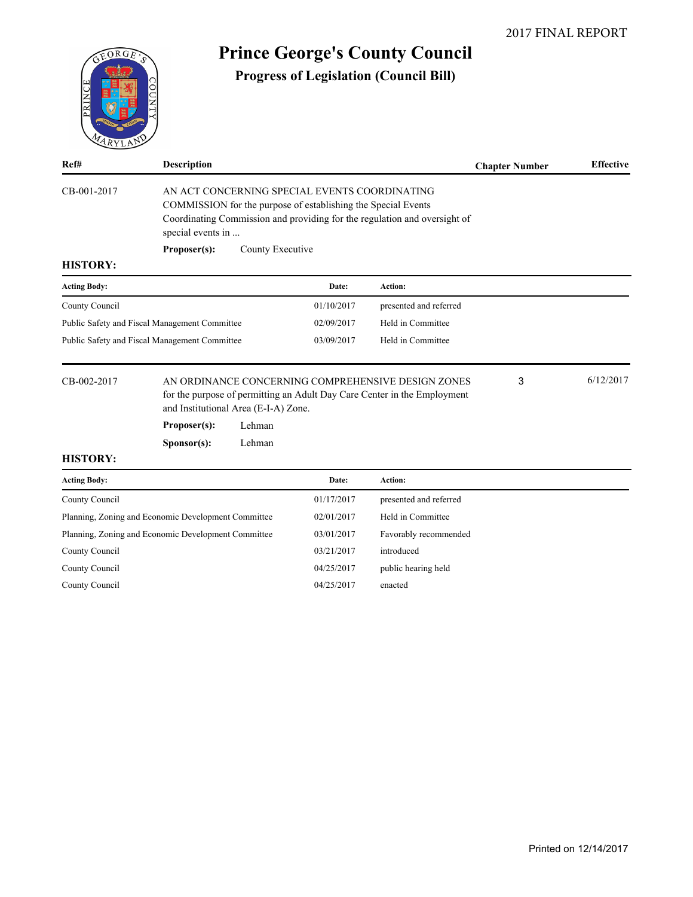2017 FINAL REPORT

# Prince George's County Council

## Progress of Legislation (Council Bill)

| Ref# | Description | Chapter Number | Effective |
|---|---|---|---|
| CB-001-2017 | AN ACT CONCERNING SPECIAL EVENTS COORDINATING COMMISSION for the purpose of establishing the Special Events Coordinating Commission and providing for the regulation and oversight of special events in ... | | |

**Proposer(s):** County Executive

**HISTORY:**

| Acting Body: | Date: | Action: |
|---|---|---|
| County Council | 01/10/2017 | presented and referred |
| Public Safety and Fiscal Management Committee | 02/09/2017 | Held in Committee |
| Public Safety and Fiscal Management Committee | 03/09/2017 | Held in Committee |

| Ref# | Description | Chapter Number | Effective |
|---|---|---|---|
| CB-002-2017 | AN ORDINANCE CONCERNING COMPREHENSIVE DESIGN ZONES for the purpose of permitting an Adult Day Care Center in the Employment and Institutional Area (E-I-A) Zone. | 3 | 6/12/2017 |

**Proposer(s):** Lehman

**Sponsor(s):** Lehman

**HISTORY:**

| Acting Body: | Date: | Action: |
|---|---|---|
| County Council | 01/17/2017 | presented and referred |
| Planning, Zoning and Economic Development Committee | 02/01/2017 | Held in Committee |
| Planning, Zoning and Economic Development Committee | 03/01/2017 | Favorably recommended |
| County Council | 03/21/2017 | introduced |
| County Council | 04/25/2017 | public hearing held |
| County Council | 04/25/2017 | enacted |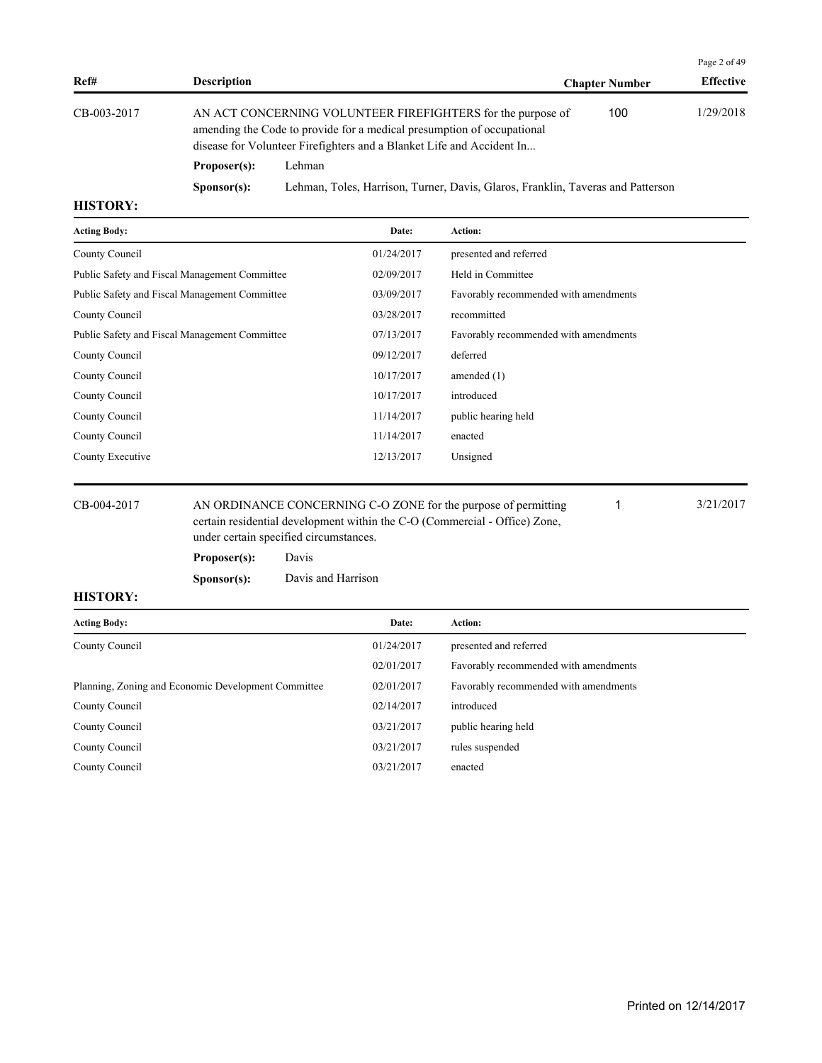| Ref# | Description | Chapter Number | Effective |
|---|---|---|---|
| CB-003-2017 | AN ACT CONCERNING VOLUNTEER FIREFIGHTERS for the purpose of amending the Code to provide for a medical presumption of occupational disease for Volunteer Firefighters and a Blanket Life and Accident In... | 100 | 1/29/2018 |

**Proposer(s):** Lehman

**Sponsor(s):** Lehman, Toles, Harrison, Turner, Davis, Glaros, Franklin, Taveras and Patterson

**HISTORY:**

| Acting Body: | Date: | Action: |
|---|---|---|
| County Council | 01/24/2017 | presented and referred |
| Public Safety and Fiscal Management Committee | 02/09/2017 | Held in Committee |
| Public Safety and Fiscal Management Committee | 03/09/2017 | Favorably recommended with amendments |
| County Council | 03/28/2017 | recommitted |
| Public Safety and Fiscal Management Committee | 07/13/2017 | Favorably recommended with amendments |
| County Council | 09/12/2017 | deferred |
| County Council | 10/17/2017 | amended (1) |
| County Council | 10/17/2017 | introduced |
| County Council | 11/14/2017 | public hearing held |
| County Council | 11/14/2017 | enacted |
| County Executive | 12/13/2017 | Unsigned |

| Ref# | Description | Chapter Number | Effective |
|---|---|---|---|
| CB-004-2017 | AN ORDINANCE CONCERNING C-O ZONE for the purpose of permitting certain residential development within the C-O (Commercial - Office) Zone, under certain specified circumstances. | 1 | 3/21/2017 |

**Proposer(s):** Davis

**Sponsor(s):** Davis and Harrison

**HISTORY:**

| Acting Body: | Date: | Action: |
|---|---|---|
| County Council | 01/24/2017 | presented and referred |
| | 02/01/2017 | Favorably recommended with amendments |
| Planning, Zoning and Economic Development Committee | 02/01/2017 | Favorably recommended with amendments |
| County Council | 02/14/2017 | introduced |
| County Council | 03/21/2017 | public hearing held |
| County Council | 03/21/2017 | rules suspended |
| County Council | 03/21/2017 | enacted |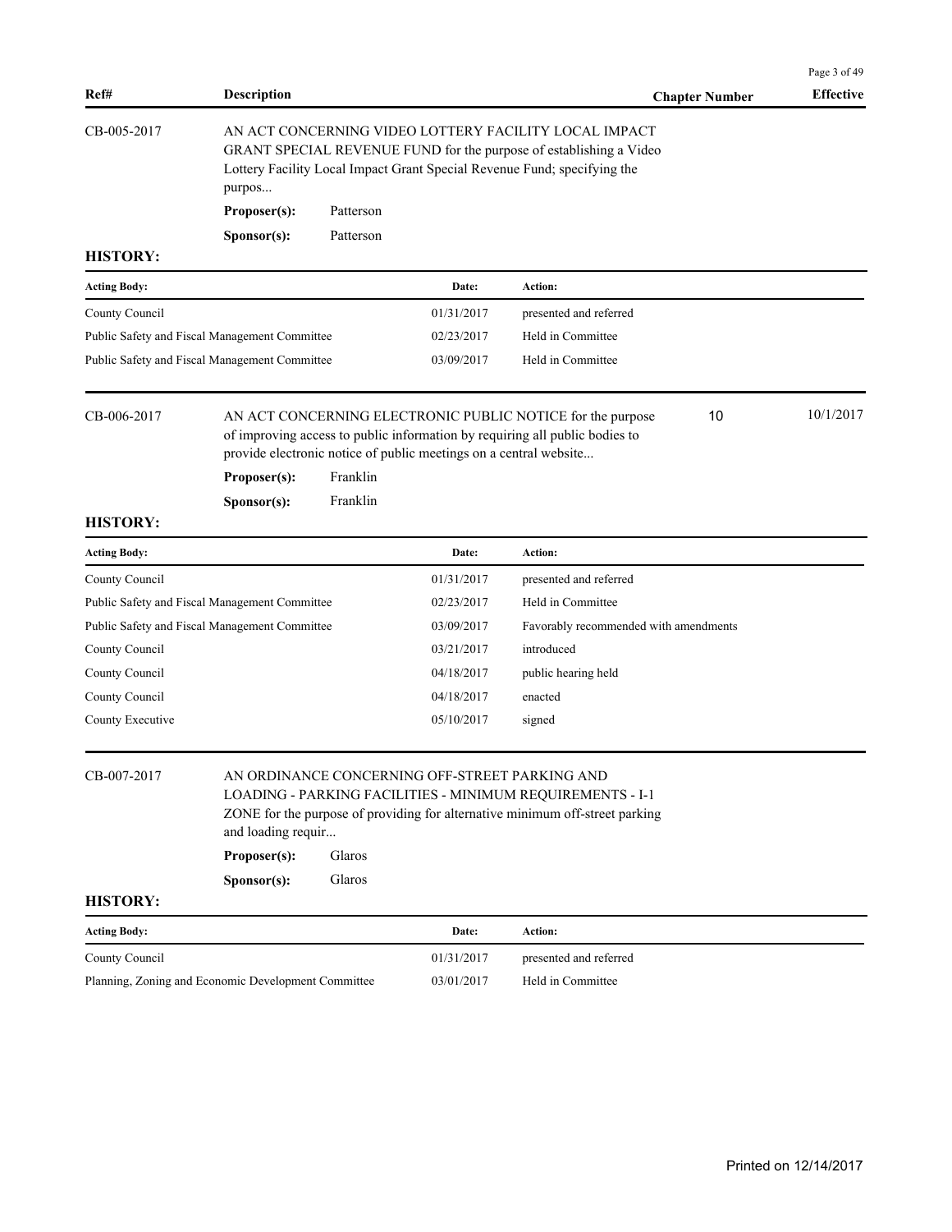| Ref# | Description | Chapter Number | Effective |
|---|---|---|---|
| CB-005-2017 | AN ACT CONCERNING VIDEO LOTTERY FACILITY LOCAL IMPACT GRANT SPECIAL REVENUE FUND for the purpose of establishing a Video Lottery Facility Local Impact Grant Special Revenue Fund; specifying the purpos... | | |

**Proposer(s):** Patterson

**Sponsor(s):** Patterson

**HISTORY:**

| Acting Body: | Date: | Action: |
|---|---|---|
| County Council | 01/31/2017 | presented and referred |
| Public Safety and Fiscal Management Committee | 02/23/2017 | Held in Committee |
| Public Safety and Fiscal Management Committee | 03/09/2017 | Held in Committee |

| Ref# | Description | Chapter Number | Effective |
|---|---|---|---|
| CB-006-2017 | AN ACT CONCERNING ELECTRONIC PUBLIC NOTICE for the purpose of improving access to public information by requiring all public bodies to provide electronic notice of public meetings on a central website... | 10 | 10/1/2017 |

**Proposer(s):** Franklin

**Sponsor(s):** Franklin

**HISTORY:**

| Acting Body: | Date: | Action: |
|---|---|---|
| County Council | 01/31/2017 | presented and referred |
| Public Safety and Fiscal Management Committee | 02/23/2017 | Held in Committee |
| Public Safety and Fiscal Management Committee | 03/09/2017 | Favorably recommended with amendments |
| County Council | 03/21/2017 | introduced |
| County Council | 04/18/2017 | public hearing held |
| County Council | 04/18/2017 | enacted |
| County Executive | 05/10/2017 | signed |

| Ref# | Description | Chapter Number | Effective |
|---|---|---|---|
| CB-007-2017 | AN ORDINANCE CONCERNING OFF-STREET PARKING AND LOADING - PARKING FACILITIES - MINIMUM REQUIREMENTS - I-1 ZONE for the purpose of providing for alternative minimum off-street parking and loading requir... | | |

**Proposer(s):** Glaros

**Sponsor(s):** Glaros

**HISTORY:**

| Acting Body: | Date: | Action: |
|---|---|---|
| County Council | 01/31/2017 | presented and referred |
| Planning, Zoning and Economic Development Committee | 03/01/2017 | Held in Committee |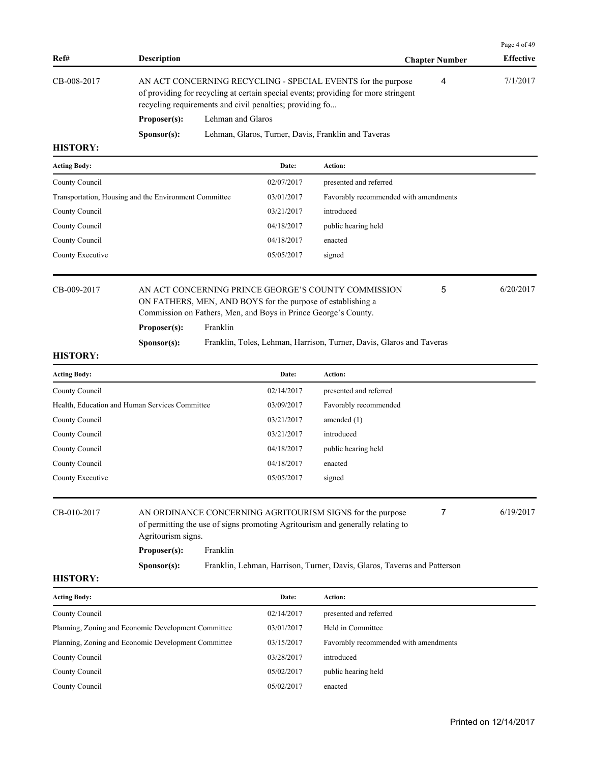| Ref# | Description | Chapter Number | Effective |
|---|---|---|---|
| CB-008-2017 | AN ACT CONCERNING RECYCLING - SPECIAL EVENTS for the purpose of providing for recycling at certain special events; providing for more stringent recycling requirements and civil penalties; providing fo... | 4 | 7/1/2017 |

**Proposer(s):** Lehman and Glaros

**Sponsor(s):** Lehman, Glaros, Turner, Davis, Franklin and Taveras

**HISTORY:**

| Acting Body: | Date: | Action: |
|---|---|---|
| County Council | 02/07/2017 | presented and referred |
| Transportation, Housing and the Environment Committee | 03/01/2017 | Favorably recommended with amendments |
| County Council | 03/21/2017 | introduced |
| County Council | 04/18/2017 | public hearing held |
| County Council | 04/18/2017 | enacted |
| County Executive | 05/05/2017 | signed |

| Ref# | Description | Chapter Number | Effective |
|---|---|---|---|
| CB-009-2017 | AN ACT CONCERNING PRINCE GEORGE'S COUNTY COMMISSION ON FATHERS, MEN, AND BOYS for the purpose of establishing a Commission on Fathers, Men, and Boys in Prince George's County. | 5 | 6/20/2017 |

**Proposer(s):** Franklin

**Sponsor(s):** Franklin, Toles, Lehman, Harrison, Turner, Davis, Glaros and Taveras

**HISTORY:**

| Acting Body: | Date: | Action: |
|---|---|---|
| County Council | 02/14/2017 | presented and referred |
| Health, Education and Human Services Committee | 03/09/2017 | Favorably recommended |
| County Council | 03/21/2017 | amended (1) |
| County Council | 03/21/2017 | introduced |
| County Council | 04/18/2017 | public hearing held |
| County Council | 04/18/2017 | enacted |
| County Executive | 05/05/2017 | signed |

| Ref# | Description | Chapter Number | Effective |
|---|---|---|---|
| CB-010-2017 | AN ORDINANCE CONCERNING AGRITOURISM SIGNS for the purpose of permitting the use of signs promoting Agritourism and generally relating to Agritourism signs. | 7 | 6/19/2017 |

**Proposer(s):** Franklin

**Sponsor(s):** Franklin, Lehman, Harrison, Turner, Davis, Glaros, Taveras and Patterson

**HISTORY:**

| Acting Body: | Date: | Action: |
|---|---|---|
| County Council | 02/14/2017 | presented and referred |
| Planning, Zoning and Economic Development Committee | 03/01/2017 | Held in Committee |
| Planning, Zoning and Economic Development Committee | 03/15/2017 | Favorably recommended with amendments |
| County Council | 03/28/2017 | introduced |
| County Council | 05/02/2017 | public hearing held |
| County Council | 05/02/2017 | enacted |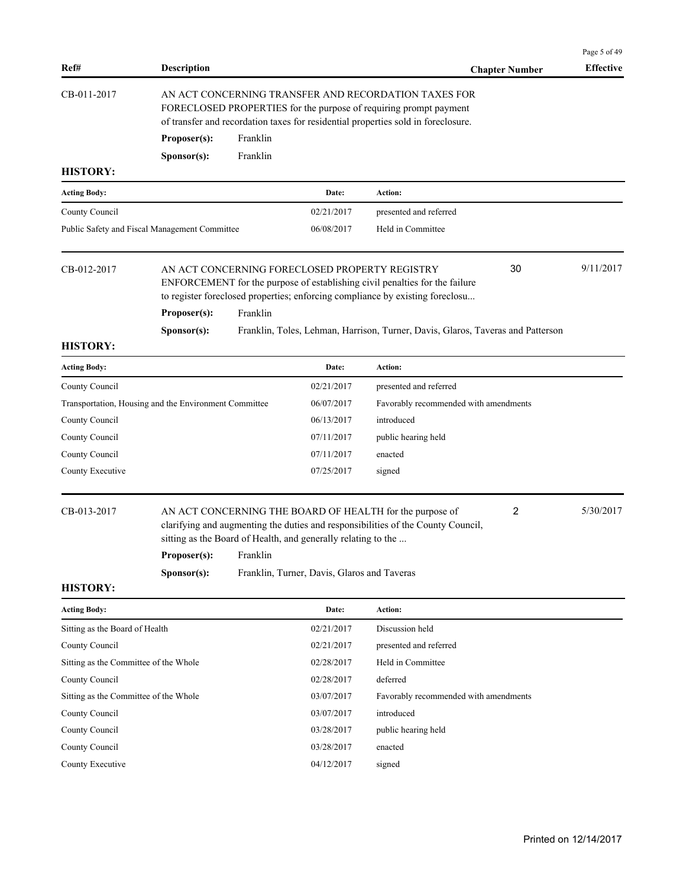| Ref# | Description | Chapter Number | Effective |
|---|---|---|---|
| CB-011-2017 | AN ACT CONCERNING TRANSFER AND RECORDATION TAXES FOR FORECLOSED PROPERTIES for the purpose of requiring prompt payment of transfer and recordation taxes for residential properties sold in foreclosure. | | |

**Proposer(s):** Franklin

**Sponsor(s):** Franklin

**HISTORY:**

| Acting Body: | Date: | Action: |
|---|---|---|
| County Council | 02/21/2017 | presented and referred |
| Public Safety and Fiscal Management Committee | 06/08/2017 | Held in Committee |

| Ref# | Description | Chapter Number | Effective |
|---|---|---|---|
| CB-012-2017 | AN ACT CONCERNING FORECLOSED PROPERTY REGISTRY ENFORCEMENT for the purpose of establishing civil penalties for the failure to register foreclosed properties; enforcing compliance by existing foreclosu... | 30 | 9/11/2017 |

**Proposer(s):** Franklin

**Sponsor(s):** Franklin, Toles, Lehman, Harrison, Turner, Davis, Glaros, Taveras and Patterson

**HISTORY:**

| Acting Body: | Date: | Action: |
|---|---|---|
| County Council | 02/21/2017 | presented and referred |
| Transportation, Housing and the Environment Committee | 06/07/2017 | Favorably recommended with amendments |
| County Council | 06/13/2017 | introduced |
| County Council | 07/11/2017 | public hearing held |
| County Council | 07/11/2017 | enacted |
| County Executive | 07/25/2017 | signed |

| Ref# | Description | Chapter Number | Effective |
|---|---|---|---|
| CB-013-2017 | AN ACT CONCERNING THE BOARD OF HEALTH for the purpose of clarifying and augmenting the duties and responsibilities of the County Council, sitting as the Board of Health, and generally relating to the ... | 2 | 5/30/2017 |

**Proposer(s):** Franklin

**Sponsor(s):** Franklin, Turner, Davis, Glaros and Taveras

**HISTORY:**

| Acting Body: | Date: | Action: |
|---|---|---|
| Sitting as the Board of Health | 02/21/2017 | Discussion held |
| County Council | 02/21/2017 | presented and referred |
| Sitting as the Committee of the Whole | 02/28/2017 | Held in Committee |
| County Council | 02/28/2017 | deferred |
| Sitting as the Committee of the Whole | 03/07/2017 | Favorably recommended with amendments |
| County Council | 03/07/2017 | introduced |
| County Council | 03/28/2017 | public hearing held |
| County Council | 03/28/2017 | enacted |
| County Executive | 04/12/2017 | signed |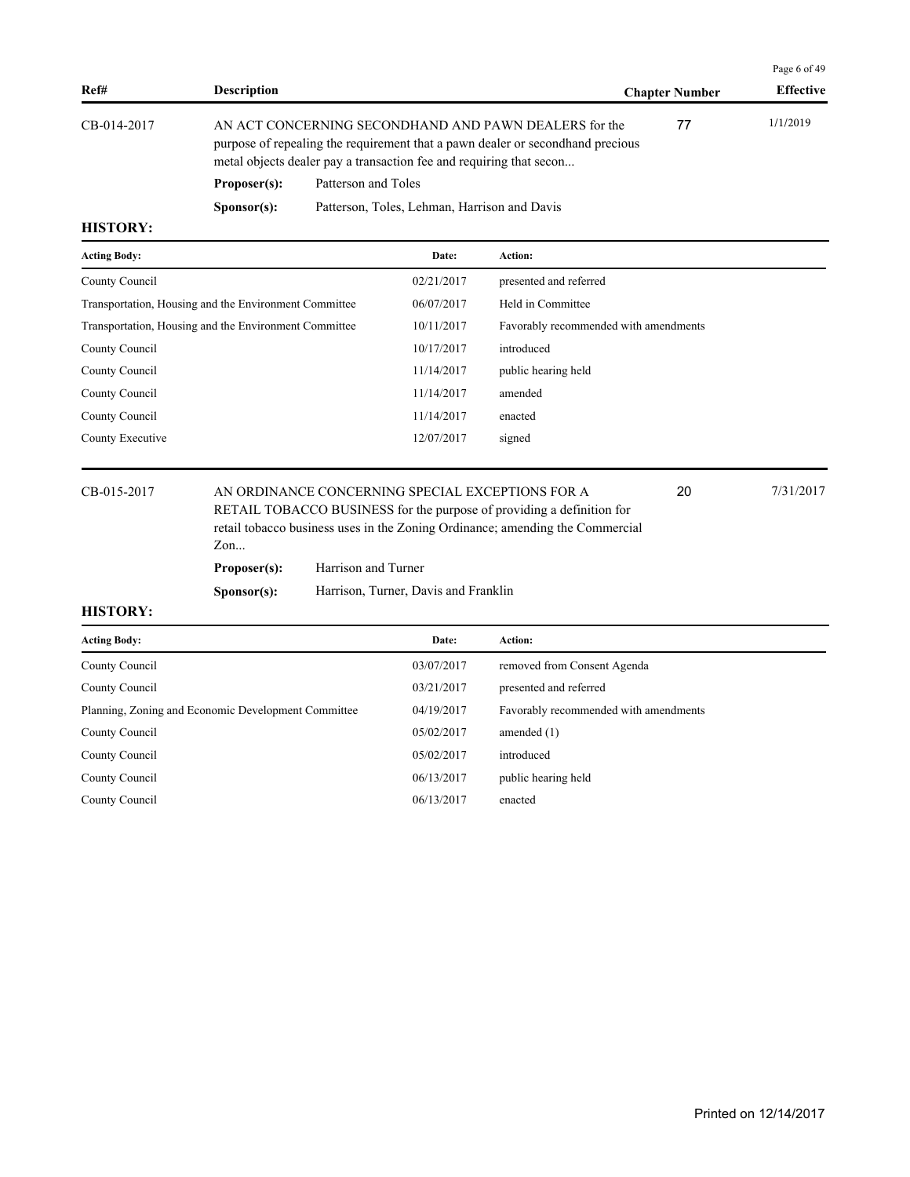| Ref# | Description | Chapter Number | Effective |
|---|---|---|---|
| CB-014-2017 | AN ACT CONCERNING SECONDHAND AND PAWN DEALERS for the purpose of repealing the requirement that a pawn dealer or secondhand precious metal objects dealer pay a transaction fee and requiring that secon... | 77 | 1/1/2019 |

**Proposer(s):** Patterson and Toles

**Sponsor(s):** Patterson, Toles, Lehman, Harrison and Davis

**HISTORY:**

| Acting Body: | Date: | Action: |
|---|---|---|
| County Council | 02/21/2017 | presented and referred |
| Transportation, Housing and the Environment Committee | 06/07/2017 | Held in Committee |
| Transportation, Housing and the Environment Committee | 10/11/2017 | Favorably recommended with amendments |
| County Council | 10/17/2017 | introduced |
| County Council | 11/14/2017 | public hearing held |
| County Council | 11/14/2017 | amended |
| County Council | 11/14/2017 | enacted |
| County Executive | 12/07/2017 | signed |

| Ref# | Description | Chapter Number | Effective |
|---|---|---|---|
| CB-015-2017 | AN ORDINANCE CONCERNING SPECIAL EXCEPTIONS FOR A RETAIL TOBACCO BUSINESS for the purpose of providing a definition for retail tobacco business uses in the Zoning Ordinance; amending the Commercial Zon... | 20 | 7/31/2017 |

**Proposer(s):** Harrison and Turner

**Sponsor(s):** Harrison, Turner, Davis and Franklin

**HISTORY:**

| Acting Body: | Date: | Action: |
|---|---|---|
| County Council | 03/07/2017 | removed from Consent Agenda |
| County Council | 03/21/2017 | presented and referred |
| Planning, Zoning and Economic Development Committee | 04/19/2017 | Favorably recommended with amendments |
| County Council | 05/02/2017 | amended (1) |
| County Council | 05/02/2017 | introduced |
| County Council | 06/13/2017 | public hearing held |
| County Council | 06/13/2017 | enacted |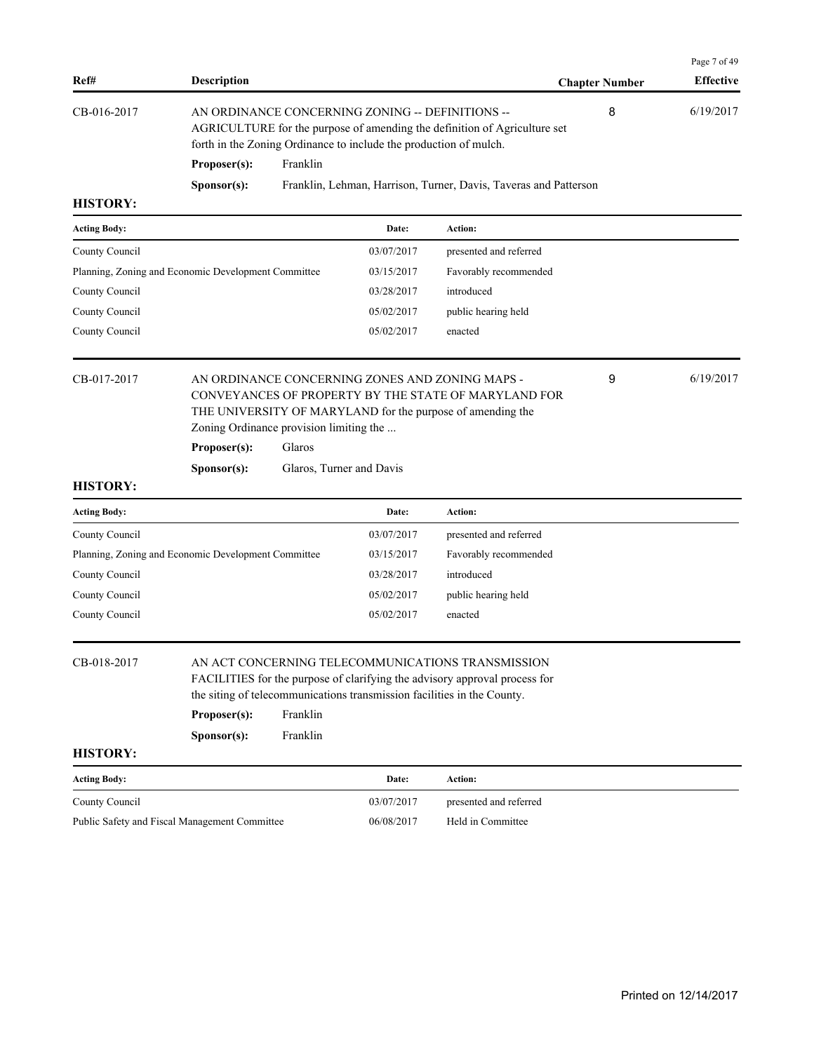| Ref# | Description | Chapter Number | Effective |
|---|---|---|---|
| CB-016-2017 | AN ORDINANCE CONCERNING ZONING -- DEFINITIONS -- AGRICULTURE for the purpose of amending the definition of Agriculture set forth in the Zoning Ordinance to include the production of mulch. | 8 | 6/19/2017 |

**Proposer(s):** Franklin

**Sponsor(s):** Franklin, Lehman, Harrison, Turner, Davis, Taveras and Patterson

**HISTORY:**

| Acting Body: | Date: | Action: |
|---|---|---|
| County Council | 03/07/2017 | presented and referred |
| Planning, Zoning and Economic Development Committee | 03/15/2017 | Favorably recommended |
| County Council | 03/28/2017 | introduced |
| County Council | 05/02/2017 | public hearing held |
| County Council | 05/02/2017 | enacted |

| Ref# | Description | Chapter Number | Effective |
|---|---|---|---|
| CB-017-2017 | AN ORDINANCE CONCERNING ZONES AND ZONING MAPS - CONVEYANCES OF PROPERTY BY THE STATE OF MARYLAND FOR THE UNIVERSITY OF MARYLAND for the purpose of amending the Zoning Ordinance provision limiting the ... | 9 | 6/19/2017 |

**Proposer(s):** Glaros

**Sponsor(s):** Glaros, Turner and Davis

**HISTORY:**

| Acting Body: | Date: | Action: |
|---|---|---|
| County Council | 03/07/2017 | presented and referred |
| Planning, Zoning and Economic Development Committee | 03/15/2017 | Favorably recommended |
| County Council | 03/28/2017 | introduced |
| County Council | 05/02/2017 | public hearing held |
| County Council | 05/02/2017 | enacted |

| Ref# | Description | Chapter Number | Effective |
|---|---|---|---|
| CB-018-2017 | AN ACT CONCERNING TELECOMMUNICATIONS TRANSMISSION FACILITIES for the purpose of clarifying the advisory approval process for the siting of telecommunications transmission facilities in the County. | | |

**Proposer(s):** Franklin

**Sponsor(s):** Franklin

**HISTORY:**

| Acting Body: | Date: | Action: |
|---|---|---|
| County Council | 03/07/2017 | presented and referred |
| Public Safety and Fiscal Management Committee | 06/08/2017 | Held in Committee |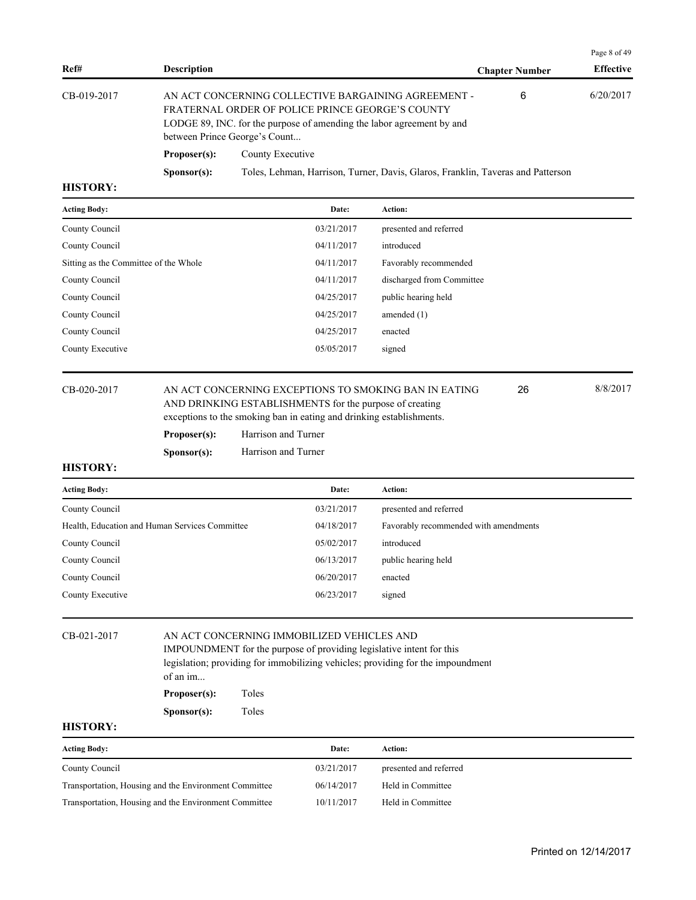| Ref# | Description | Chapter Number | Effective |
|---|---|---|---|
| CB-019-2017 | AN ACT CONCERNING COLLECTIVE BARGAINING AGREEMENT - FRATERNAL ORDER OF POLICE PRINCE GEORGE'S COUNTY LODGE 89, INC. for the purpose of amending the labor agreement by and between Prince George's Count... | 6 | 6/20/2017 |

**Proposer(s):** County Executive

**Sponsor(s):** Toles, Lehman, Harrison, Turner, Davis, Glaros, Franklin, Taveras and Patterson

**HISTORY:**

| Acting Body: | Date: | Action: |
|---|---|---|
| County Council | 03/21/2017 | presented and referred |
| County Council | 04/11/2017 | introduced |
| Sitting as the Committee of the Whole | 04/11/2017 | Favorably recommended |
| County Council | 04/11/2017 | discharged from Committee |
| County Council | 04/25/2017 | public hearing held |
| County Council | 04/25/2017 | amended (1) |
| County Council | 04/25/2017 | enacted |
| County Executive | 05/05/2017 | signed |

| Ref# | Description | Chapter Number | Effective |
|---|---|---|---|
| CB-020-2017 | AN ACT CONCERNING EXCEPTIONS TO SMOKING BAN IN EATING AND DRINKING ESTABLISHMENTS for the purpose of creating exceptions to the smoking ban in eating and drinking establishments. | 26 | 8/8/2017 |

**Proposer(s):** Harrison and Turner

**Sponsor(s):** Harrison and Turner

**HISTORY:**

| Acting Body: | Date: | Action: |
|---|---|---|
| County Council | 03/21/2017 | presented and referred |
| Health, Education and Human Services Committee | 04/18/2017 | Favorably recommended with amendments |
| County Council | 05/02/2017 | introduced |
| County Council | 06/13/2017 | public hearing held |
| County Council | 06/20/2017 | enacted |
| County Executive | 06/23/2017 | signed |

| Ref# | Description | Chapter Number | Effective |
|---|---|---|---|
| CB-021-2017 | AN ACT CONCERNING IMMOBILIZED VEHICLES AND IMPOUNDMENT for the purpose of providing legislative intent for this legislation; providing for immobilizing vehicles; providing for the impoundment of an im... | | |

**Proposer(s):** Toles

**Sponsor(s):** Toles

**HISTORY:**

| Acting Body: | Date: | Action: |
|---|---|---|
| County Council | 03/21/2017 | presented and referred |
| Transportation, Housing and the Environment Committee | 06/14/2017 | Held in Committee |
| Transportation, Housing and the Environment Committee | 10/11/2017 | Held in Committee |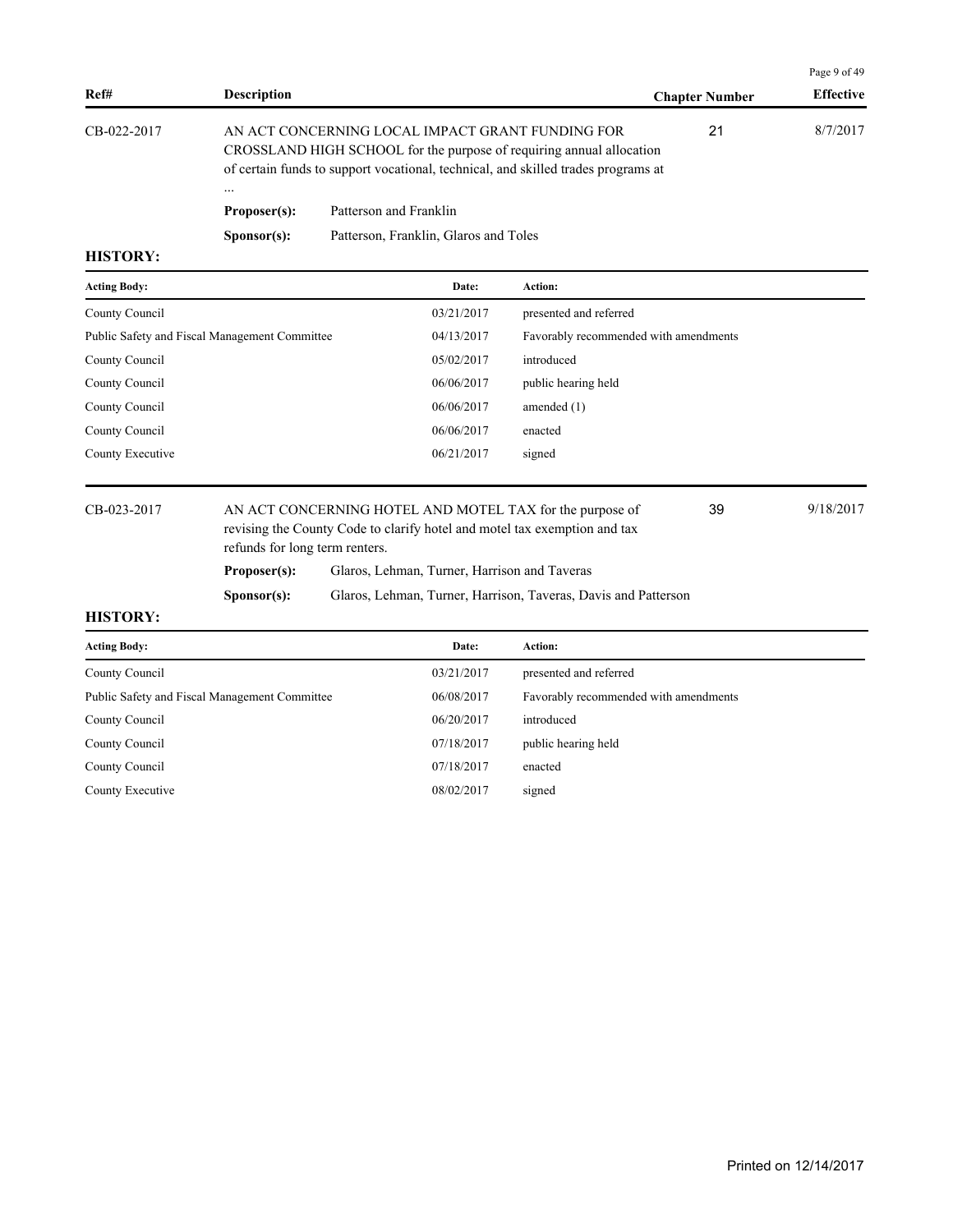| Ref# | Description | Chapter Number | Effective |
|---|---|---|---|
| CB-022-2017 | AN ACT CONCERNING LOCAL IMPACT GRANT FUNDING FOR CROSSLAND HIGH SCHOOL for the purpose of requiring annual allocation of certain funds to support vocational, technical, and skilled trades programs at ... | 21 | 8/7/2017 |

**Proposer(s):** Patterson and Franklin

**Sponsor(s):** Patterson, Franklin, Glaros and Toles

**HISTORY:**

| Acting Body: | Date: | Action: |
|---|---|---|
| County Council | 03/21/2017 | presented and referred |
| Public Safety and Fiscal Management Committee | 04/13/2017 | Favorably recommended with amendments |
| County Council | 05/02/2017 | introduced |
| County Council | 06/06/2017 | public hearing held |
| County Council | 06/06/2017 | amended (1) |
| County Council | 06/06/2017 | enacted |
| County Executive | 06/21/2017 | signed |

| Ref# | Description | Chapter Number | Effective |
|---|---|---|---|
| CB-023-2017 | AN ACT CONCERNING HOTEL AND MOTEL TAX for the purpose of revising the County Code to clarify hotel and motel tax exemption and tax refunds for long term renters. | 39 | 9/18/2017 |

**Proposer(s):** Glaros, Lehman, Turner, Harrison and Taveras

**Sponsor(s):** Glaros, Lehman, Turner, Harrison, Taveras, Davis and Patterson

**HISTORY:**

| Acting Body: | Date: | Action: |
|---|---|---|
| County Council | 03/21/2017 | presented and referred |
| Public Safety and Fiscal Management Committee | 06/08/2017 | Favorably recommended with amendments |
| County Council | 06/20/2017 | introduced |
| County Council | 07/18/2017 | public hearing held |
| County Council | 07/18/2017 | enacted |
| County Executive | 08/02/2017 | signed |

Printed on 12/14/2017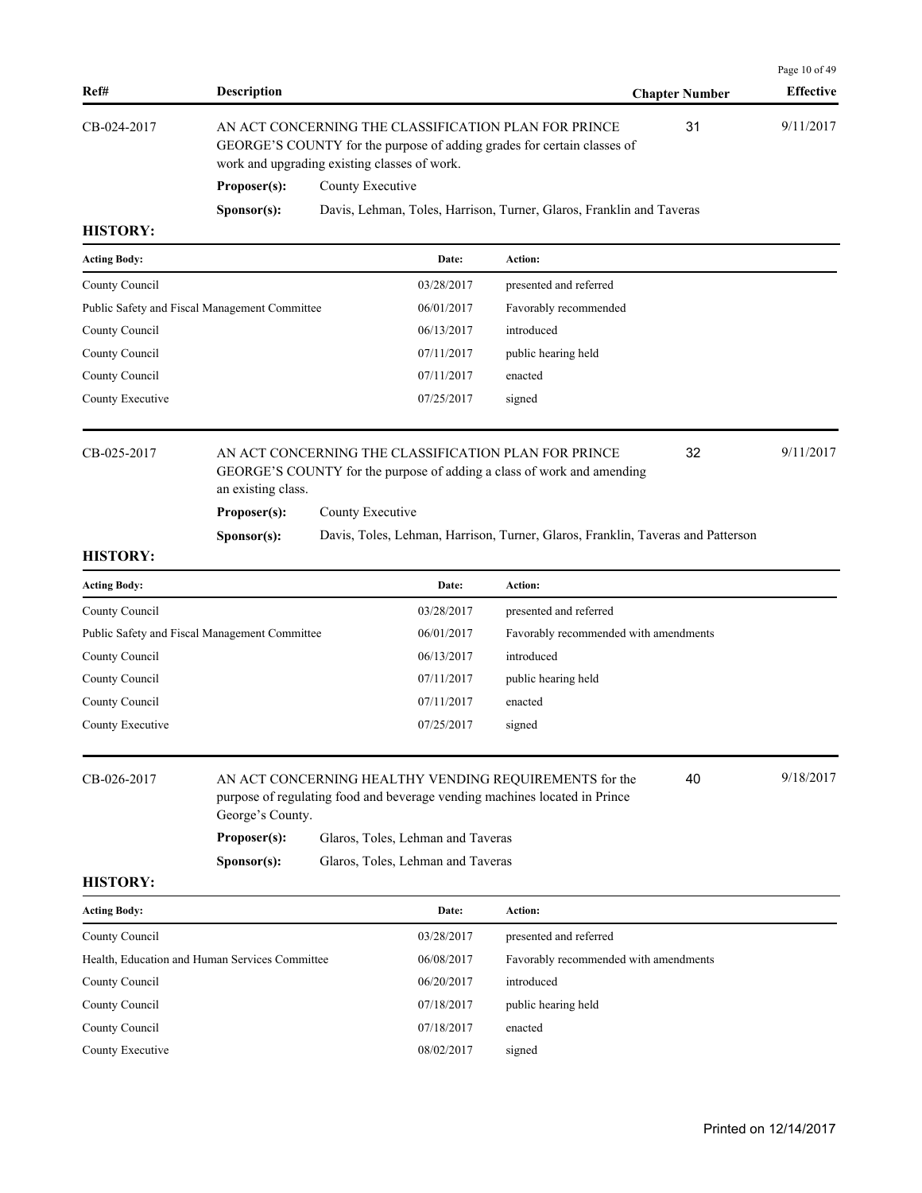| Ref# | Description | Chapter Number | Effective |
|---|---|---|---|
| CB-024-2017 | AN ACT CONCERNING THE CLASSIFICATION PLAN FOR PRINCE GEORGE'S COUNTY for the purpose of adding grades for certain classes of work and upgrading existing classes of work. | 31 | 9/11/2017 |

**Proposer(s):** County Executive

**Sponsor(s):** Davis, Lehman, Toles, Harrison, Turner, Glaros, Franklin and Taveras

**HISTORY:**

| Acting Body: | Date: | Action: |
|---|---|---|
| County Council | 03/28/2017 | presented and referred |
| Public Safety and Fiscal Management Committee | 06/01/2017 | Favorably recommended |
| County Council | 06/13/2017 | introduced |
| County Council | 07/11/2017 | public hearing held |
| County Council | 07/11/2017 | enacted |
| County Executive | 07/25/2017 | signed |

| Ref# | Description | Chapter Number | Effective |
|---|---|---|---|
| CB-025-2017 | AN ACT CONCERNING THE CLASSIFICATION PLAN FOR PRINCE GEORGE'S COUNTY for the purpose of adding a class of work and amending an existing class. | 32 | 9/11/2017 |

**Proposer(s):** County Executive

**Sponsor(s):** Davis, Toles, Lehman, Harrison, Turner, Glaros, Franklin, Taveras and Patterson

**HISTORY:**

| Acting Body: | Date: | Action: |
|---|---|---|
| County Council | 03/28/2017 | presented and referred |
| Public Safety and Fiscal Management Committee | 06/01/2017 | Favorably recommended with amendments |
| County Council | 06/13/2017 | introduced |
| County Council | 07/11/2017 | public hearing held |
| County Council | 07/11/2017 | enacted |
| County Executive | 07/25/2017 | signed |

| Ref# | Description | Chapter Number | Effective |
|---|---|---|---|
| CB-026-2017 | AN ACT CONCERNING HEALTHY VENDING REQUIREMENTS for the purpose of regulating food and beverage vending machines located in Prince George's County. | 40 | 9/18/2017 |

**Proposer(s):** Glaros, Toles, Lehman and Taveras

**Sponsor(s):** Glaros, Toles, Lehman and Taveras

**HISTORY:**

| Acting Body: | Date: | Action: |
|---|---|---|
| County Council | 03/28/2017 | presented and referred |
| Health, Education and Human Services Committee | 06/08/2017 | Favorably recommended with amendments |
| County Council | 06/20/2017 | introduced |
| County Council | 07/18/2017 | public hearing held |
| County Council | 07/18/2017 | enacted |
| County Executive | 08/02/2017 | signed |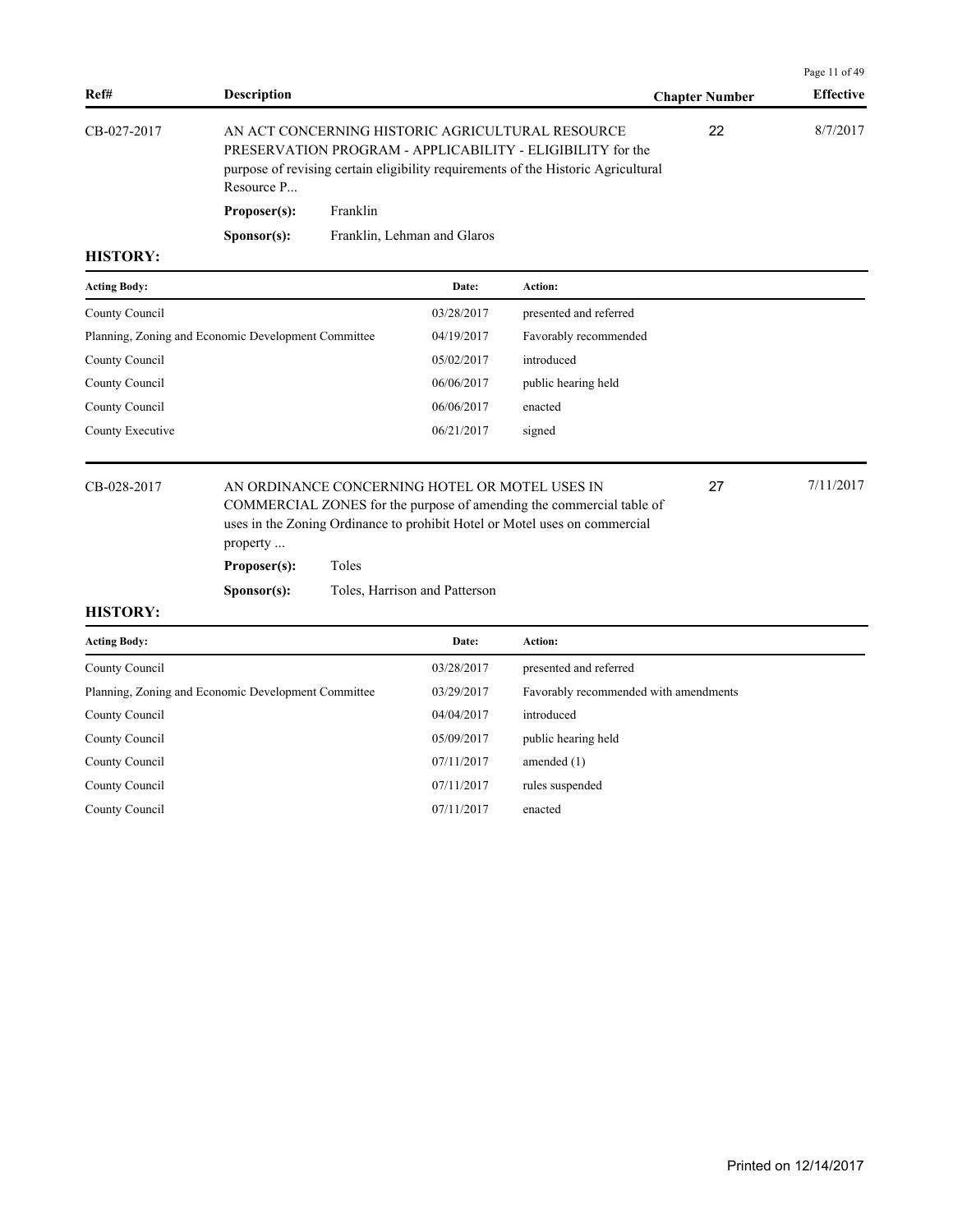| Ref# | Description | Chapter Number | Effective |
|---|---|---|---|
| CB-027-2017 | AN ACT CONCERNING HISTORIC AGRICULTURAL RESOURCE PRESERVATION PROGRAM - APPLICABILITY - ELIGIBILITY for the purpose of revising certain eligibility requirements of the Historic Agricultural Resource P... | 22 | 8/7/2017 |

**Proposer(s):** Franklin

**Sponsor(s):** Franklin, Lehman and Glaros

**HISTORY:**

| Acting Body: | Date: | Action: |
|---|---|---|
| County Council | 03/28/2017 | presented and referred |
| Planning, Zoning and Economic Development Committee | 04/19/2017 | Favorably recommended |
| County Council | 05/02/2017 | introduced |
| County Council | 06/06/2017 | public hearing held |
| County Council | 06/06/2017 | enacted |
| County Executive | 06/21/2017 | signed |

| Ref# | Description | Chapter Number | Effective |
|---|---|---|---|
| CB-028-2017 | AN ORDINANCE CONCERNING HOTEL OR MOTEL USES IN COMMERCIAL ZONES for the purpose of amending the commercial table of uses in the Zoning Ordinance to prohibit Hotel or Motel uses on commercial property ... | 27 | 7/11/2017 |

**Proposer(s):** Toles

**Sponsor(s):** Toles, Harrison and Patterson

**HISTORY:**

| Acting Body: | Date: | Action: |
|---|---|---|
| County Council | 03/28/2017 | presented and referred |
| Planning, Zoning and Economic Development Committee | 03/29/2017 | Favorably recommended with amendments |
| County Council | 04/04/2017 | introduced |
| County Council | 05/09/2017 | public hearing held |
| County Council | 07/11/2017 | amended (1) |
| County Council | 07/11/2017 | rules suspended |
| County Council | 07/11/2017 | enacted |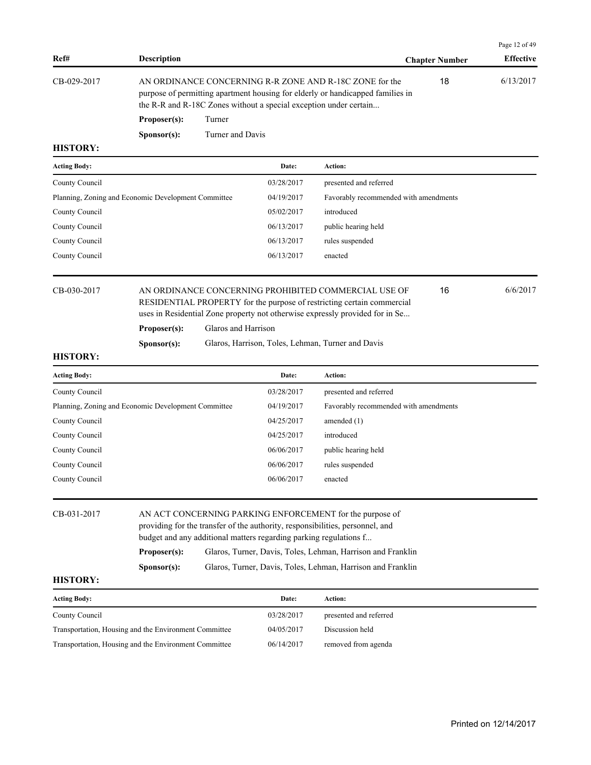| Ref# | Description | Chapter Number | Effective |
|---|---|---|---|
| CB-029-2017 | AN ORDINANCE CONCERNING R-R ZONE AND R-18C ZONE for the purpose of permitting apartment housing for elderly or handicapped families in the R-R and R-18C Zones without a special exception under certain... | 18 | 6/13/2017 |

**Proposer(s):** Turner

**Sponsor(s):** Turner and Davis

**HISTORY:**

| Acting Body: | Date: | Action: |
|---|---|---|
| County Council | 03/28/2017 | presented and referred |
| Planning, Zoning and Economic Development Committee | 04/19/2017 | Favorably recommended with amendments |
| County Council | 05/02/2017 | introduced |
| County Council | 06/13/2017 | public hearing held |
| County Council | 06/13/2017 | rules suspended |
| County Council | 06/13/2017 | enacted |

| Ref# | Description | Chapter Number | Effective |
|---|---|---|---|
| CB-030-2017 | AN ORDINANCE CONCERNING PROHIBITED COMMERCIAL USE OF RESIDENTIAL PROPERTY for the purpose of restricting certain commercial uses in Residential Zone property not otherwise expressly provided for in Se... | 16 | 6/6/2017 |

**Proposer(s):** Glaros and Harrison

**Sponsor(s):** Glaros, Harrison, Toles, Lehman, Turner and Davis

**HISTORY:**

| Acting Body: | Date: | Action: |
|---|---|---|
| County Council | 03/28/2017 | presented and referred |
| Planning, Zoning and Economic Development Committee | 04/19/2017 | Favorably recommended with amendments |
| County Council | 04/25/2017 | amended (1) |
| County Council | 04/25/2017 | introduced |
| County Council | 06/06/2017 | public hearing held |
| County Council | 06/06/2017 | rules suspended |
| County Council | 06/06/2017 | enacted |

| Ref# | Description | Chapter Number | Effective |
|---|---|---|---|
| CB-031-2017 | AN ACT CONCERNING PARKING ENFORCEMENT for the purpose of providing for the transfer of the authority, responsibilities, personnel, and budget and any additional matters regarding parking regulations f... | | |

**Proposer(s):** Glaros, Turner, Davis, Toles, Lehman, Harrison and Franklin

**Sponsor(s):** Glaros, Turner, Davis, Toles, Lehman, Harrison and Franklin

**HISTORY:**

| Acting Body: | Date: | Action: |
|---|---|---|
| County Council | 03/28/2017 | presented and referred |
| Transportation, Housing and the Environment Committee | 04/05/2017 | Discussion held |
| Transportation, Housing and the Environment Committee | 06/14/2017 | removed from agenda |

Printed on 12/14/2017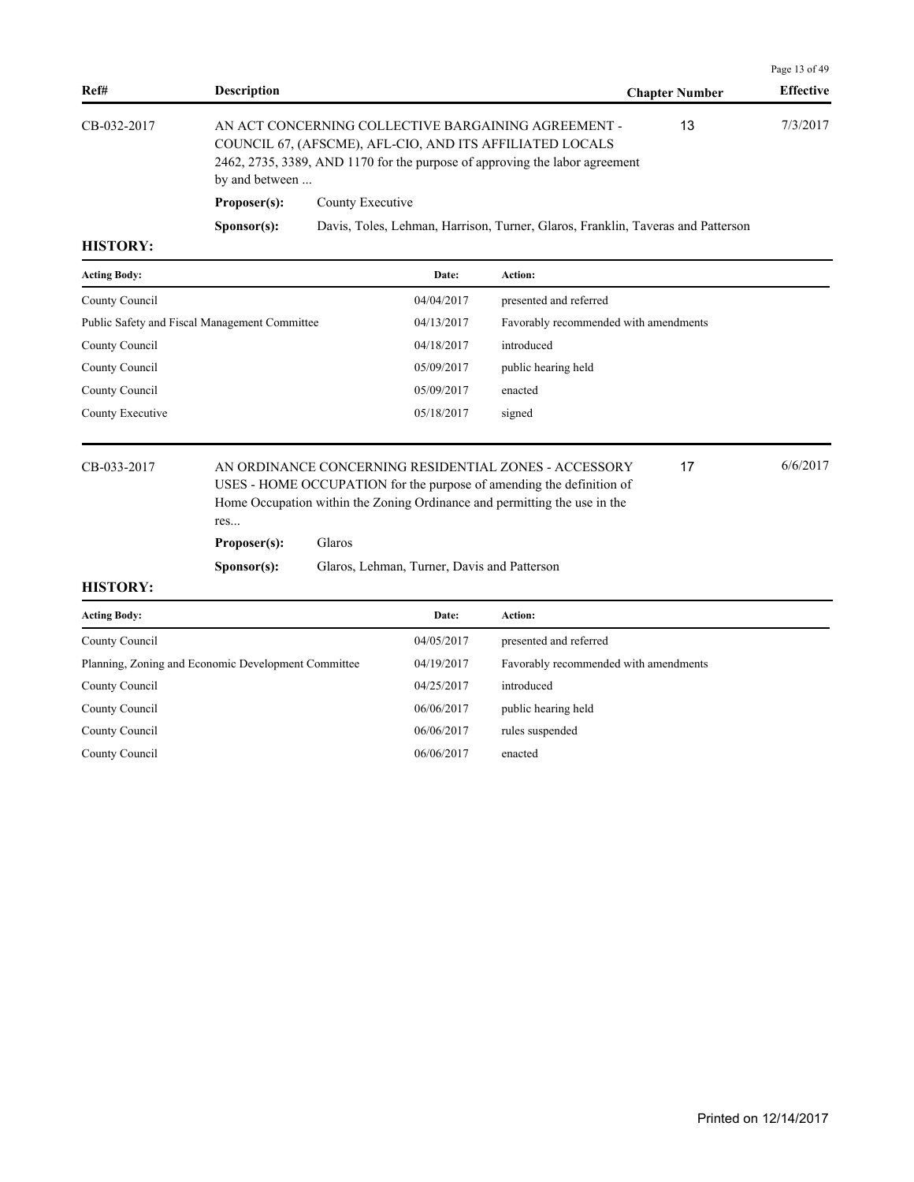| Ref# | Description | Chapter Number | Effective |
|---|---|---|---|
| CB-032-2017 | AN ACT CONCERNING COLLECTIVE BARGAINING AGREEMENT - COUNCIL 67, (AFSCME), AFL-CIO, AND ITS AFFILIATED LOCALS 2462, 2735, 3389, AND 1170 for the purpose of approving the labor agreement by and between ... | 13 | 7/3/2017 |

**Proposer(s):** County Executive

**Sponsor(s):** Davis, Toles, Lehman, Harrison, Turner, Glaros, Franklin, Taveras and Patterson

**HISTORY:**

| Acting Body: | Date: | Action: |
|---|---|---|
| County Council | 04/04/2017 | presented and referred |
| Public Safety and Fiscal Management Committee | 04/13/2017 | Favorably recommended with amendments |
| County Council | 04/18/2017 | introduced |
| County Council | 05/09/2017 | public hearing held |
| County Council | 05/09/2017 | enacted |
| County Executive | 05/18/2017 | signed |

| Ref# | Description | Chapter Number | Effective |
|---|---|---|---|
| CB-033-2017 | AN ORDINANCE CONCERNING RESIDENTIAL ZONES - ACCESSORY USES - HOME OCCUPATION for the purpose of amending the definition of Home Occupation within the Zoning Ordinance and permitting the use in the res... | 17 | 6/6/2017 |

**Proposer(s):** Glaros

**Sponsor(s):** Glaros, Lehman, Turner, Davis and Patterson

**HISTORY:**

| Acting Body: | Date: | Action: |
|---|---|---|
| County Council | 04/05/2017 | presented and referred |
| Planning, Zoning and Economic Development Committee | 04/19/2017 | Favorably recommended with amendments |
| County Council | 04/25/2017 | introduced |
| County Council | 06/06/2017 | public hearing held |
| County Council | 06/06/2017 | rules suspended |
| County Council | 06/06/2017 | enacted |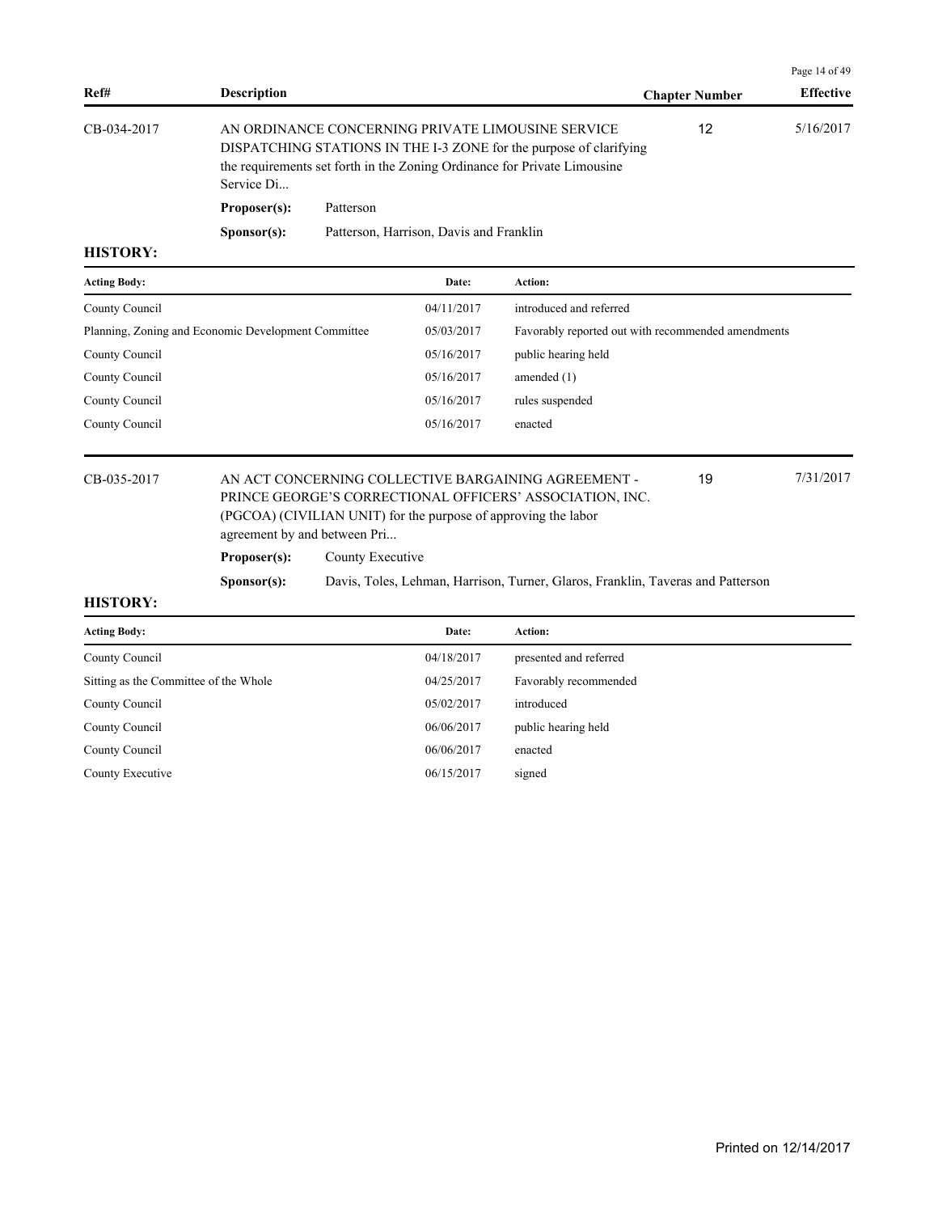| Ref# | Description | Chapter Number | Effective |
|---|---|---|---|
| CB-034-2017 | AN ORDINANCE CONCERNING PRIVATE LIMOUSINE SERVICE DISPATCHING STATIONS IN THE I-3 ZONE for the purpose of clarifying the requirements set forth in the Zoning Ordinance for Private Limousine Service Di... | 12 | 5/16/2017 |

**Proposer(s):** Patterson

**Sponsor(s):** Patterson, Harrison, Davis and Franklin

**HISTORY:**

| Acting Body: | Date: | Action: |
|---|---|---|
| County Council | 04/11/2017 | introduced and referred |
| Planning, Zoning and Economic Development Committee | 05/03/2017 | Favorably reported out with recommended amendments |
| County Council | 05/16/2017 | public hearing held |
| County Council | 05/16/2017 | amended (1) |
| County Council | 05/16/2017 | rules suspended |
| County Council | 05/16/2017 | enacted |

| Ref# | Description | Chapter Number | Effective |
|---|---|---|---|
| CB-035-2017 | AN ACT CONCERNING COLLECTIVE BARGAINING AGREEMENT - PRINCE GEORGE'S CORRECTIONAL OFFICERS' ASSOCIATION, INC. (PGCOA) (CIVILIAN UNIT) for the purpose of approving the labor agreement by and between Pri... | 19 | 7/31/2017 |

**Proposer(s):** County Executive

**Sponsor(s):** Davis, Toles, Lehman, Harrison, Turner, Glaros, Franklin, Taveras and Patterson

**HISTORY:**

| Acting Body: | Date: | Action: |
|---|---|---|
| County Council | 04/18/2017 | presented and referred |
| Sitting as the Committee of the Whole | 04/25/2017 | Favorably recommended |
| County Council | 05/02/2017 | introduced |
| County Council | 06/06/2017 | public hearing held |
| County Council | 06/06/2017 | enacted |
| County Executive | 06/15/2017 | signed |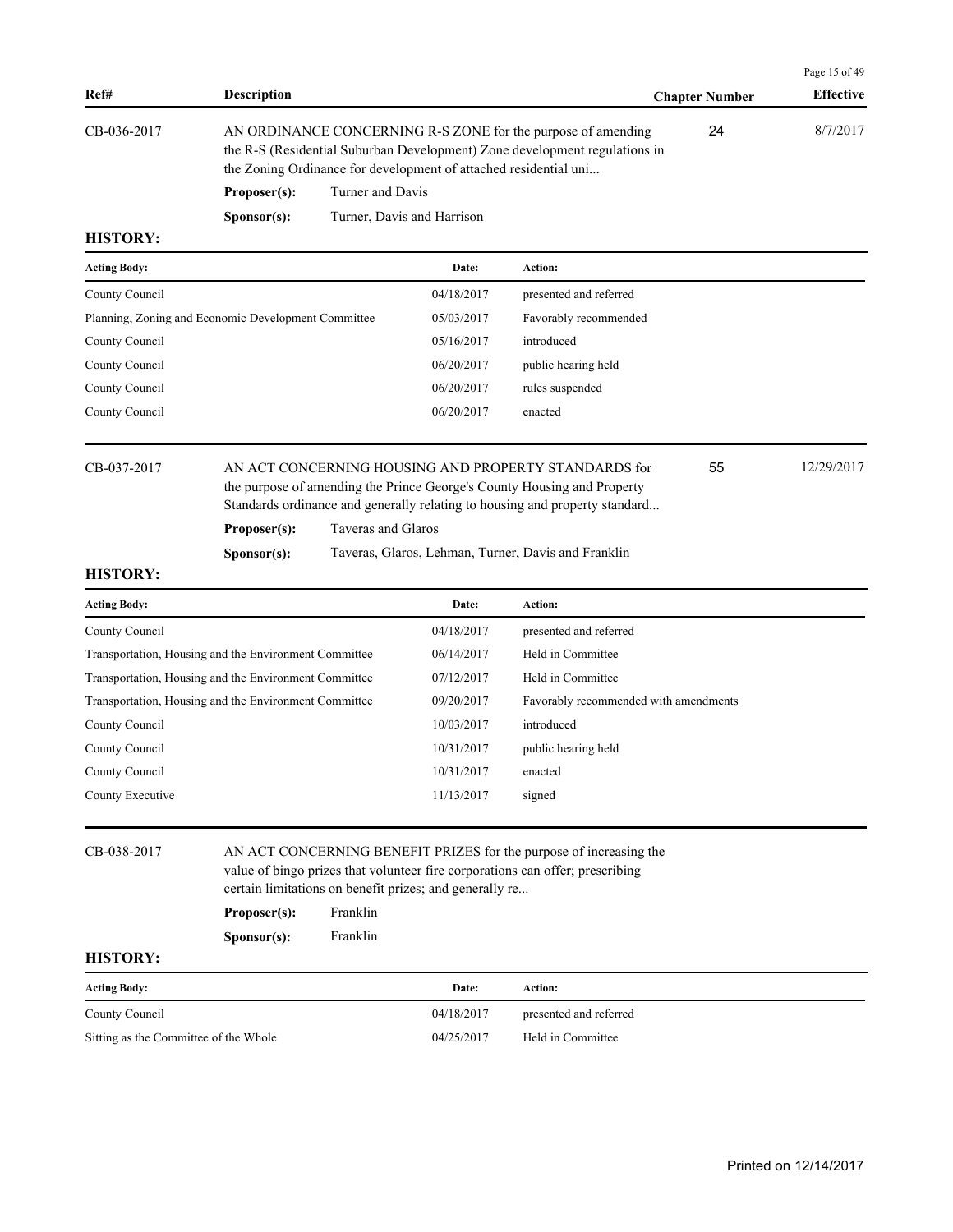| Ref# | Description | Chapter Number | Effective |
|---|---|---|---|
| CB-036-2017 | AN ORDINANCE CONCERNING R-S ZONE for the purpose of amending the R-S (Residential Suburban Development) Zone development regulations in the Zoning Ordinance for development of attached residential uni... | 24 | 8/7/2017 |

**Proposer(s):** Turner and Davis

**Sponsor(s):** Turner, Davis and Harrison

**HISTORY:**

| Acting Body: | Date: | Action: |
|---|---|---|
| County Council | 04/18/2017 | presented and referred |
| Planning, Zoning and Economic Development Committee | 05/03/2017 | Favorably recommended |
| County Council | 05/16/2017 | introduced |
| County Council | 06/20/2017 | public hearing held |
| County Council | 06/20/2017 | rules suspended |
| County Council | 06/20/2017 | enacted |

| Ref# | Description | Chapter Number | Effective |
|---|---|---|---|
| CB-037-2017 | AN ACT CONCERNING HOUSING AND PROPERTY STANDARDS for the purpose of amending the Prince George's County Housing and Property Standards ordinance and generally relating to housing and property standard... | 55 | 12/29/2017 |

**Proposer(s):** Taveras and Glaros

**Sponsor(s):** Taveras, Glaros, Lehman, Turner, Davis and Franklin

**HISTORY:**

| Acting Body: | Date: | Action: |
|---|---|---|
| County Council | 04/18/2017 | presented and referred |
| Transportation, Housing and the Environment Committee | 06/14/2017 | Held in Committee |
| Transportation, Housing and the Environment Committee | 07/12/2017 | Held in Committee |
| Transportation, Housing and the Environment Committee | 09/20/2017 | Favorably recommended with amendments |
| County Council | 10/03/2017 | introduced |
| County Council | 10/31/2017 | public hearing held |
| County Council | 10/31/2017 | enacted |
| County Executive | 11/13/2017 | signed |

| Ref# | Description | Chapter Number | Effective |
|---|---|---|---|
| CB-038-2017 | AN ACT CONCERNING BENEFIT PRIZES for the purpose of increasing the value of bingo prizes that volunteer fire corporations can offer; prescribing certain limitations on benefit prizes; and generally re... | | |

**Proposer(s):** Franklin

**Sponsor(s):** Franklin

**HISTORY:**

| Acting Body: | Date: | Action: |
|---|---|---|
| County Council | 04/18/2017 | presented and referred |
| Sitting as the Committee of the Whole | 04/25/2017 | Held in Committee |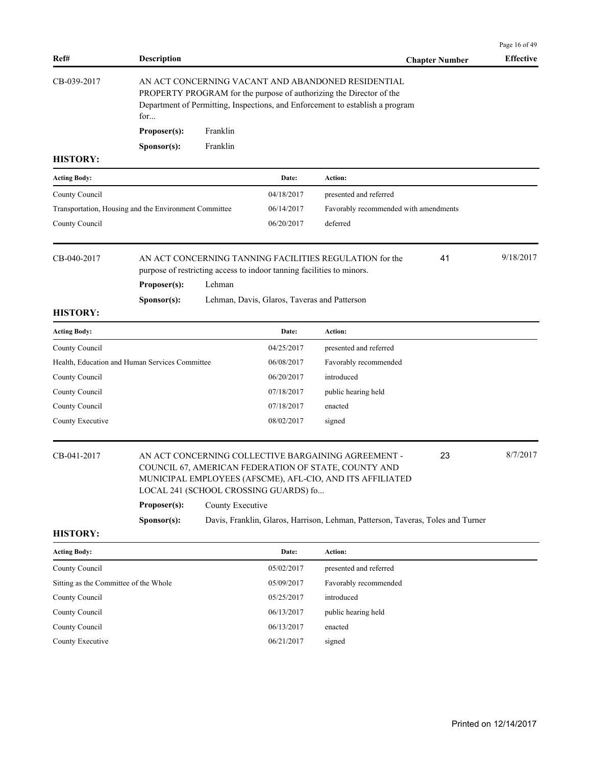| Ref# | Description | Chapter Number | Effective |
|---|---|---|---|
| CB-039-2017 | AN ACT CONCERNING VACANT AND ABANDONED RESIDENTIAL PROPERTY PROGRAM for the purpose of authorizing the Director of the Department of Permitting, Inspections, and Enforcement to establish a program for... | | |

**Proposer(s):** Franklin

**Sponsor(s):** Franklin

**HISTORY:**

| Acting Body: | Date: | Action: |
|---|---|---|
| County Council | 04/18/2017 | presented and referred |
| Transportation, Housing and the Environment Committee | 06/14/2017 | Favorably recommended with amendments |
| County Council | 06/20/2017 | deferred |

| Ref# | Description | Chapter Number | Effective |
|---|---|---|---|
| CB-040-2017 | AN ACT CONCERNING TANNING FACILITIES REGULATION for the purpose of restricting access to indoor tanning facilities to minors. | 41 | 9/18/2017 |

**Proposer(s):** Lehman

**Sponsor(s):** Lehman, Davis, Glaros, Taveras and Patterson

**HISTORY:**

| Acting Body: | Date: | Action: |
|---|---|---|
| County Council | 04/25/2017 | presented and referred |
| Health, Education and Human Services Committee | 06/08/2017 | Favorably recommended |
| County Council | 06/20/2017 | introduced |
| County Council | 07/18/2017 | public hearing held |
| County Council | 07/18/2017 | enacted |
| County Executive | 08/02/2017 | signed |

| Ref# | Description | Chapter Number | Effective |
|---|---|---|---|
| CB-041-2017 | AN ACT CONCERNING COLLECTIVE BARGAINING AGREEMENT - COUNCIL 67, AMERICAN FEDERATION OF STATE, COUNTY AND MUNICIPAL EMPLOYEES (AFSCME), AFL-CIO, AND ITS AFFILIATED LOCAL 241 (SCHOOL CROSSING GUARDS) fo... | 23 | 8/7/2017 |

**Proposer(s):** County Executive

**Sponsor(s):** Davis, Franklin, Glaros, Harrison, Lehman, Patterson, Taveras, Toles and Turner

**HISTORY:**

| Acting Body: | Date: | Action: |
|---|---|---|
| County Council | 05/02/2017 | presented and referred |
| Sitting as the Committee of the Whole | 05/09/2017 | Favorably recommended |
| County Council | 05/25/2017 | introduced |
| County Council | 06/13/2017 | public hearing held |
| County Council | 06/13/2017 | enacted |
| County Executive | 06/21/2017 | signed |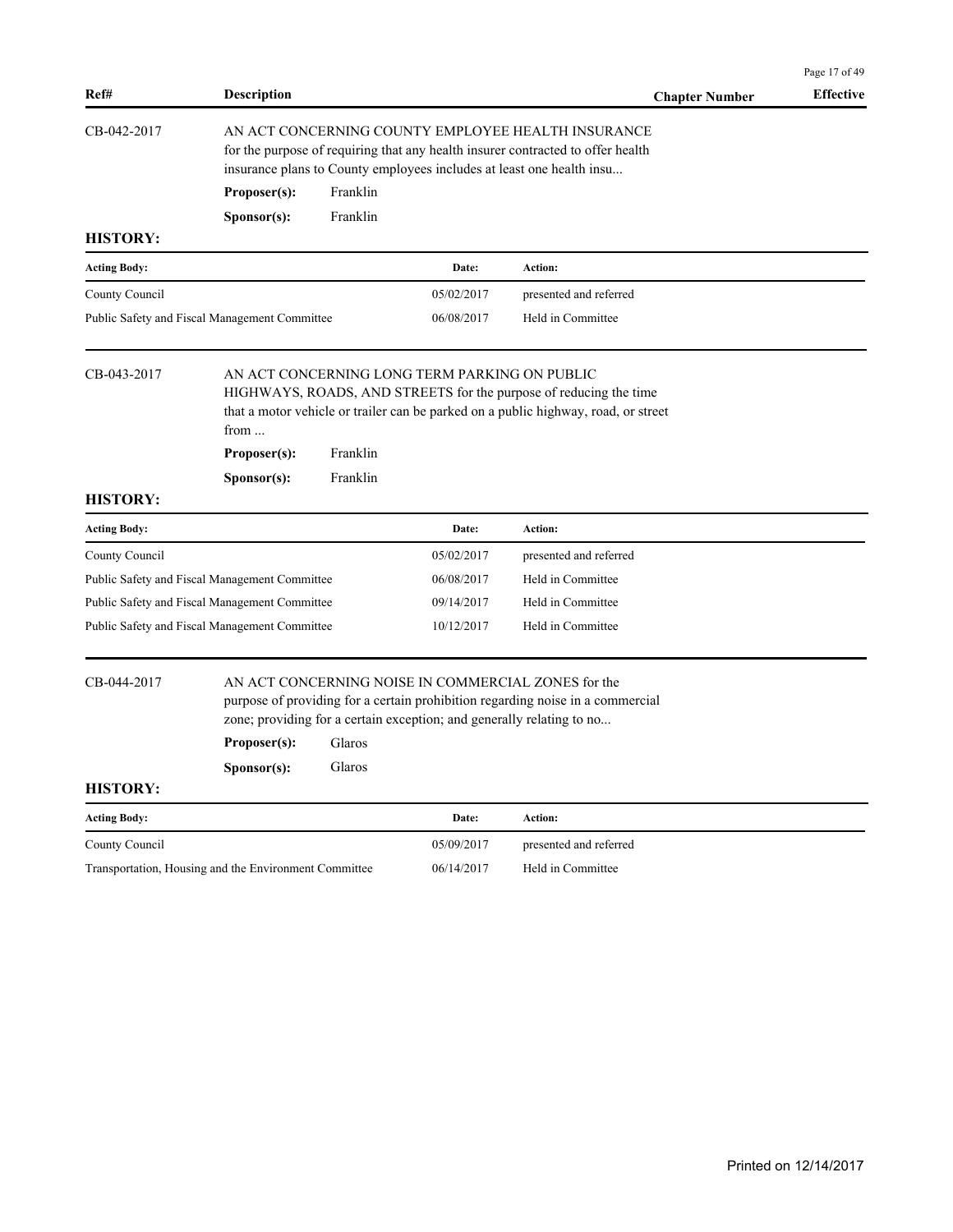| Ref# | Description | Chapter Number | Effective |
|---|---|---|---|

**CB-042-2017**

AN ACT CONCERNING COUNTY EMPLOYEE HEALTH INSURANCE for the purpose of requiring that any health insurer contracted to offer health insurance plans to County employees includes at least one health insu...

**Proposer(s):** Franklin

**Sponsor(s):** Franklin

**HISTORY:**

| Acting Body: | Date: | Action: |
|---|---|---|
| County Council | 05/02/2017 | presented and referred |
| Public Safety and Fiscal Management Committee | 06/08/2017 | Held in Committee |

**CB-043-2017**

AN ACT CONCERNING LONG TERM PARKING ON PUBLIC HIGHWAYS, ROADS, AND STREETS for the purpose of reducing the time that a motor vehicle or trailer can be parked on a public highway, road, or street from ...

**Proposer(s):** Franklin

**Sponsor(s):** Franklin

**HISTORY:**

| Acting Body: | Date: | Action: |
|---|---|---|
| County Council | 05/02/2017 | presented and referred |
| Public Safety and Fiscal Management Committee | 06/08/2017 | Held in Committee |
| Public Safety and Fiscal Management Committee | 09/14/2017 | Held in Committee |
| Public Safety and Fiscal Management Committee | 10/12/2017 | Held in Committee |

**CB-044-2017**

AN ACT CONCERNING NOISE IN COMMERCIAL ZONES for the purpose of providing for a certain prohibition regarding noise in a commercial zone; providing for a certain exception; and generally relating to no...

**Proposer(s):** Glaros

**Sponsor(s):** Glaros

**HISTORY:**

| Acting Body: | Date: | Action: |
|---|---|---|
| County Council | 05/09/2017 | presented and referred |
| Transportation, Housing and the Environment Committee | 06/14/2017 | Held in Committee |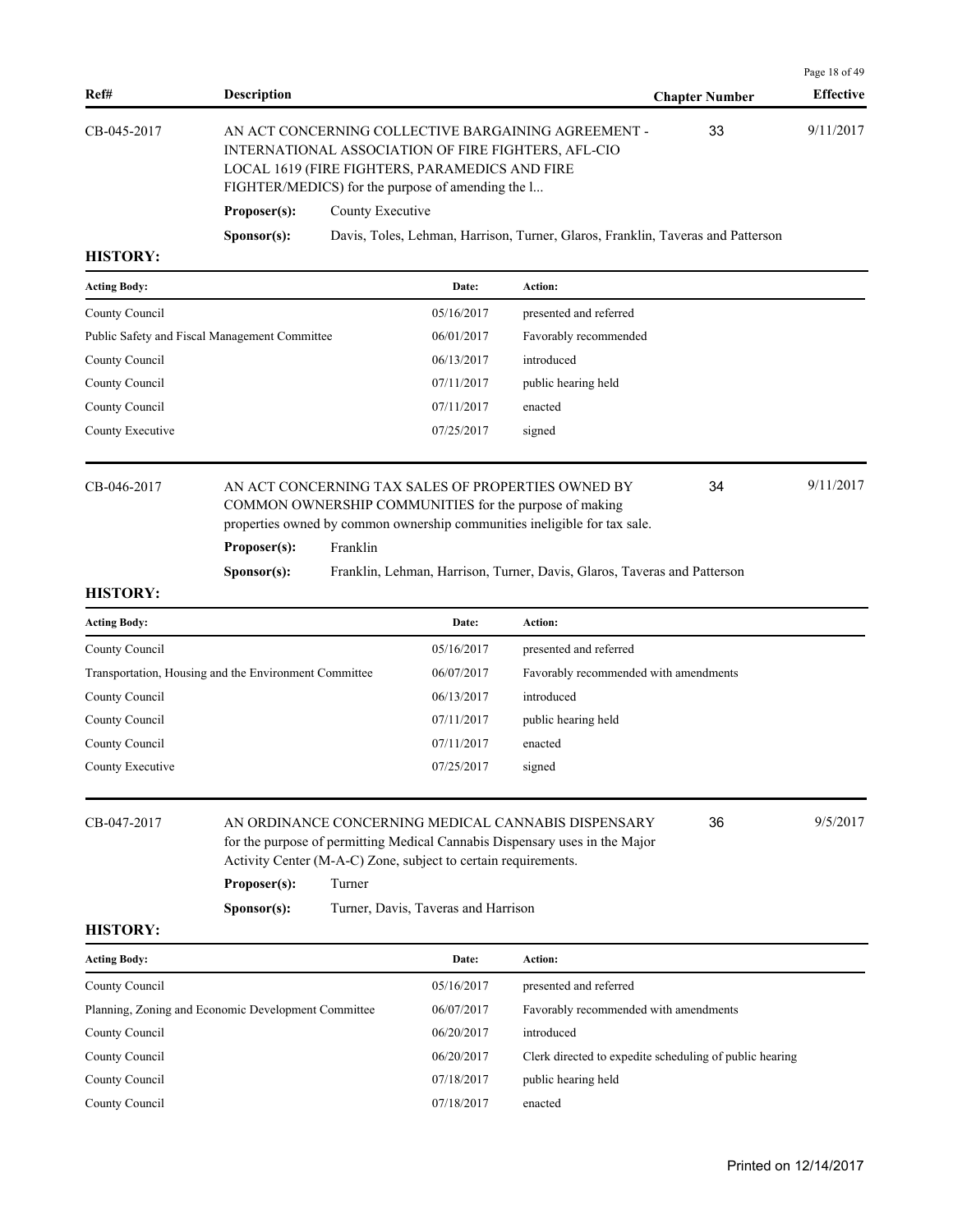| Ref# | Description | Chapter Number | Effective |
|---|---|---|---|
| CB-045-2017 | AN ACT CONCERNING COLLECTIVE BARGAINING AGREEMENT - INTERNATIONAL ASSOCIATION OF FIRE FIGHTERS, AFL-CIO LOCAL 1619 (FIRE FIGHTERS, PARAMEDICS AND FIRE FIGHTER/MEDICS) for the purpose of amending the l... | 33 | 9/11/2017 |

**Proposer(s):** County Executive

**Sponsor(s):** Davis, Toles, Lehman, Harrison, Turner, Glaros, Franklin, Taveras and Patterson

**HISTORY:**

| Acting Body: | Date: | Action: |
|---|---|---|
| County Council | 05/16/2017 | presented and referred |
| Public Safety and Fiscal Management Committee | 06/01/2017 | Favorably recommended |
| County Council | 06/13/2017 | introduced |
| County Council | 07/11/2017 | public hearing held |
| County Council | 07/11/2017 | enacted |
| County Executive | 07/25/2017 | signed |

| Ref# | Description | Chapter Number | Effective |
|---|---|---|---|
| CB-046-2017 | AN ACT CONCERNING TAX SALES OF PROPERTIES OWNED BY COMMON OWNERSHIP COMMUNITIES for the purpose of making properties owned by common ownership communities ineligible for tax sale. | 34 | 9/11/2017 |

**Proposer(s):** Franklin

**Sponsor(s):** Franklin, Lehman, Harrison, Turner, Davis, Glaros, Taveras and Patterson

**HISTORY:**

| Acting Body: | Date: | Action: |
|---|---|---|
| County Council | 05/16/2017 | presented and referred |
| Transportation, Housing and the Environment Committee | 06/07/2017 | Favorably recommended with amendments |
| County Council | 06/13/2017 | introduced |
| County Council | 07/11/2017 | public hearing held |
| County Council | 07/11/2017 | enacted |
| County Executive | 07/25/2017 | signed |

| Ref# | Description | Chapter Number | Effective |
|---|---|---|---|
| CB-047-2017 | AN ORDINANCE CONCERNING MEDICAL CANNABIS DISPENSARY for the purpose of permitting Medical Cannabis Dispensary uses in the Major Activity Center (M-A-C) Zone, subject to certain requirements. | 36 | 9/5/2017 |

**Proposer(s):** Turner

**Sponsor(s):** Turner, Davis, Taveras and Harrison

**HISTORY:**

| Acting Body: | Date: | Action: |
|---|---|---|
| County Council | 05/16/2017 | presented and referred |
| Planning, Zoning and Economic Development Committee | 06/07/2017 | Favorably recommended with amendments |
| County Council | 06/20/2017 | introduced |
| County Council | 06/20/2017 | Clerk directed to expedite scheduling of public hearing |
| County Council | 07/18/2017 | public hearing held |
| County Council | 07/18/2017 | enacted |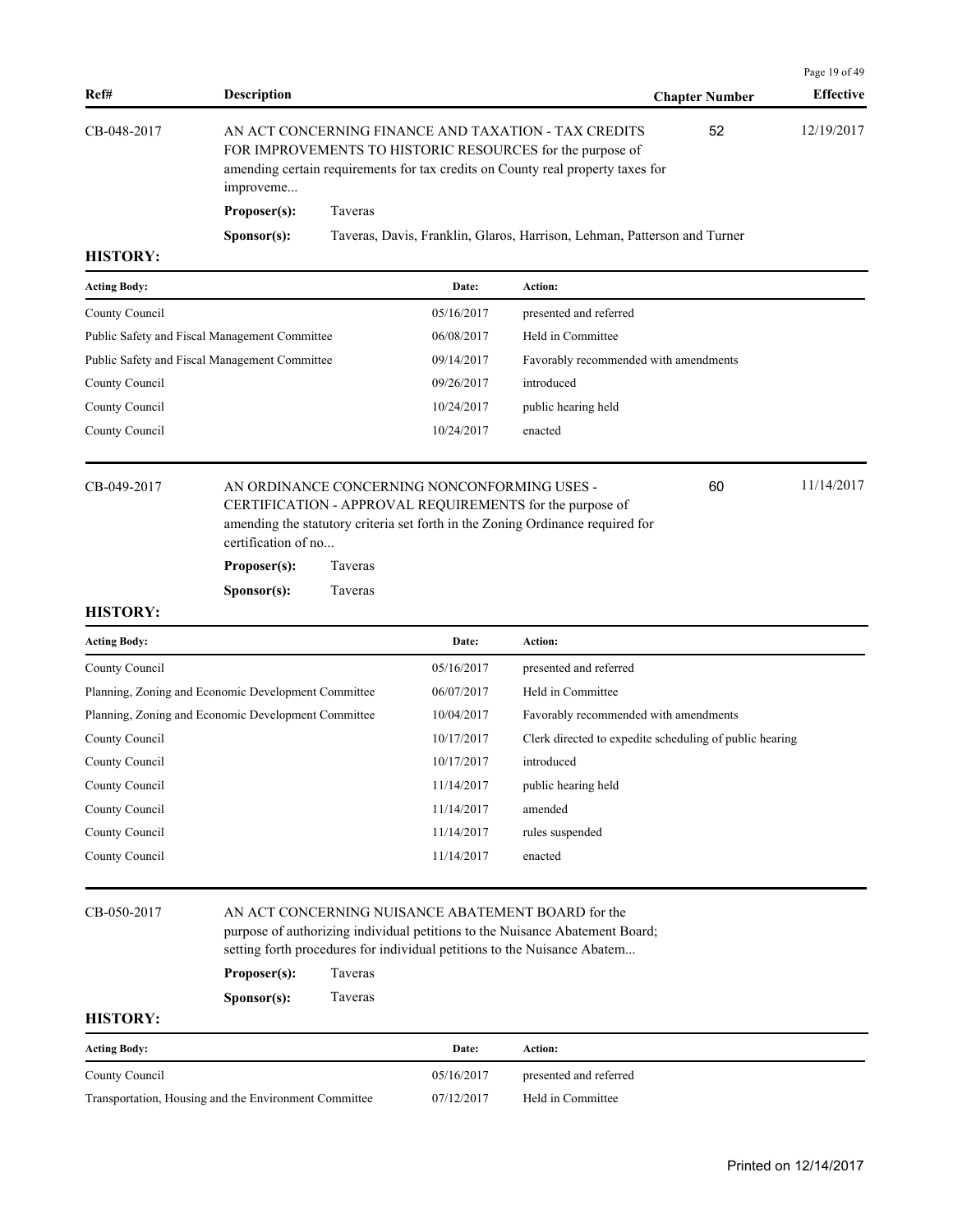| Ref# | Description | Chapter Number | Effective |
|---|---|---|---|
| CB-048-2017 | AN ACT CONCERNING FINANCE AND TAXATION - TAX CREDITS FOR IMPROVEMENTS TO HISTORIC RESOURCES for the purpose of amending certain requirements for tax credits on County real property taxes for improveme... | 52 | 12/19/2017 |

**Proposer(s):** Taveras

**Sponsor(s):** Taveras, Davis, Franklin, Glaros, Harrison, Lehman, Patterson and Turner

**HISTORY:**

| Acting Body: | Date: | Action: |
|---|---|---|
| County Council | 05/16/2017 | presented and referred |
| Public Safety and Fiscal Management Committee | 06/08/2017 | Held in Committee |
| Public Safety and Fiscal Management Committee | 09/14/2017 | Favorably recommended with amendments |
| County Council | 09/26/2017 | introduced |
| County Council | 10/24/2017 | public hearing held |
| County Council | 10/24/2017 | enacted |

| Ref# | Description | Chapter Number | Effective |
|---|---|---|---|
| CB-049-2017 | AN ORDINANCE CONCERNING NONCONFORMING USES - CERTIFICATION - APPROVAL REQUIREMENTS for the purpose of amending the statutory criteria set forth in the Zoning Ordinance required for certification of no... | 60 | 11/14/2017 |

**Proposer(s):** Taveras

**Sponsor(s):** Taveras

**HISTORY:**

| Acting Body: | Date: | Action: |
|---|---|---|
| County Council | 05/16/2017 | presented and referred |
| Planning, Zoning and Economic Development Committee | 06/07/2017 | Held in Committee |
| Planning, Zoning and Economic Development Committee | 10/04/2017 | Favorably recommended with amendments |
| County Council | 10/17/2017 | Clerk directed to expedite scheduling of public hearing |
| County Council | 10/17/2017 | introduced |
| County Council | 11/14/2017 | public hearing held |
| County Council | 11/14/2017 | amended |
| County Council | 11/14/2017 | rules suspended |
| County Council | 11/14/2017 | enacted |

| Ref# | Description | Chapter Number | Effective |
|---|---|---|---|
| CB-050-2017 | AN ACT CONCERNING NUISANCE ABATEMENT BOARD for the purpose of authorizing individual petitions to the Nuisance Abatement Board; setting forth procedures for individual petitions to the Nuisance Abatem... | | |

**Proposer(s):** Taveras

**Sponsor(s):** Taveras

**HISTORY:**

| Acting Body: | Date: | Action: |
|---|---|---|
| County Council | 05/16/2017 | presented and referred |
| Transportation, Housing and the Environment Committee | 07/12/2017 | Held in Committee |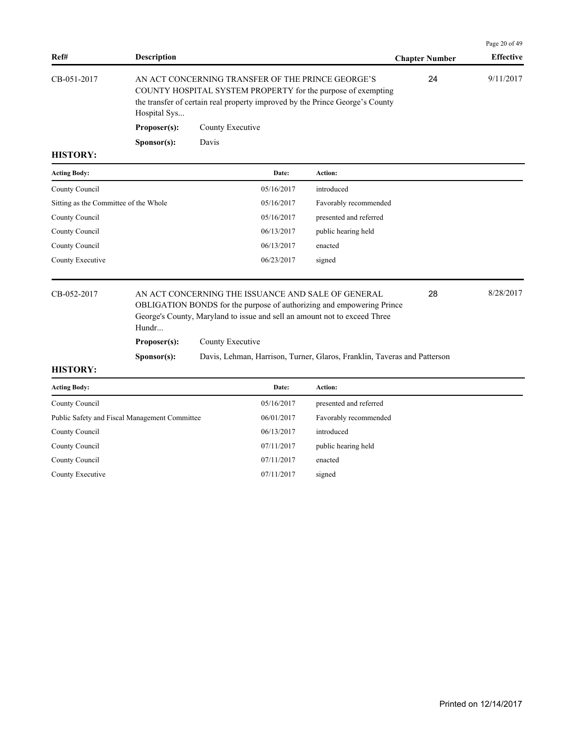| Ref# | Description | Chapter Number | Effective |
|---|---|---|---|
| CB-051-2017 | AN ACT CONCERNING TRANSFER OF THE PRINCE GEORGE'S COUNTY HOSPITAL SYSTEM PROPERTY for the purpose of exempting the transfer of certain real property improved by the Prince George's County Hospital Sys... | 24 | 9/11/2017 |

**Proposer(s):** County Executive

**Sponsor(s):** Davis

**HISTORY:**

| Acting Body: | Date: | Action: |
|---|---|---|
| County Council | 05/16/2017 | introduced |
| Sitting as the Committee of the Whole | 05/16/2017 | Favorably recommended |
| County Council | 05/16/2017 | presented and referred |
| County Council | 06/13/2017 | public hearing held |
| County Council | 06/13/2017 | enacted |
| County Executive | 06/23/2017 | signed |

| Ref# | Description | Chapter Number | Effective |
|---|---|---|---|
| CB-052-2017 | AN ACT CONCERNING THE ISSUANCE AND SALE OF GENERAL OBLIGATION BONDS for the purpose of authorizing and empowering Prince George's County, Maryland to issue and sell an amount not to exceed Three Hundr... | 28 | 8/28/2017 |

**Proposer(s):** County Executive

**Sponsor(s):** Davis, Lehman, Harrison, Turner, Glaros, Franklin, Taveras and Patterson

**HISTORY:**

| Acting Body: | Date: | Action: |
|---|---|---|
| County Council | 05/16/2017 | presented and referred |
| Public Safety and Fiscal Management Committee | 06/01/2017 | Favorably recommended |
| County Council | 06/13/2017 | introduced |
| County Council | 07/11/2017 | public hearing held |
| County Council | 07/11/2017 | enacted |
| County Executive | 07/11/2017 | signed |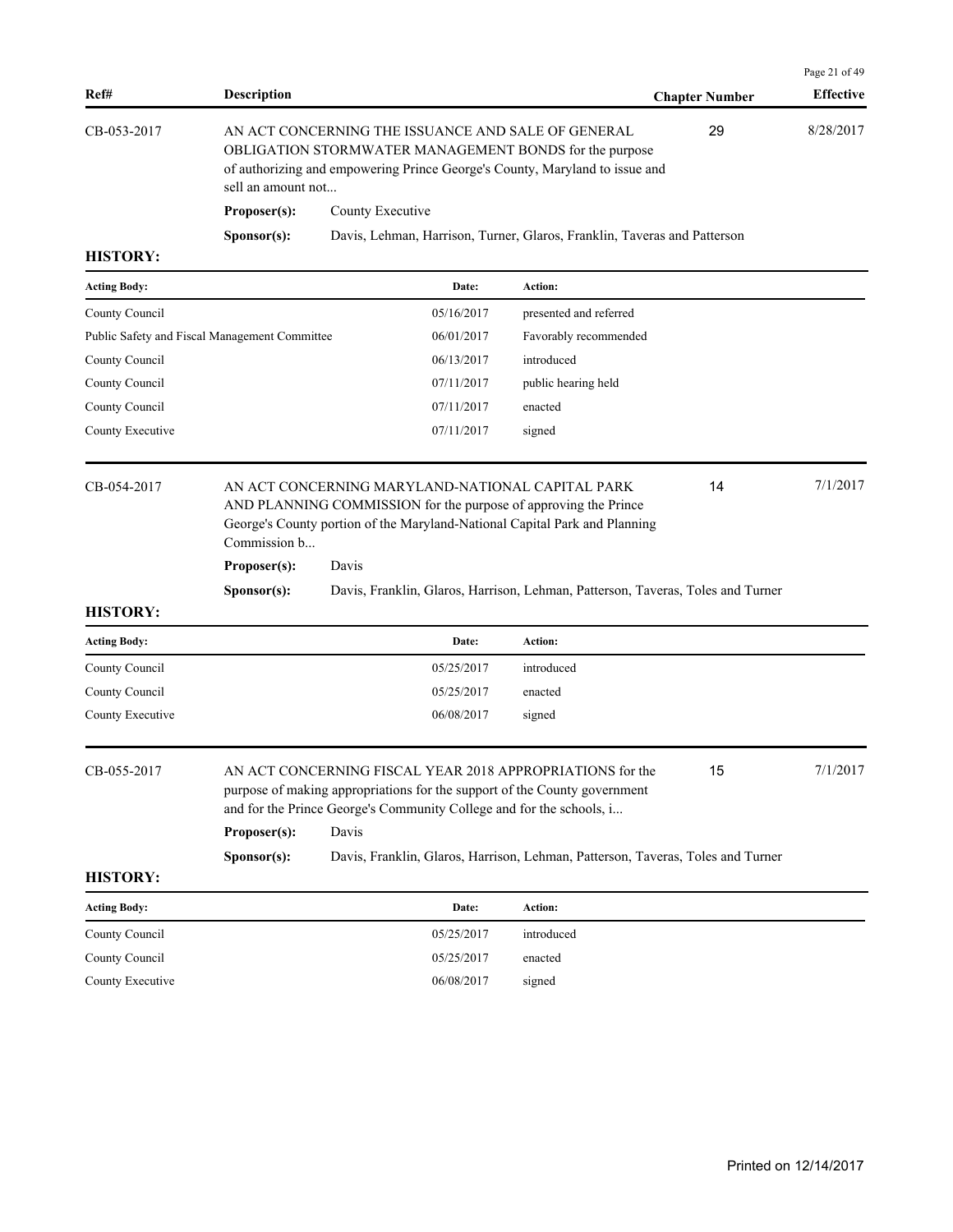| Ref# | Description | Chapter Number | Effective |
|---|---|---|---|
| CB-053-2017 | AN ACT CONCERNING THE ISSUANCE AND SALE OF GENERAL OBLIGATION STORMWATER MANAGEMENT BONDS for the purpose of authorizing and empowering Prince George's County, Maryland to issue and sell an amount not... | 29 | 8/28/2017 |

**Proposer(s):** County Executive

**Sponsor(s):** Davis, Lehman, Harrison, Turner, Glaros, Franklin, Taveras and Patterson

**HISTORY:**

| Acting Body: | Date: | Action: |
|---|---|---|
| County Council | 05/16/2017 | presented and referred |
| Public Safety and Fiscal Management Committee | 06/01/2017 | Favorably recommended |
| County Council | 06/13/2017 | introduced |
| County Council | 07/11/2017 | public hearing held |
| County Council | 07/11/2017 | enacted |
| County Executive | 07/11/2017 | signed |

| Ref# | Description | Chapter Number | Effective |
|---|---|---|---|
| CB-054-2017 | AN ACT CONCERNING MARYLAND-NATIONAL CAPITAL PARK AND PLANNING COMMISSION for the purpose of approving the Prince George's County portion of the Maryland-National Capital Park and Planning Commission b... | 14 | 7/1/2017 |

**Proposer(s):** Davis

**Sponsor(s):** Davis, Franklin, Glaros, Harrison, Lehman, Patterson, Taveras, Toles and Turner

**HISTORY:**

| Acting Body: | Date: | Action: |
|---|---|---|
| County Council | 05/25/2017 | introduced |
| County Council | 05/25/2017 | enacted |
| County Executive | 06/08/2017 | signed |

| Ref# | Description | Chapter Number | Effective |
|---|---|---|---|
| CB-055-2017 | AN ACT CONCERNING FISCAL YEAR 2018 APPROPRIATIONS for the purpose of making appropriations for the support of the County government and for the Prince George's Community College and for the schools, i... | 15 | 7/1/2017 |

**Proposer(s):** Davis

**Sponsor(s):** Davis, Franklin, Glaros, Harrison, Lehman, Patterson, Taveras, Toles and Turner

**HISTORY:**

| Acting Body: | Date: | Action: |
|---|---|---|
| County Council | 05/25/2017 | introduced |
| County Council | 05/25/2017 | enacted |
| County Executive | 06/08/2017 | signed |

Printed on 12/14/2017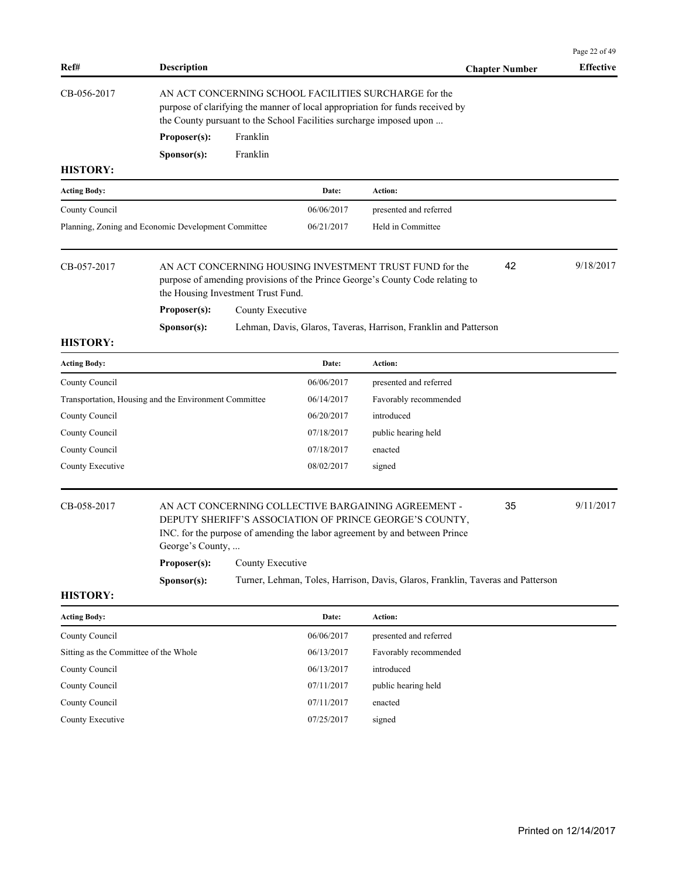| Ref# | Description | Chapter Number | Effective |
|---|---|---|---|
| CB-056-2017 | AN ACT CONCERNING SCHOOL FACILITIES SURCHARGE for the purpose of clarifying the manner of local appropriation for funds received by the County pursuant to the School Facilities surcharge imposed upon ... | | |

**Proposer(s):** Franklin

**Sponsor(s):** Franklin

**HISTORY:**

| Acting Body: | Date: | Action: |
|---|---|---|
| County Council | 06/06/2017 | presented and referred |
| Planning, Zoning and Economic Development Committee | 06/21/2017 | Held in Committee |

| Ref# | Description | Chapter Number | Effective |
|---|---|---|---|
| CB-057-2017 | AN ACT CONCERNING HOUSING INVESTMENT TRUST FUND for the purpose of amending provisions of the Prince George's County Code relating to the Housing Investment Trust Fund. | 42 | 9/18/2017 |

**Proposer(s):** County Executive

**Sponsor(s):** Lehman, Davis, Glaros, Taveras, Harrison, Franklin and Patterson

**HISTORY:**

| Acting Body: | Date: | Action: |
|---|---|---|
| County Council | 06/06/2017 | presented and referred |
| Transportation, Housing and the Environment Committee | 06/14/2017 | Favorably recommended |
| County Council | 06/20/2017 | introduced |
| County Council | 07/18/2017 | public hearing held |
| County Council | 07/18/2017 | enacted |
| County Executive | 08/02/2017 | signed |

| Ref# | Description | Chapter Number | Effective |
|---|---|---|---|
| CB-058-2017 | AN ACT CONCERNING COLLECTIVE BARGAINING AGREEMENT - DEPUTY SHERIFF'S ASSOCIATION OF PRINCE GEORGE'S COUNTY, INC. for the purpose of amending the labor agreement by and between Prince George's County, ... | 35 | 9/11/2017 |

**Proposer(s):** County Executive

**Sponsor(s):** Turner, Lehman, Toles, Harrison, Davis, Glaros, Franklin, Taveras and Patterson

**HISTORY:**

| Acting Body: | Date: | Action: |
|---|---|---|
| County Council | 06/06/2017 | presented and referred |
| Sitting as the Committee of the Whole | 06/13/2017 | Favorably recommended |
| County Council | 06/13/2017 | introduced |
| County Council | 07/11/2017 | public hearing held |
| County Council | 07/11/2017 | enacted |
| County Executive | 07/25/2017 | signed |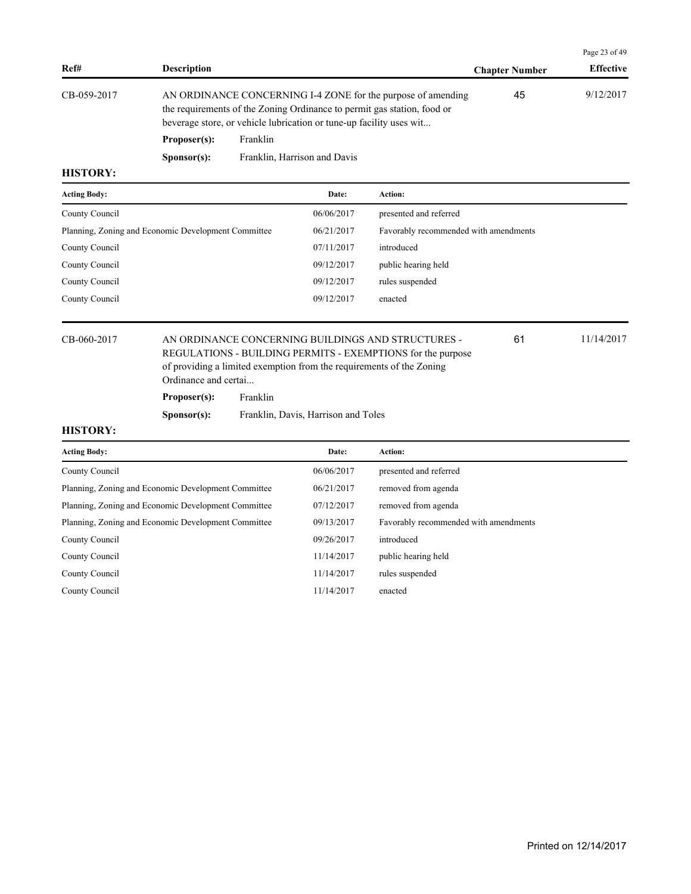| Ref# | Description | Chapter Number | Effective |
|---|---|---|---|
| CB-059-2017 | AN ORDINANCE CONCERNING I-4 ZONE for the purpose of amending the requirements of the Zoning Ordinance to permit gas station, food or beverage store, or vehicle lubrication or tune-up facility uses wit... | 45 | 9/12/2017 |

**Proposer(s):** Franklin

**Sponsor(s):** Franklin, Harrison and Davis

**HISTORY:**

| Acting Body: | Date: | Action: |
|---|---|---|
| County Council | 06/06/2017 | presented and referred |
| Planning, Zoning and Economic Development Committee | 06/21/2017 | Favorably recommended with amendments |
| County Council | 07/11/2017 | introduced |
| County Council | 09/12/2017 | public hearing held |
| County Council | 09/12/2017 | rules suspended |
| County Council | 09/12/2017 | enacted |

| Ref# | Description | Chapter Number | Effective |
|---|---|---|---|
| CB-060-2017 | AN ORDINANCE CONCERNING BUILDINGS AND STRUCTURES - REGULATIONS - BUILDING PERMITS - EXEMPTIONS for the purpose of providing a limited exemption from the requirements of the Zoning Ordinance and certai... | 61 | 11/14/2017 |

**Proposer(s):** Franklin

**Sponsor(s):** Franklin, Davis, Harrison and Toles

**HISTORY:**

| Acting Body: | Date: | Action: |
|---|---|---|
| County Council | 06/06/2017 | presented and referred |
| Planning, Zoning and Economic Development Committee | 06/21/2017 | removed from agenda |
| Planning, Zoning and Economic Development Committee | 07/12/2017 | removed from agenda |
| Planning, Zoning and Economic Development Committee | 09/13/2017 | Favorably recommended with amendments |
| County Council | 09/26/2017 | introduced |
| County Council | 11/14/2017 | public hearing held |
| County Council | 11/14/2017 | rules suspended |
| County Council | 11/14/2017 | enacted |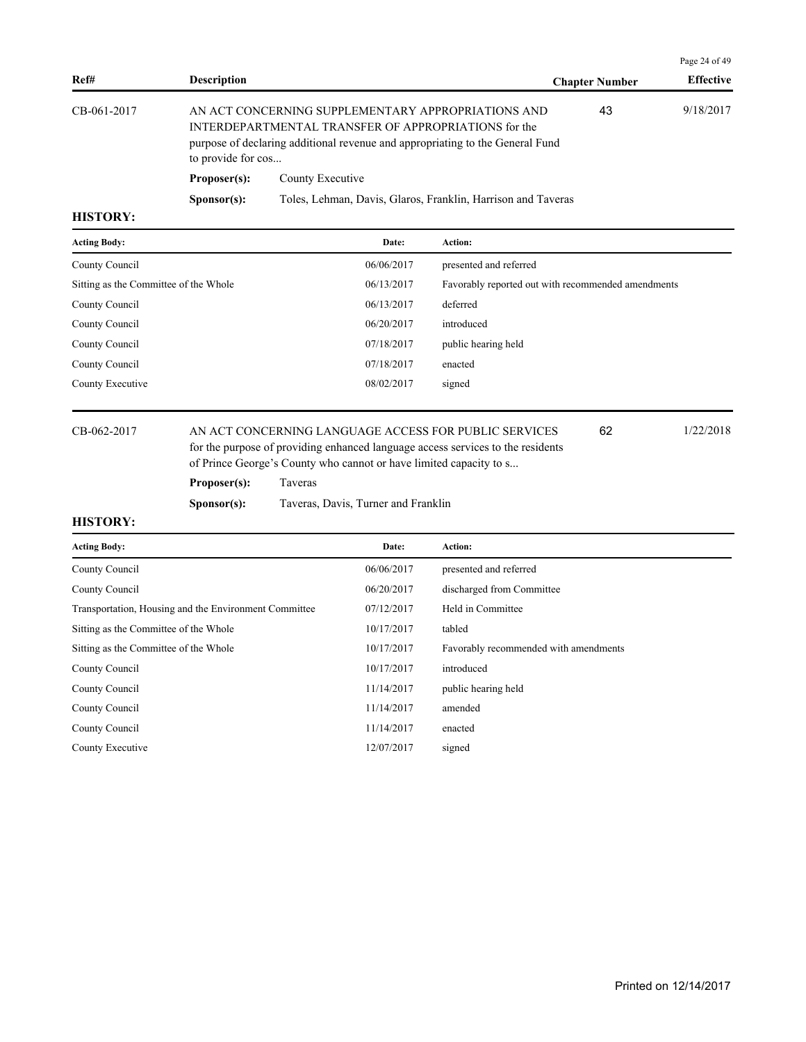| Ref# | Description | Chapter Number | Effective |
|---|---|---|---|
| CB-061-2017 | AN ACT CONCERNING SUPPLEMENTARY APPROPRIATIONS AND INTERDEPARTMENTAL TRANSFER OF APPROPRIATIONS for the purpose of declaring additional revenue and appropriating to the General Fund to provide for cos... | 43 | 9/18/2017 |

**Proposer(s):** County Executive

**Sponsor(s):** Toles, Lehman, Davis, Glaros, Franklin, Harrison and Taveras

**HISTORY:**

| Acting Body: | Date: | Action: |
|---|---|---|
| County Council | 06/06/2017 | presented and referred |
| Sitting as the Committee of the Whole | 06/13/2017 | Favorably reported out with recommended amendments |
| County Council | 06/13/2017 | deferred |
| County Council | 06/20/2017 | introduced |
| County Council | 07/18/2017 | public hearing held |
| County Council | 07/18/2017 | enacted |
| County Executive | 08/02/2017 | signed |

| Ref# | Description | Chapter Number | Effective |
|---|---|---|---|
| CB-062-2017 | AN ACT CONCERNING LANGUAGE ACCESS FOR PUBLIC SERVICES for the purpose of providing enhanced language access services to the residents of Prince George's County who cannot or have limited capacity to s... | 62 | 1/22/2018 |

**Proposer(s):** Taveras

**Sponsor(s):** Taveras, Davis, Turner and Franklin

**HISTORY:**

| Acting Body: | Date: | Action: |
|---|---|---|
| County Council | 06/06/2017 | presented and referred |
| County Council | 06/20/2017 | discharged from Committee |
| Transportation, Housing and the Environment Committee | 07/12/2017 | Held in Committee |
| Sitting as the Committee of the Whole | 10/17/2017 | tabled |
| Sitting as the Committee of the Whole | 10/17/2017 | Favorably recommended with amendments |
| County Council | 10/17/2017 | introduced |
| County Council | 11/14/2017 | public hearing held |
| County Council | 11/14/2017 | amended |
| County Council | 11/14/2017 | enacted |
| County Executive | 12/07/2017 | signed |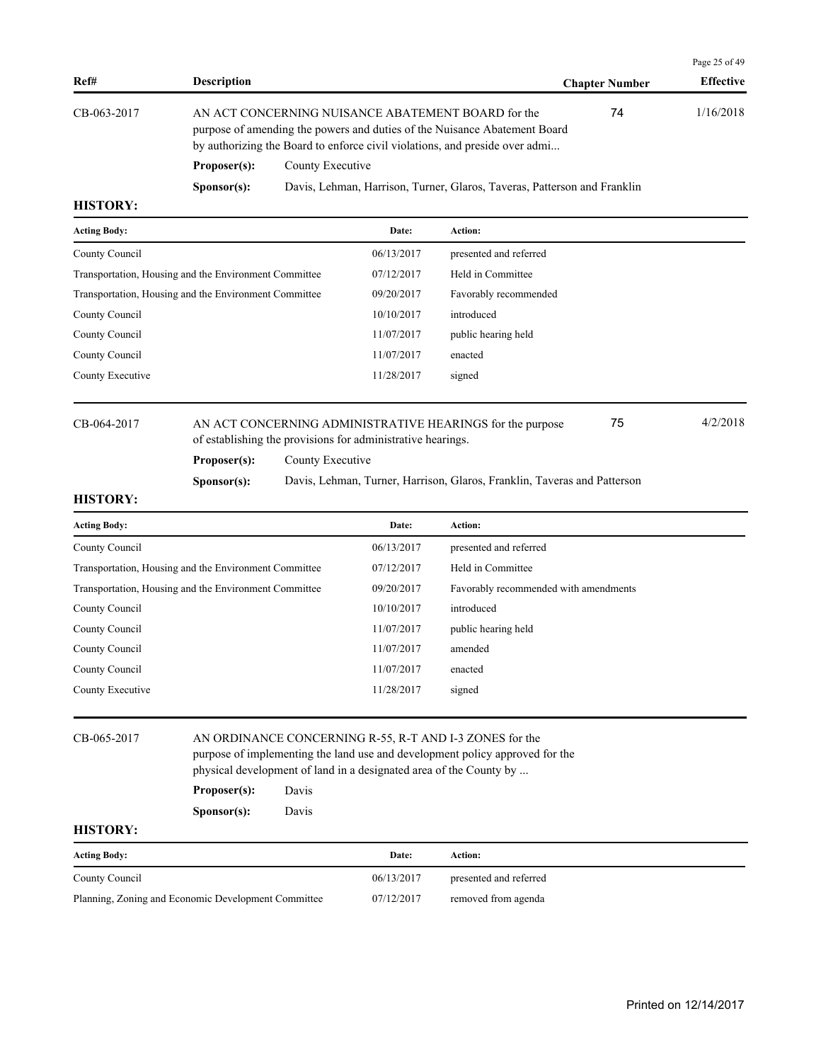| Ref# | Description | Chapter Number | Effective |
|---|---|---|---|
| CB-063-2017 | AN ACT CONCERNING NUISANCE ABATEMENT BOARD for the purpose of amending the powers and duties of the Nuisance Abatement Board by authorizing the Board to enforce civil violations, and preside over admi... | 74 | 1/16/2018 |

**Proposer(s):** County Executive

**Sponsor(s):** Davis, Lehman, Harrison, Turner, Glaros, Taveras, Patterson and Franklin

**HISTORY:**

| Acting Body: | Date: | Action: |
|---|---|---|
| County Council | 06/13/2017 | presented and referred |
| Transportation, Housing and the Environment Committee | 07/12/2017 | Held in Committee |
| Transportation, Housing and the Environment Committee | 09/20/2017 | Favorably recommended |
| County Council | 10/10/2017 | introduced |
| County Council | 11/07/2017 | public hearing held |
| County Council | 11/07/2017 | enacted |
| County Executive | 11/28/2017 | signed |

| Ref# | Description | Chapter Number | Effective |
|---|---|---|---|
| CB-064-2017 | AN ACT CONCERNING ADMINISTRATIVE HEARINGS for the purpose of establishing the provisions for administrative hearings. | 75 | 4/2/2018 |

**Proposer(s):** County Executive

**Sponsor(s):** Davis, Lehman, Turner, Harrison, Glaros, Franklin, Taveras and Patterson

**HISTORY:**

| Acting Body: | Date: | Action: |
|---|---|---|
| County Council | 06/13/2017 | presented and referred |
| Transportation, Housing and the Environment Committee | 07/12/2017 | Held in Committee |
| Transportation, Housing and the Environment Committee | 09/20/2017 | Favorably recommended with amendments |
| County Council | 10/10/2017 | introduced |
| County Council | 11/07/2017 | public hearing held |
| County Council | 11/07/2017 | amended |
| County Council | 11/07/2017 | enacted |
| County Executive | 11/28/2017 | signed |

| Ref# | Description | Chapter Number | Effective |
|---|---|---|---|
| CB-065-2017 | AN ORDINANCE CONCERNING R-55, R-T AND I-3 ZONES for the purpose of implementing the land use and development policy approved for the physical development of land in a designated area of the County by ... | | |

**Proposer(s):** Davis

**Sponsor(s):** Davis

**HISTORY:**

| Acting Body: | Date: | Action: |
|---|---|---|
| County Council | 06/13/2017 | presented and referred |
| Planning, Zoning and Economic Development Committee | 07/12/2017 | removed from agenda |

Printed on 12/14/2017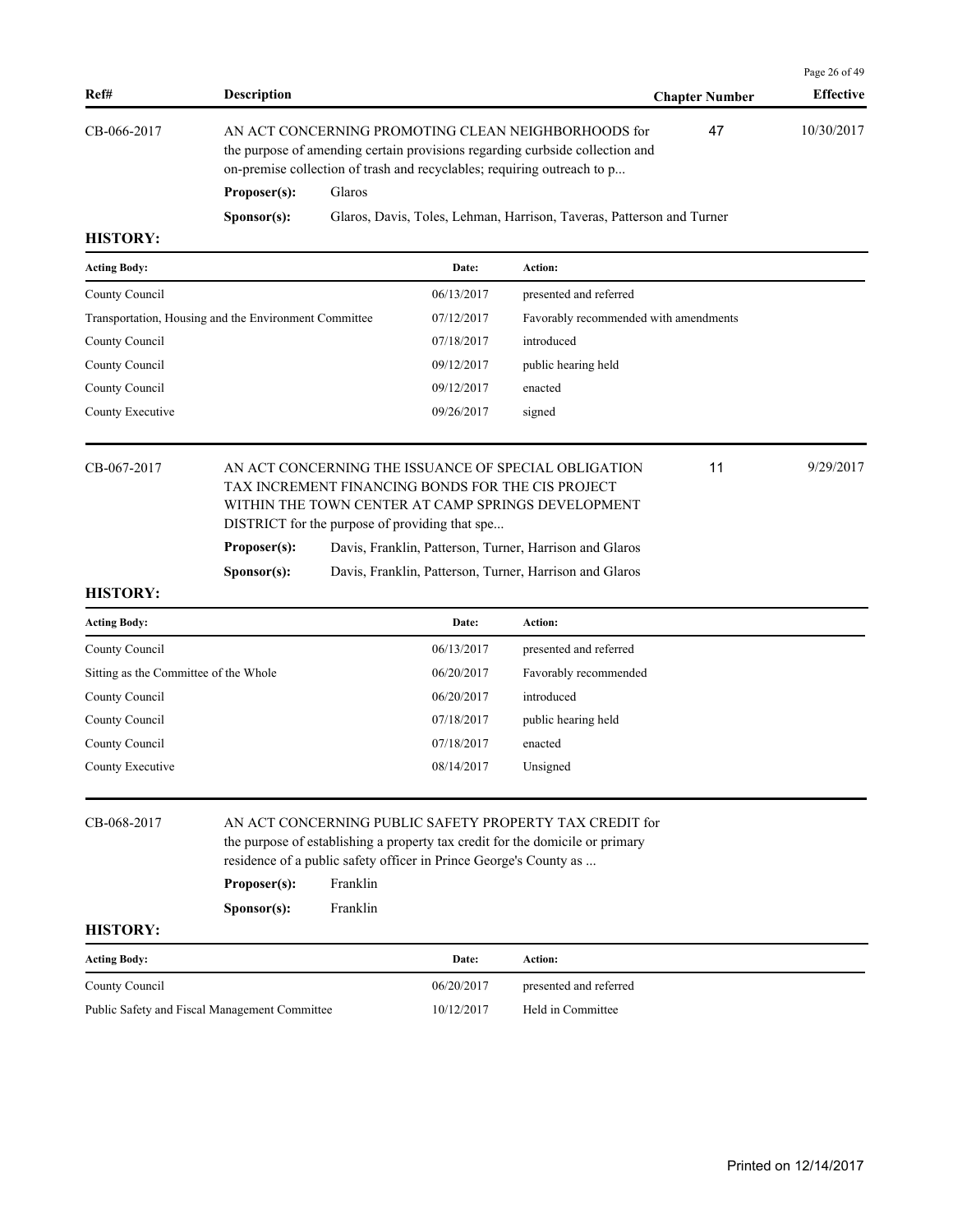| Ref# | Description | Chapter Number | Effective |
|---|---|---|---|
| CB-066-2017 | AN ACT CONCERNING PROMOTING CLEAN NEIGHBORHOODS for the purpose of amending certain provisions regarding curbside collection and on-premise collection of trash and recyclables; requiring outreach to p... | 47 | 10/30/2017 |

**Proposer(s):** Glaros

**Sponsor(s):** Glaros, Davis, Toles, Lehman, Harrison, Taveras, Patterson and Turner

**HISTORY:**

| Acting Body: | Date: | Action: |
|---|---|---|
| County Council | 06/13/2017 | presented and referred |
| Transportation, Housing and the Environment Committee | 07/12/2017 | Favorably recommended with amendments |
| County Council | 07/18/2017 | introduced |
| County Council | 09/12/2017 | public hearing held |
| County Council | 09/12/2017 | enacted |
| County Executive | 09/26/2017 | signed |

| Ref# | Description | Chapter Number | Effective |
|---|---|---|---|
| CB-067-2017 | AN ACT CONCERNING THE ISSUANCE OF SPECIAL OBLIGATION TAX INCREMENT FINANCING BONDS FOR THE CIS PROJECT WITHIN THE TOWN CENTER AT CAMP SPRINGS DEVELOPMENT DISTRICT for the purpose of providing that spe... | 11 | 9/29/2017 |

**Proposer(s):** Davis, Franklin, Patterson, Turner, Harrison and Glaros

**Sponsor(s):** Davis, Franklin, Patterson, Turner, Harrison and Glaros

**HISTORY:**

| Acting Body: | Date: | Action: |
|---|---|---|
| County Council | 06/13/2017 | presented and referred |
| Sitting as the Committee of the Whole | 06/20/2017 | Favorably recommended |
| County Council | 06/20/2017 | introduced |
| County Council | 07/18/2017 | public hearing held |
| County Council | 07/18/2017 | enacted |
| County Executive | 08/14/2017 | Unsigned |

| Ref# | Description | Chapter Number | Effective |
|---|---|---|---|
| CB-068-2017 | AN ACT CONCERNING PUBLIC SAFETY PROPERTY TAX CREDIT for the purpose of establishing a property tax credit for the domicile or primary residence of a public safety officer in Prince George's County as ... | | |

**Proposer(s):** Franklin

**Sponsor(s):** Franklin

**HISTORY:**

| Acting Body: | Date: | Action: |
|---|---|---|
| County Council | 06/20/2017 | presented and referred |
| Public Safety and Fiscal Management Committee | 10/12/2017 | Held in Committee |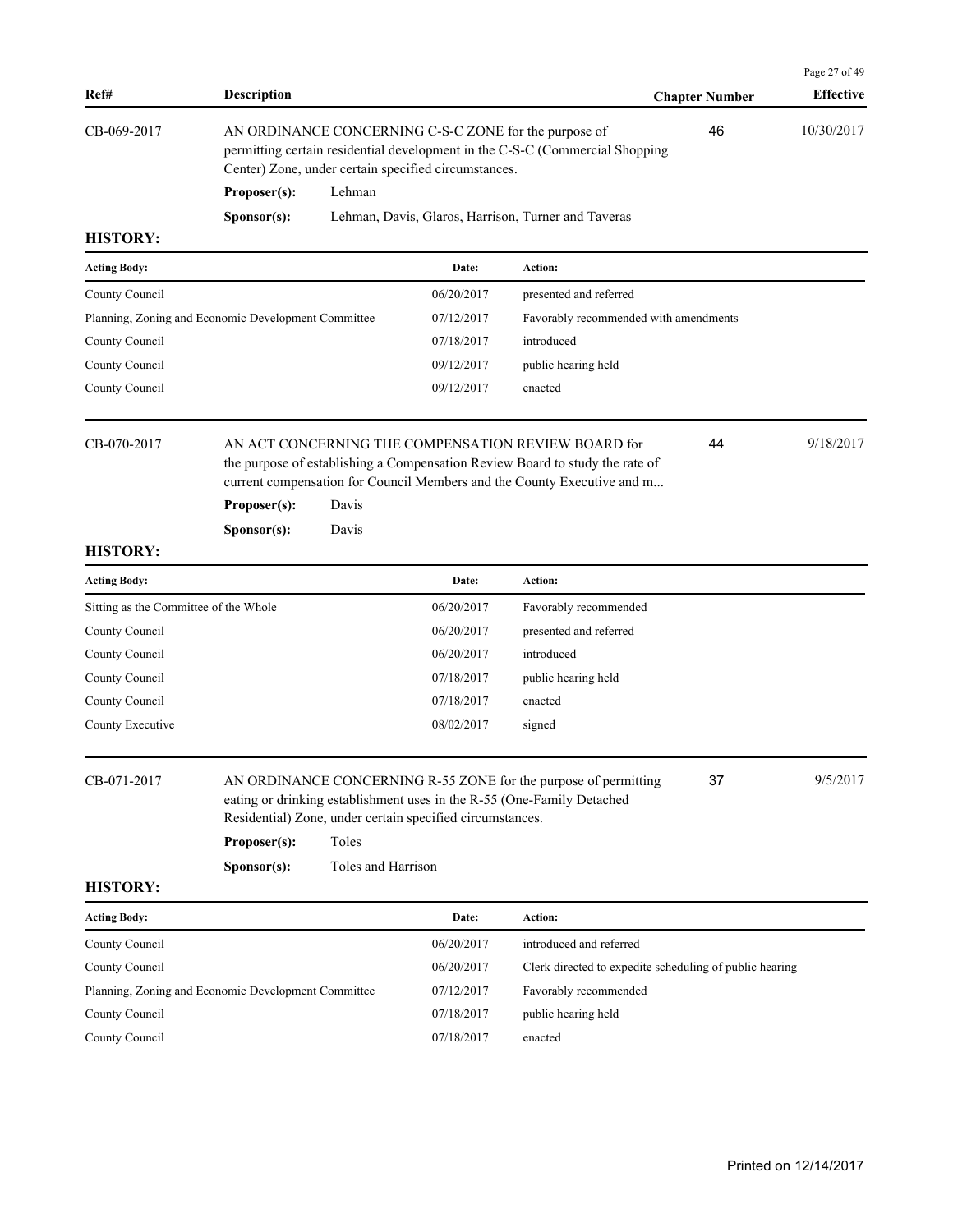| Ref# | Description | Chapter Number | Effective |
|---|---|---|---|
| CB-069-2017 | AN ORDINANCE CONCERNING C-S-C ZONE for the purpose of permitting certain residential development in the C-S-C (Commercial Shopping Center) Zone, under certain specified circumstances. | 46 | 10/30/2017 |

**Proposer(s):** Lehman

**Sponsor(s):** Lehman, Davis, Glaros, Harrison, Turner and Taveras

**HISTORY:**

| Acting Body: | Date: | Action: |
|---|---|---|
| County Council | 06/20/2017 | presented and referred |
| Planning, Zoning and Economic Development Committee | 07/12/2017 | Favorably recommended with amendments |
| County Council | 07/18/2017 | introduced |
| County Council | 09/12/2017 | public hearing held |
| County Council | 09/12/2017 | enacted |

| Ref# | Description | Chapter Number | Effective |
|---|---|---|---|
| CB-070-2017 | AN ACT CONCERNING THE COMPENSATION REVIEW BOARD for the purpose of establishing a Compensation Review Board to study the rate of current compensation for Council Members and the County Executive and m... | 44 | 9/18/2017 |

**Proposer(s):** Davis

**Sponsor(s):** Davis

**HISTORY:**

| Acting Body: | Date: | Action: |
|---|---|---|
| Sitting as the Committee of the Whole | 06/20/2017 | Favorably recommended |
| County Council | 06/20/2017 | presented and referred |
| County Council | 06/20/2017 | introduced |
| County Council | 07/18/2017 | public hearing held |
| County Council | 07/18/2017 | enacted |
| County Executive | 08/02/2017 | signed |

| Ref# | Description | Chapter Number | Effective |
|---|---|---|---|
| CB-071-2017 | AN ORDINANCE CONCERNING R-55 ZONE for the purpose of permitting eating or drinking establishment uses in the R-55 (One-Family Detached Residential) Zone, under certain specified circumstances. | 37 | 9/5/2017 |

**Proposer(s):** Toles

**Sponsor(s):** Toles and Harrison

**HISTORY:**

| Acting Body: | Date: | Action: |
|---|---|---|
| County Council | 06/20/2017 | introduced and referred |
| County Council | 06/20/2017 | Clerk directed to expedite scheduling of public hearing |
| Planning, Zoning and Economic Development Committee | 07/12/2017 | Favorably recommended |
| County Council | 07/18/2017 | public hearing held |
| County Council | 07/18/2017 | enacted |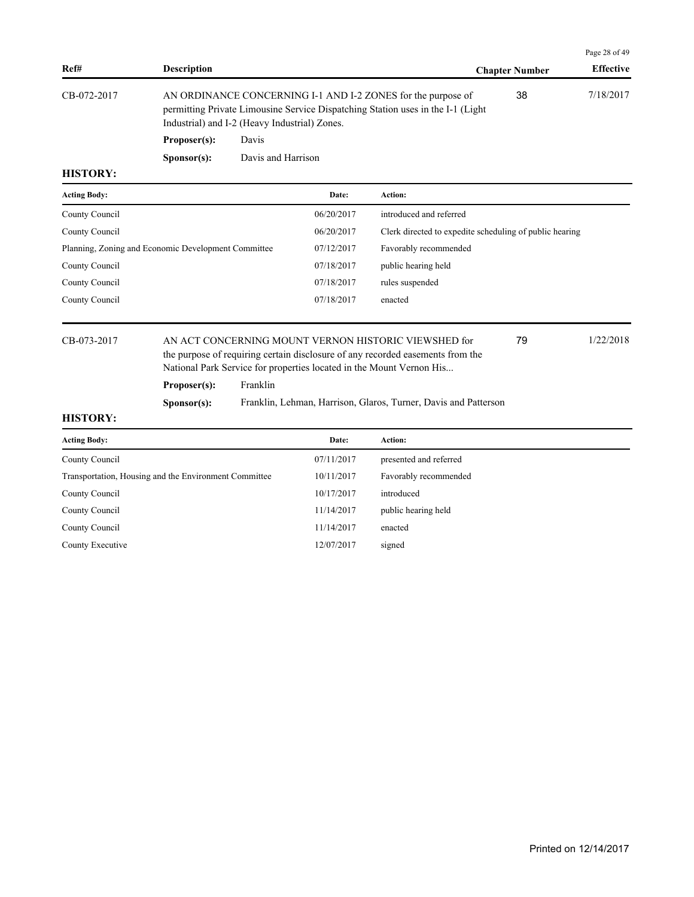| Ref# | Description | Chapter Number | Effective |
|---|---|---|---|
| CB-072-2017 | AN ORDINANCE CONCERNING I-1 AND I-2 ZONES for the purpose of permitting Private Limousine Service Dispatching Station uses in the I-1 (Light Industrial) and I-2 (Heavy Industrial) Zones. | 38 | 7/18/2017 |

**Proposer(s):** Davis

**Sponsor(s):** Davis and Harrison

**HISTORY:**

| Acting Body: | Date: | Action: |
|---|---|---|
| County Council | 06/20/2017 | introduced and referred |
| County Council | 06/20/2017 | Clerk directed to expedite scheduling of public hearing |
| Planning, Zoning and Economic Development Committee | 07/12/2017 | Favorably recommended |
| County Council | 07/18/2017 | public hearing held |
| County Council | 07/18/2017 | rules suspended |
| County Council | 07/18/2017 | enacted |

| Ref# | Description | Chapter Number | Effective |
|---|---|---|---|
| CB-073-2017 | AN ACT CONCERNING MOUNT VERNON HISTORIC VIEWSHED for the purpose of requiring certain disclosure of any recorded easements from the National Park Service for properties located in the Mount Vernon His... | 79 | 1/22/2018 |

**Proposer(s):** Franklin

**Sponsor(s):** Franklin, Lehman, Harrison, Glaros, Turner, Davis and Patterson

**HISTORY:**

| Acting Body: | Date: | Action: |
|---|---|---|
| County Council | 07/11/2017 | presented and referred |
| Transportation, Housing and the Environment Committee | 10/11/2017 | Favorably recommended |
| County Council | 10/17/2017 | introduced |
| County Council | 11/14/2017 | public hearing held |
| County Council | 11/14/2017 | enacted |
| County Executive | 12/07/2017 | signed |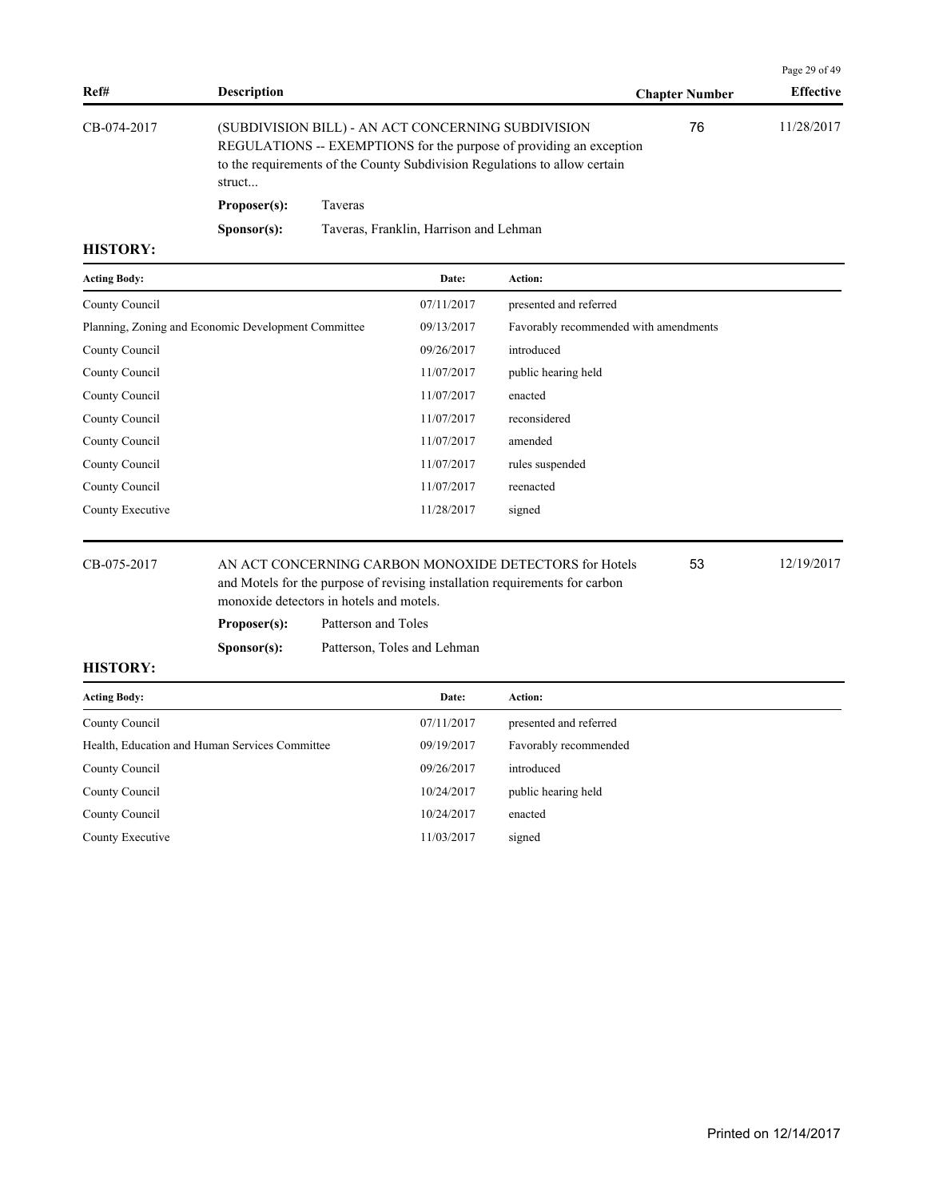| Ref# | Description | Chapter Number | Effective |
|---|---|---|---|
| CB-074-2017 | (SUBDIVISION BILL) - AN ACT CONCERNING SUBDIVISION REGULATIONS -- EXEMPTIONS for the purpose of providing an exception to the requirements of the County Subdivision Regulations to allow certain struct... | 76 | 11/28/2017 |

**Proposer(s):** Taveras

**Sponsor(s):** Taveras, Franklin, Harrison and Lehman

**HISTORY:**

| Acting Body: | Date: | Action: |
|---|---|---|
| County Council | 07/11/2017 | presented and referred |
| Planning, Zoning and Economic Development Committee | 09/13/2017 | Favorably recommended with amendments |
| County Council | 09/26/2017 | introduced |
| County Council | 11/07/2017 | public hearing held |
| County Council | 11/07/2017 | enacted |
| County Council | 11/07/2017 | reconsidered |
| County Council | 11/07/2017 | amended |
| County Council | 11/07/2017 | rules suspended |
| County Council | 11/07/2017 | reenacted |
| County Executive | 11/28/2017 | signed |

| Ref# | Description | Chapter Number | Effective |
|---|---|---|---|
| CB-075-2017 | AN ACT CONCERNING CARBON MONOXIDE DETECTORS for Hotels and Motels for the purpose of revising installation requirements for carbon monoxide detectors in hotels and motels. | 53 | 12/19/2017 |

**Proposer(s):** Patterson and Toles

**Sponsor(s):** Patterson, Toles and Lehman

**HISTORY:**

| Acting Body: | Date: | Action: |
|---|---|---|
| County Council | 07/11/2017 | presented and referred |
| Health, Education and Human Services Committee | 09/19/2017 | Favorably recommended |
| County Council | 09/26/2017 | introduced |
| County Council | 10/24/2017 | public hearing held |
| County Council | 10/24/2017 | enacted |
| County Executive | 11/03/2017 | signed |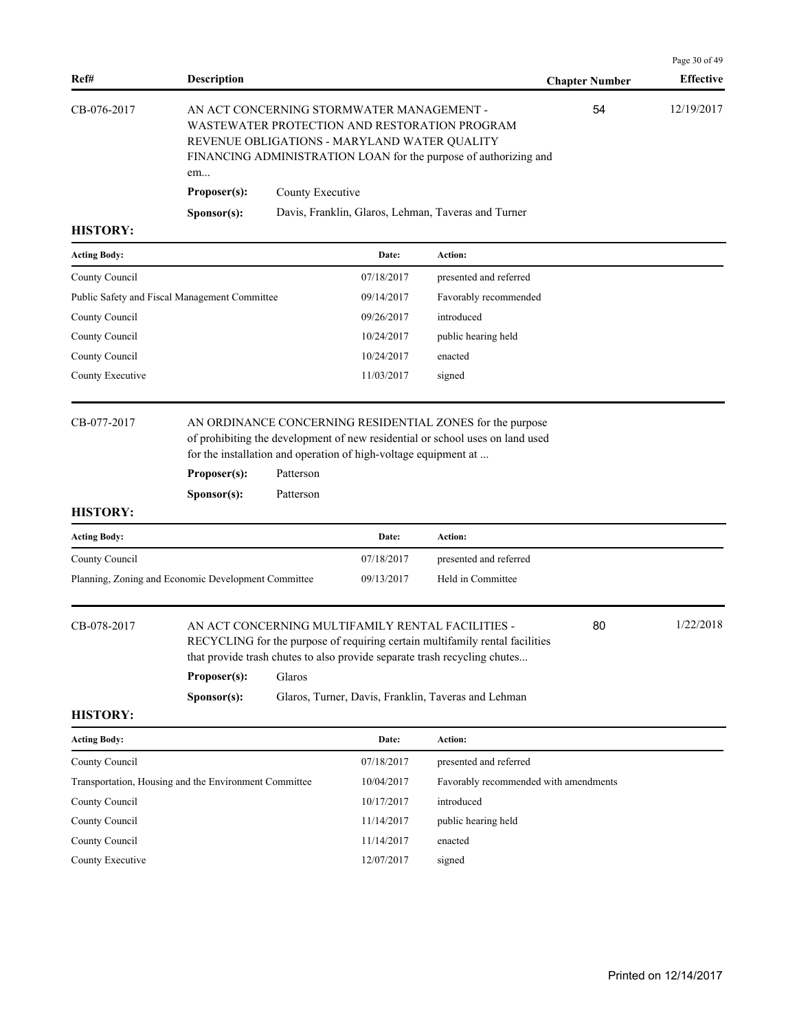| Ref# | Description | Chapter Number | Effective |
|---|---|---|---|
| CB-076-2017 | AN ACT CONCERNING STORMWATER MANAGEMENT - WASTEWATER PROTECTION AND RESTORATION PROGRAM REVENUE OBLIGATIONS - MARYLAND WATER QUALITY FINANCING ADMINISTRATION LOAN for the purpose of authorizing and em... | 54 | 12/19/2017 |

**Proposer(s):** County Executive

**Sponsor(s):** Davis, Franklin, Glaros, Lehman, Taveras and Turner

**HISTORY:**

| Acting Body: | Date: | Action: |
|---|---|---|
| County Council | 07/18/2017 | presented and referred |
| Public Safety and Fiscal Management Committee | 09/14/2017 | Favorably recommended |
| County Council | 09/26/2017 | introduced |
| County Council | 10/24/2017 | public hearing held |
| County Council | 10/24/2017 | enacted |
| County Executive | 11/03/2017 | signed |

| Ref# | Description | Chapter Number | Effective |
|---|---|---|---|
| CB-077-2017 | AN ORDINANCE CONCERNING RESIDENTIAL ZONES for the purpose of prohibiting the development of new residential or school uses on land used for the installation and operation of high-voltage equipment at ... | | |

**Proposer(s):** Patterson

**Sponsor(s):** Patterson

**HISTORY:**

| Acting Body: | Date: | Action: |
|---|---|---|
| County Council | 07/18/2017 | presented and referred |
| Planning, Zoning and Economic Development Committee | 09/13/2017 | Held in Committee |

| Ref# | Description | Chapter Number | Effective |
|---|---|---|---|
| CB-078-2017 | AN ACT CONCERNING MULTIFAMILY RENTAL FACILITIES - RECYCLING for the purpose of requiring certain multifamily rental facilities that provide trash chutes to also provide separate trash recycling chutes... | 80 | 1/22/2018 |

**Proposer(s):** Glaros

**Sponsor(s):** Glaros, Turner, Davis, Franklin, Taveras and Lehman

**HISTORY:**

| Acting Body: | Date: | Action: |
|---|---|---|
| County Council | 07/18/2017 | presented and referred |
| Transportation, Housing and the Environment Committee | 10/04/2017 | Favorably recommended with amendments |
| County Council | 10/17/2017 | introduced |
| County Council | 11/14/2017 | public hearing held |
| County Council | 11/14/2017 | enacted |
| County Executive | 12/07/2017 | signed |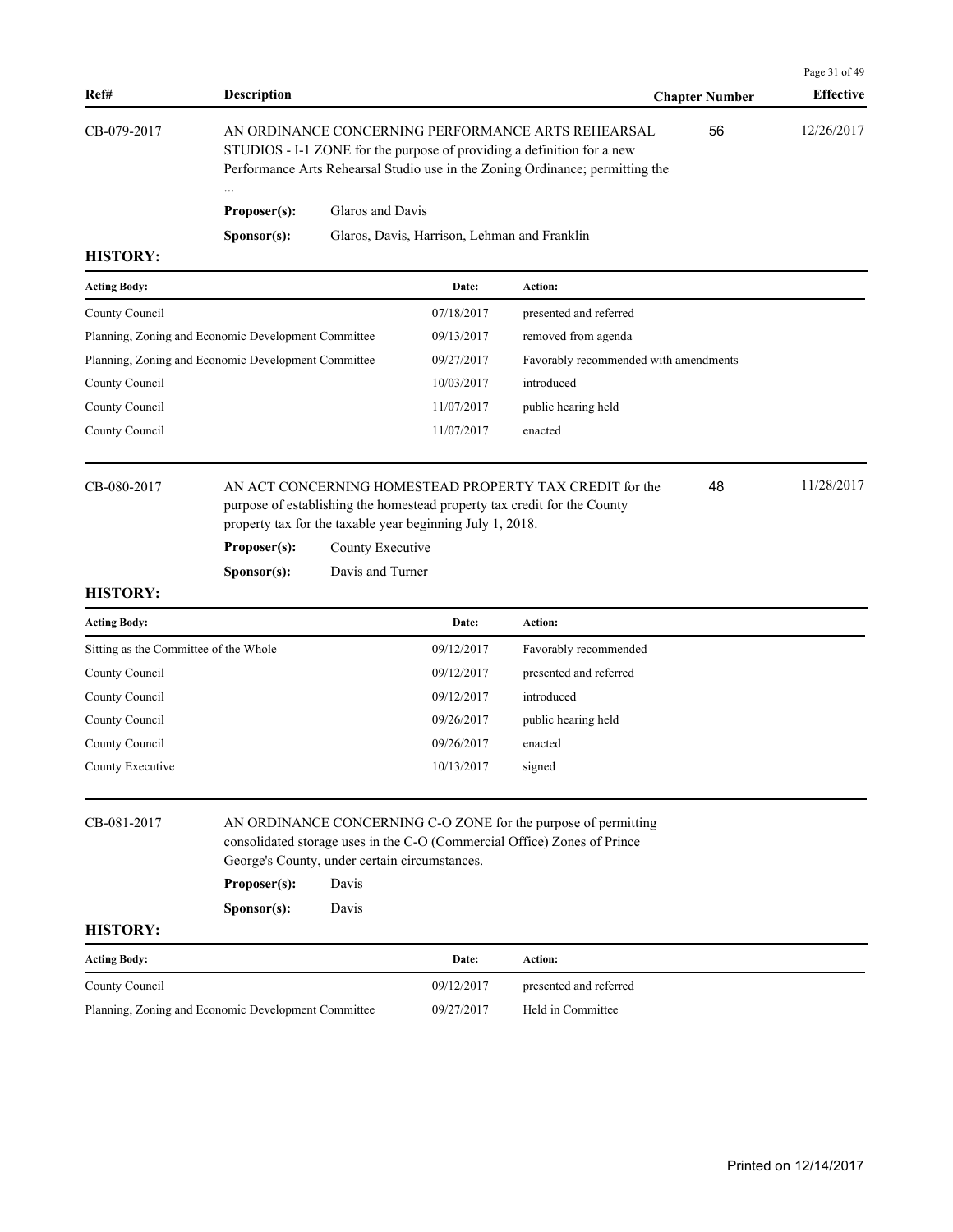| Ref# | Description | Chapter Number | Effective |
|---|---|---|---|

**CB-079-2017**

AN ORDINANCE CONCERNING PERFORMANCE ARTS REHEARSAL STUDIOS - I-1 ZONE for the purpose of providing a definition for a new Performance Arts Rehearsal Studio use in the Zoning Ordinance; permitting the ...

Chapter Number: 56 | Effective: 12/26/2017

**Proposer(s):** Glaros and Davis

**Sponsor(s):** Glaros, Davis, Harrison, Lehman and Franklin

**HISTORY:**

| Acting Body: | Date: | Action: |
|---|---|---|
| County Council | 07/18/2017 | presented and referred |
| Planning, Zoning and Economic Development Committee | 09/13/2017 | removed from agenda |
| Planning, Zoning and Economic Development Committee | 09/27/2017 | Favorably recommended with amendments |
| County Council | 10/03/2017 | introduced |
| County Council | 11/07/2017 | public hearing held |
| County Council | 11/07/2017 | enacted |

**CB-080-2017**

AN ACT CONCERNING HOMESTEAD PROPERTY TAX CREDIT for the purpose of establishing the homestead property tax credit for the County property tax for the taxable year beginning July 1, 2018.

Chapter Number: 48 | Effective: 11/28/2017

**Proposer(s):** County Executive

**Sponsor(s):** Davis and Turner

**HISTORY:**

| Acting Body: | Date: | Action: |
|---|---|---|
| Sitting as the Committee of the Whole | 09/12/2017 | Favorably recommended |
| County Council | 09/12/2017 | presented and referred |
| County Council | 09/12/2017 | introduced |
| County Council | 09/26/2017 | public hearing held |
| County Council | 09/26/2017 | enacted |
| County Executive | 10/13/2017 | signed |

**CB-081-2017**

AN ORDINANCE CONCERNING C-O ZONE for the purpose of permitting consolidated storage uses in the C-O (Commercial Office) Zones of Prince George's County, under certain circumstances.

**Proposer(s):** Davis

**Sponsor(s):** Davis

**HISTORY:**

| Acting Body: | Date: | Action: |
|---|---|---|
| County Council | 09/12/2017 | presented and referred |
| Planning, Zoning and Economic Development Committee | 09/27/2017 | Held in Committee |

Printed on 12/14/2017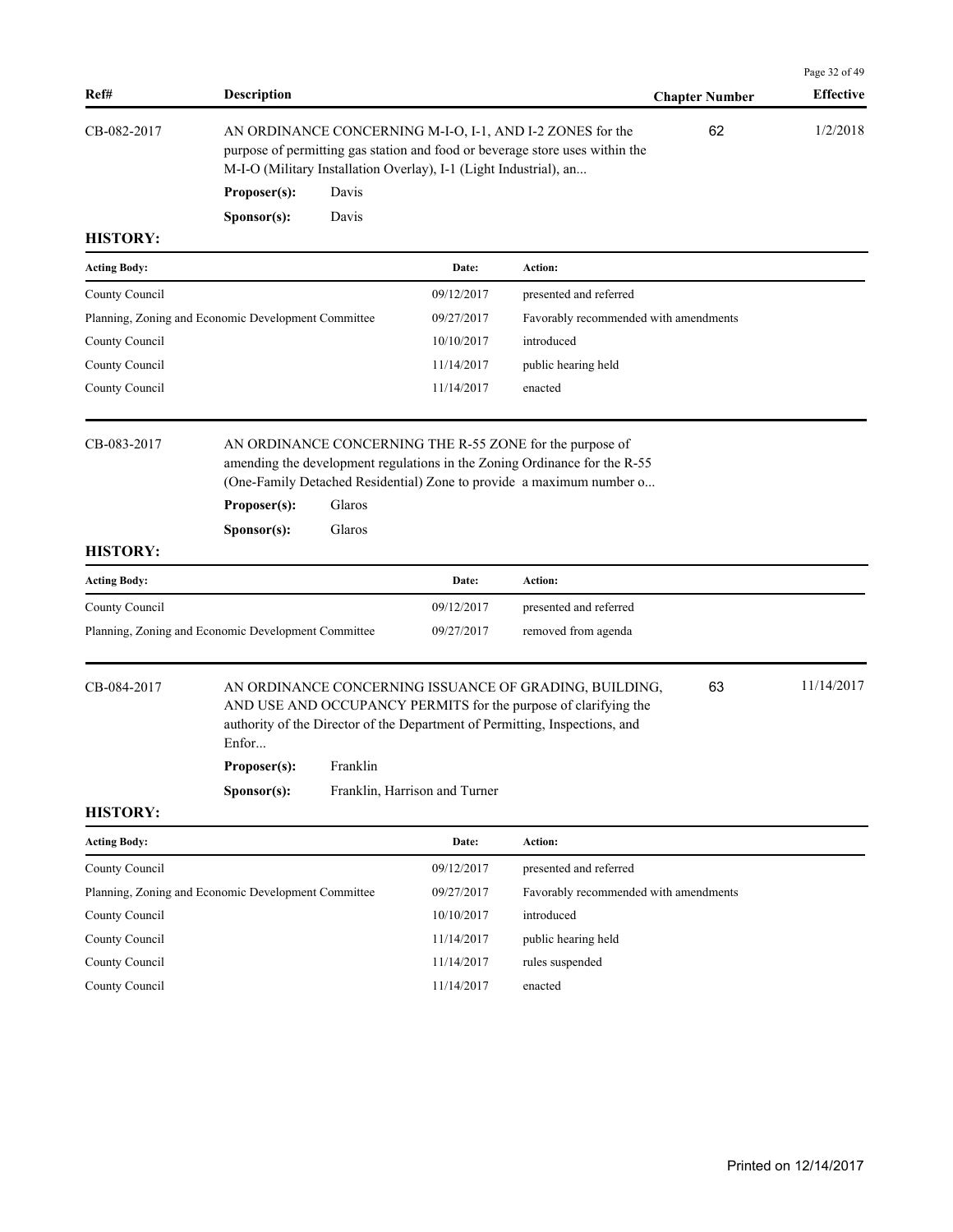| Ref# | Description | Chapter Number | Effective |
|---|---|---|---|
| CB-082-2017 | AN ORDINANCE CONCERNING M-I-O, I-1, AND I-2 ZONES for the purpose of permitting gas station and food or beverage store uses within the M-I-O (Military Installation Overlay), I-1 (Light Industrial), an... | 62 | 1/2/2018 |

**Proposer(s):** Davis

**Sponsor(s):** Davis

**HISTORY:**

| Acting Body: | Date: | Action: |
|---|---|---|
| County Council | 09/12/2017 | presented and referred |
| Planning, Zoning and Economic Development Committee | 09/27/2017 | Favorably recommended with amendments |
| County Council | 10/10/2017 | introduced |
| County Council | 11/14/2017 | public hearing held |
| County Council | 11/14/2017 | enacted |

| Ref# | Description | Chapter Number | Effective |
|---|---|---|---|
| CB-083-2017 | AN ORDINANCE CONCERNING THE R-55 ZONE for the purpose of amending the development regulations in the Zoning Ordinance for the R-55 (One-Family Detached Residential) Zone to provide a maximum number o... | | |

**Proposer(s):** Glaros

**Sponsor(s):** Glaros

**HISTORY:**

| Acting Body: | Date: | Action: |
|---|---|---|
| County Council | 09/12/2017 | presented and referred |
| Planning, Zoning and Economic Development Committee | 09/27/2017 | removed from agenda |

| Ref# | Description | Chapter Number | Effective |
|---|---|---|---|
| CB-084-2017 | AN ORDINANCE CONCERNING ISSUANCE OF GRADING, BUILDING, AND USE AND OCCUPANCY PERMITS for the purpose of clarifying the authority of the Director of the Department of Permitting, Inspections, and Enfor... | 63 | 11/14/2017 |

**Proposer(s):** Franklin

**Sponsor(s):** Franklin, Harrison and Turner

**HISTORY:**

| Acting Body: | Date: | Action: |
|---|---|---|
| County Council | 09/12/2017 | presented and referred |
| Planning, Zoning and Economic Development Committee | 09/27/2017 | Favorably recommended with amendments |
| County Council | 10/10/2017 | introduced |
| County Council | 11/14/2017 | public hearing held |
| County Council | 11/14/2017 | rules suspended |
| County Council | 11/14/2017 | enacted |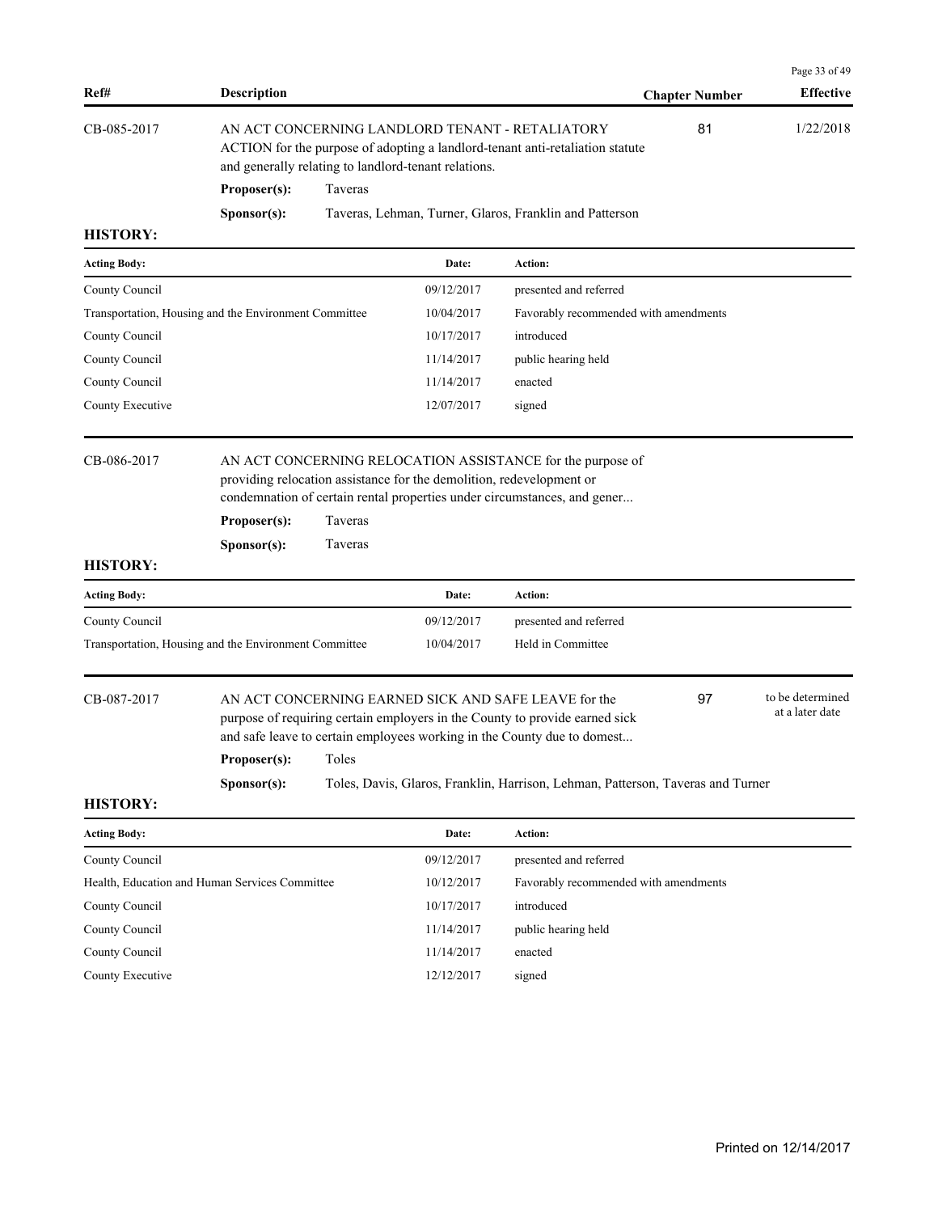| Ref# | Description | Chapter Number | Effective |
|---|---|---|---|
| CB-085-2017 | AN ACT CONCERNING LANDLORD TENANT - RETALIATORY ACTION for the purpose of adopting a landlord-tenant anti-retaliation statute and generally relating to landlord-tenant relations. | 81 | 1/22/2018 |

**Proposer(s):** Taveras

**Sponsor(s):** Taveras, Lehman, Turner, Glaros, Franklin and Patterson

**HISTORY:**

| Acting Body: | Date: | Action: |
|---|---|---|
| County Council | 09/12/2017 | presented and referred |
| Transportation, Housing and the Environment Committee | 10/04/2017 | Favorably recommended with amendments |
| County Council | 10/17/2017 | introduced |
| County Council | 11/14/2017 | public hearing held |
| County Council | 11/14/2017 | enacted |
| County Executive | 12/07/2017 | signed |

| Ref# | Description | Chapter Number | Effective |
|---|---|---|---|
| CB-086-2017 | AN ACT CONCERNING RELOCATION ASSISTANCE for the purpose of providing relocation assistance for the demolition, redevelopment or condemnation of certain rental properties under circumstances, and gener... | | |

**Proposer(s):** Taveras

**Sponsor(s):** Taveras

**HISTORY:**

| Acting Body: | Date: | Action: |
|---|---|---|
| County Council | 09/12/2017 | presented and referred |
| Transportation, Housing and the Environment Committee | 10/04/2017 | Held in Committee |

| Ref# | Description | Chapter Number | Effective |
|---|---|---|---|
| CB-087-2017 | AN ACT CONCERNING EARNED SICK AND SAFE LEAVE for the purpose of requiring certain employers in the County to provide earned sick and safe leave to certain employees working in the County due to domest... | 97 | to be determined at a later date |

**Proposer(s):** Toles

**Sponsor(s):** Toles, Davis, Glaros, Franklin, Harrison, Lehman, Patterson, Taveras and Turner

**HISTORY:**

| Acting Body: | Date: | Action: |
|---|---|---|
| County Council | 09/12/2017 | presented and referred |
| Health, Education and Human Services Committee | 10/12/2017 | Favorably recommended with amendments |
| County Council | 10/17/2017 | introduced |
| County Council | 11/14/2017 | public hearing held |
| County Council | 11/14/2017 | enacted |
| County Executive | 12/12/2017 | signed |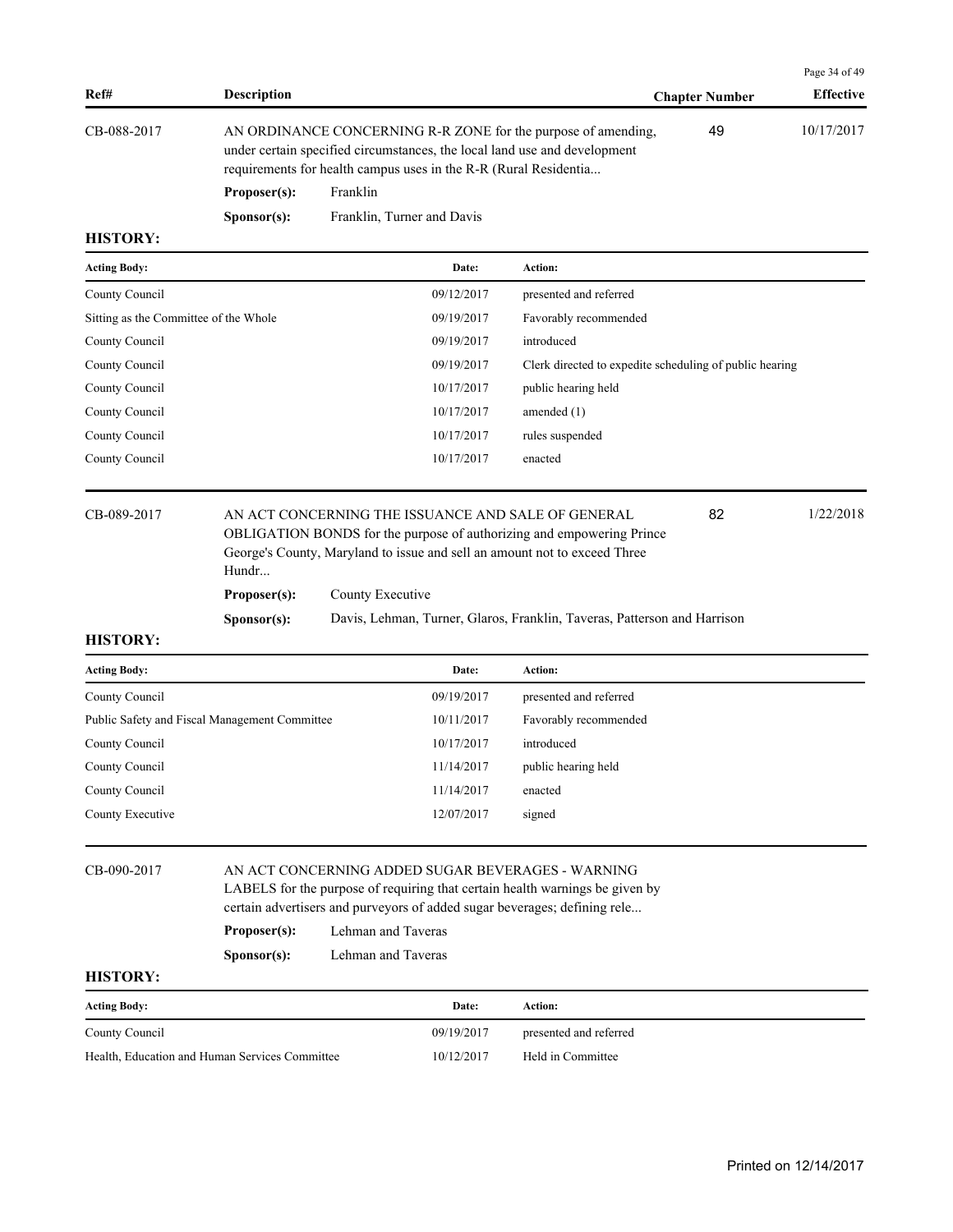| Ref# | Description | Chapter Number | Effective |
|---|---|---|---|
| CB-088-2017 | AN ORDINANCE CONCERNING R-R ZONE for the purpose of amending, under certain specified circumstances, the local land use and development requirements for health campus uses in the R-R (Rural Residentia... | 49 | 10/17/2017 |

**Proposer(s):** Franklin

**Sponsor(s):** Franklin, Turner and Davis

**HISTORY:**

| Acting Body: | Date: | Action: |
|---|---|---|
| County Council | 09/12/2017 | presented and referred |
| Sitting as the Committee of the Whole | 09/19/2017 | Favorably recommended |
| County Council | 09/19/2017 | introduced |
| County Council | 09/19/2017 | Clerk directed to expedite scheduling of public hearing |
| County Council | 10/17/2017 | public hearing held |
| County Council | 10/17/2017 | amended (1) |
| County Council | 10/17/2017 | rules suspended |
| County Council | 10/17/2017 | enacted |

| Ref# | Description | Chapter Number | Effective |
|---|---|---|---|
| CB-089-2017 | AN ACT CONCERNING THE ISSUANCE AND SALE OF GENERAL OBLIGATION BONDS for the purpose of authorizing and empowering Prince George's County, Maryland to issue and sell an amount not to exceed Three Hundr... | 82 | 1/22/2018 |

**Proposer(s):** County Executive

**Sponsor(s):** Davis, Lehman, Turner, Glaros, Franklin, Taveras, Patterson and Harrison

**HISTORY:**

| Acting Body: | Date: | Action: |
|---|---|---|
| County Council | 09/19/2017 | presented and referred |
| Public Safety and Fiscal Management Committee | 10/11/2017 | Favorably recommended |
| County Council | 10/17/2017 | introduced |
| County Council | 11/14/2017 | public hearing held |
| County Council | 11/14/2017 | enacted |
| County Executive | 12/07/2017 | signed |

| Ref# | Description | Chapter Number | Effective |
|---|---|---|---|
| CB-090-2017 | AN ACT CONCERNING ADDED SUGAR BEVERAGES - WARNING LABELS for the purpose of requiring that certain health warnings be given by certain advertisers and purveyors of added sugar beverages; defining rele... | | |

**Proposer(s):** Lehman and Taveras

**Sponsor(s):** Lehman and Taveras

**HISTORY:**

| Acting Body: | Date: | Action: |
|---|---|---|
| County Council | 09/19/2017 | presented and referred |
| Health, Education and Human Services Committee | 10/12/2017 | Held in Committee |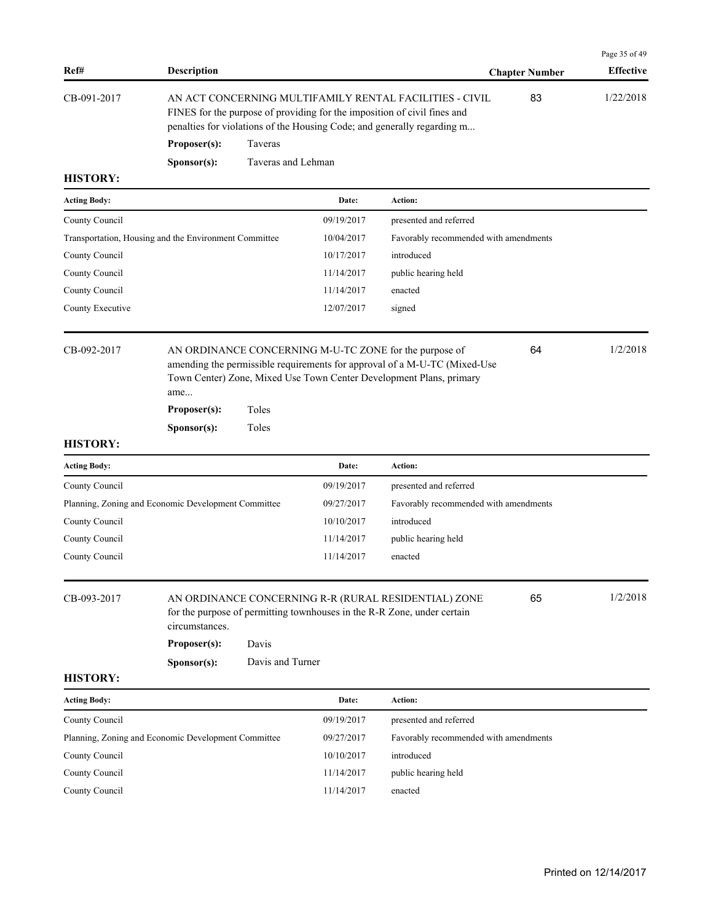| Ref# | Description | Chapter Number | Effective |
|---|---|---|---|
| CB-091-2017 | AN ACT CONCERNING MULTIFAMILY RENTAL FACILITIES - CIVIL FINES for the purpose of providing for the imposition of civil fines and penalties for violations of the Housing Code; and generally regarding m... | 83 | 1/22/2018 |

**Proposer(s):** Taveras

**Sponsor(s):** Taveras and Lehman

**HISTORY:**

| Acting Body: | Date: | Action: |
|---|---|---|
| County Council | 09/19/2017 | presented and referred |
| Transportation, Housing and the Environment Committee | 10/04/2017 | Favorably recommended with amendments |
| County Council | 10/17/2017 | introduced |
| County Council | 11/14/2017 | public hearing held |
| County Council | 11/14/2017 | enacted |
| County Executive | 12/07/2017 | signed |

| Ref# | Description | Chapter Number | Effective |
|---|---|---|---|
| CB-092-2017 | AN ORDINANCE CONCERNING M-U-TC ZONE for the purpose of amending the permissible requirements for approval of a M-U-TC (Mixed-Use Town Center) Zone, Mixed Use Town Center Development Plans, primary ame... | 64 | 1/2/2018 |

**Proposer(s):** Toles

**Sponsor(s):** Toles

**HISTORY:**

| Acting Body: | Date: | Action: |
|---|---|---|
| County Council | 09/19/2017 | presented and referred |
| Planning, Zoning and Economic Development Committee | 09/27/2017 | Favorably recommended with amendments |
| County Council | 10/10/2017 | introduced |
| County Council | 11/14/2017 | public hearing held |
| County Council | 11/14/2017 | enacted |

| Ref# | Description | Chapter Number | Effective |
|---|---|---|---|
| CB-093-2017 | AN ORDINANCE CONCERNING R-R (RURAL RESIDENTIAL) ZONE for the purpose of permitting townhouses in the R-R Zone, under certain circumstances. | 65 | 1/2/2018 |

**Proposer(s):** Davis

**Sponsor(s):** Davis and Turner

**HISTORY:**

| Acting Body: | Date: | Action: |
|---|---|---|
| County Council | 09/19/2017 | presented and referred |
| Planning, Zoning and Economic Development Committee | 09/27/2017 | Favorably recommended with amendments |
| County Council | 10/10/2017 | introduced |
| County Council | 11/14/2017 | public hearing held |
| County Council | 11/14/2017 | enacted |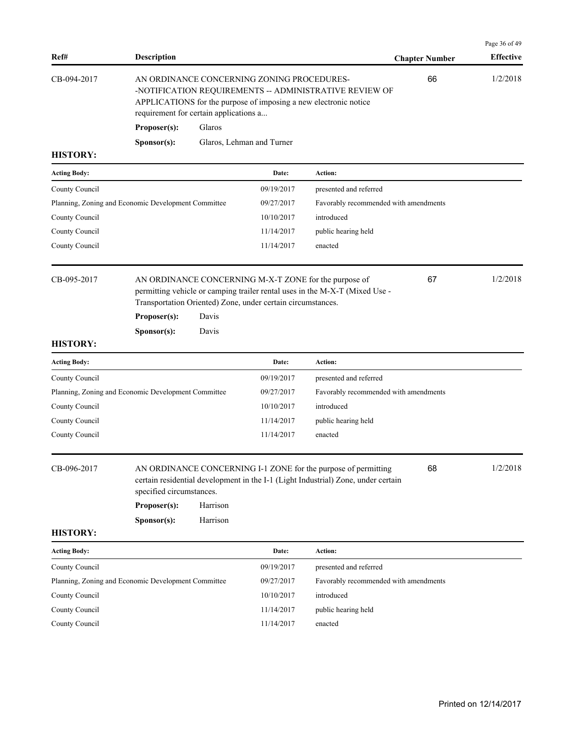| Ref# | Description | Chapter Number | Effective |
|---|---|---|---|
| CB-094-2017 | AN ORDINANCE CONCERNING ZONING PROCEDURES--NOTIFICATION REQUIREMENTS -- ADMINISTRATIVE REVIEW OF APPLICATIONS for the purpose of imposing a new electronic notice requirement for certain applications a... | 66 | 1/2/2018 |

**Proposer(s):** Glaros

**Sponsor(s):** Glaros, Lehman and Turner

**HISTORY:**

| Acting Body: | Date: | Action: |
|---|---|---|
| County Council | 09/19/2017 | presented and referred |
| Planning, Zoning and Economic Development Committee | 09/27/2017 | Favorably recommended with amendments |
| County Council | 10/10/2017 | introduced |
| County Council | 11/14/2017 | public hearing held |
| County Council | 11/14/2017 | enacted |

| Ref# | Description | Chapter Number | Effective |
|---|---|---|---|
| CB-095-2017 | AN ORDINANCE CONCERNING M-X-T ZONE for the purpose of permitting vehicle or camping trailer rental uses in the M-X-T (Mixed Use - Transportation Oriented) Zone, under certain circumstances. | 67 | 1/2/2018 |

**Proposer(s):** Davis

**Sponsor(s):** Davis

**HISTORY:**

| Acting Body: | Date: | Action: |
|---|---|---|
| County Council | 09/19/2017 | presented and referred |
| Planning, Zoning and Economic Development Committee | 09/27/2017 | Favorably recommended with amendments |
| County Council | 10/10/2017 | introduced |
| County Council | 11/14/2017 | public hearing held |
| County Council | 11/14/2017 | enacted |

| Ref# | Description | Chapter Number | Effective |
|---|---|---|---|
| CB-096-2017 | AN ORDINANCE CONCERNING I-1 ZONE for the purpose of permitting certain residential development in the I-1 (Light Industrial) Zone, under certain specified circumstances. | 68 | 1/2/2018 |

**Proposer(s):** Harrison

**Sponsor(s):** Harrison

**HISTORY:**

| Acting Body: | Date: | Action: |
|---|---|---|
| County Council | 09/19/2017 | presented and referred |
| Planning, Zoning and Economic Development Committee | 09/27/2017 | Favorably recommended with amendments |
| County Council | 10/10/2017 | introduced |
| County Council | 11/14/2017 | public hearing held |
| County Council | 11/14/2017 | enacted |

Printed on 12/14/2017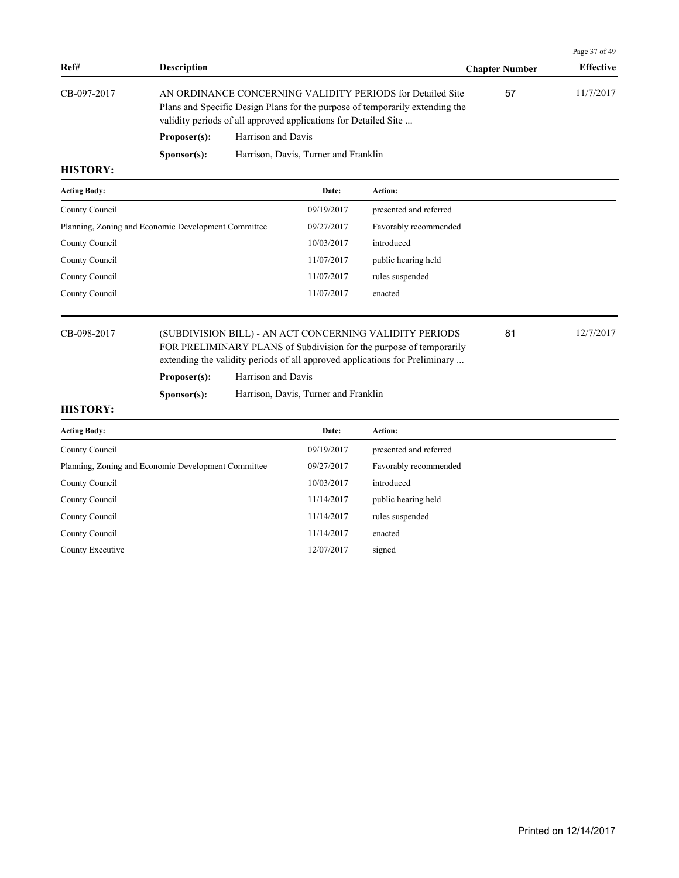| Ref# | Description | Chapter Number | Effective |
|---|---|---|---|
| CB-097-2017 | AN ORDINANCE CONCERNING VALIDITY PERIODS for Detailed Site Plans and Specific Design Plans for the purpose of temporarily extending the validity periods of all approved applications for Detailed Site ... | 57 | 11/7/2017 |

**Proposer(s):** Harrison and Davis

**Sponsor(s):** Harrison, Davis, Turner and Franklin

**HISTORY:**

| Acting Body: | Date: | Action: |
|---|---|---|
| County Council | 09/19/2017 | presented and referred |
| Planning, Zoning and Economic Development Committee | 09/27/2017 | Favorably recommended |
| County Council | 10/03/2017 | introduced |
| County Council | 11/07/2017 | public hearing held |
| County Council | 11/07/2017 | rules suspended |
| County Council | 11/07/2017 | enacted |

| Ref# | Description | Chapter Number | Effective |
|---|---|---|---|
| CB-098-2017 | (SUBDIVISION BILL) - AN ACT CONCERNING VALIDITY PERIODS FOR PRELIMINARY PLANS of Subdivision for the purpose of temporarily extending the validity periods of all approved applications for Preliminary ... | 81 | 12/7/2017 |

**Proposer(s):** Harrison and Davis

**Sponsor(s):** Harrison, Davis, Turner and Franklin

**HISTORY:**

| Acting Body: | Date: | Action: |
|---|---|---|
| County Council | 09/19/2017 | presented and referred |
| Planning, Zoning and Economic Development Committee | 09/27/2017 | Favorably recommended |
| County Council | 10/03/2017 | introduced |
| County Council | 11/14/2017 | public hearing held |
| County Council | 11/14/2017 | rules suspended |
| County Council | 11/14/2017 | enacted |
| County Executive | 12/07/2017 | signed |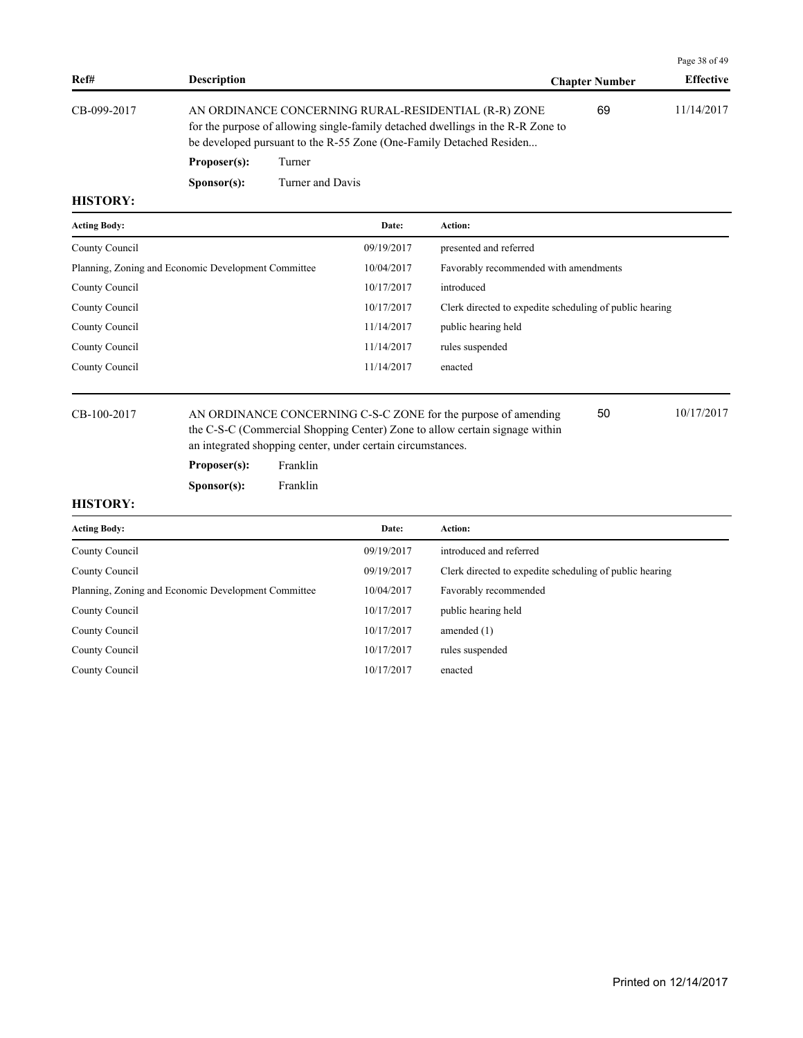| Ref# | Description | Chapter Number | Effective |
|---|---|---|---|
| CB-099-2017 | AN ORDINANCE CONCERNING RURAL-RESIDENTIAL (R-R) ZONE for the purpose of allowing single-family detached dwellings in the R-R Zone to be developed pursuant to the R-55 Zone (One-Family Detached Residen... | 69 | 11/14/2017 |

**Proposer(s):** Turner

**Sponsor(s):** Turner and Davis

**HISTORY:**

| Acting Body: | Date: | Action: |
|---|---|---|
| County Council | 09/19/2017 | presented and referred |
| Planning, Zoning and Economic Development Committee | 10/04/2017 | Favorably recommended with amendments |
| County Council | 10/17/2017 | introduced |
| County Council | 10/17/2017 | Clerk directed to expedite scheduling of public hearing |
| County Council | 11/14/2017 | public hearing held |
| County Council | 11/14/2017 | rules suspended |
| County Council | 11/14/2017 | enacted |

| Ref# | Description | Chapter Number | Effective |
|---|---|---|---|
| CB-100-2017 | AN ORDINANCE CONCERNING C-S-C ZONE for the purpose of amending the C-S-C (Commercial Shopping Center) Zone to allow certain signage within an integrated shopping center, under certain circumstances. | 50 | 10/17/2017 |

**Proposer(s):** Franklin

**Sponsor(s):** Franklin

**HISTORY:**

| Acting Body: | Date: | Action: |
|---|---|---|
| County Council | 09/19/2017 | introduced and referred |
| County Council | 09/19/2017 | Clerk directed to expedite scheduling of public hearing |
| Planning, Zoning and Economic Development Committee | 10/04/2017 | Favorably recommended |
| County Council | 10/17/2017 | public hearing held |
| County Council | 10/17/2017 | amended (1) |
| County Council | 10/17/2017 | rules suspended |
| County Council | 10/17/2017 | enacted |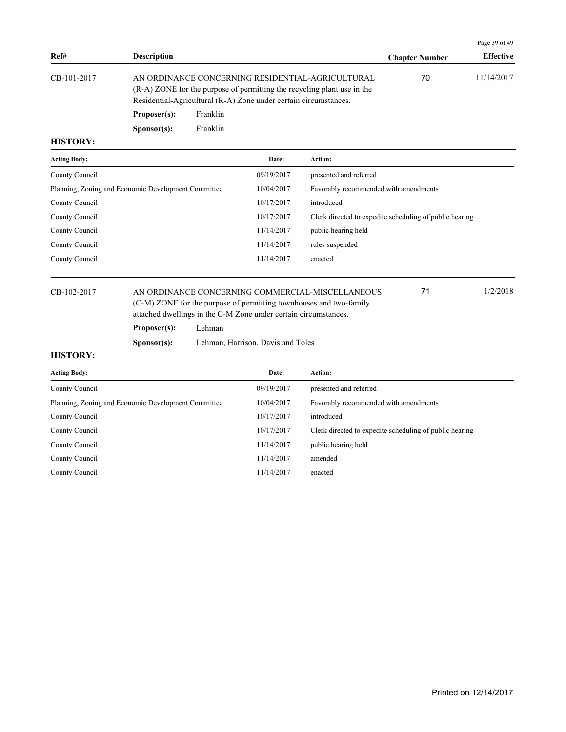| Ref# | Description | Chapter Number | Effective |
|---|---|---|---|
| CB-101-2017 | AN ORDINANCE CONCERNING RESIDENTIAL-AGRICULTURAL (R-A) ZONE for the purpose of permitting the recycling plant use in the Residential-Agricultural (R-A) Zone under certain circumstances. | 70 | 11/14/2017 |

**Proposer(s):** Franklin

**Sponsor(s):** Franklin

**HISTORY:**

| Acting Body: | Date: | Action: |
|---|---|---|
| County Council | 09/19/2017 | presented and referred |
| Planning, Zoning and Economic Development Committee | 10/04/2017 | Favorably recommended with amendments |
| County Council | 10/17/2017 | introduced |
| County Council | 10/17/2017 | Clerk directed to expedite scheduling of public hearing |
| County Council | 11/14/2017 | public hearing held |
| County Council | 11/14/2017 | rules suspended |
| County Council | 11/14/2017 | enacted |

| Ref# | Description | Chapter Number | Effective |
|---|---|---|---|
| CB-102-2017 | AN ORDINANCE CONCERNING COMMERCIAL-MISCELLANEOUS (C-M) ZONE for the purpose of permitting townhouses and two-family attached dwellings in the C-M Zone under certain circumstances. | 71 | 1/2/2018 |

**Proposer(s):** Lehman

**Sponsor(s):** Lehman, Harrison, Davis and Toles

**HISTORY:**

| Acting Body: | Date: | Action: |
|---|---|---|
| County Council | 09/19/2017 | presented and referred |
| Planning, Zoning and Economic Development Committee | 10/04/2017 | Favorably recommended with amendments |
| County Council | 10/17/2017 | introduced |
| County Council | 10/17/2017 | Clerk directed to expedite scheduling of public hearing |
| County Council | 11/14/2017 | public hearing held |
| County Council | 11/14/2017 | amended |
| County Council | 11/14/2017 | enacted |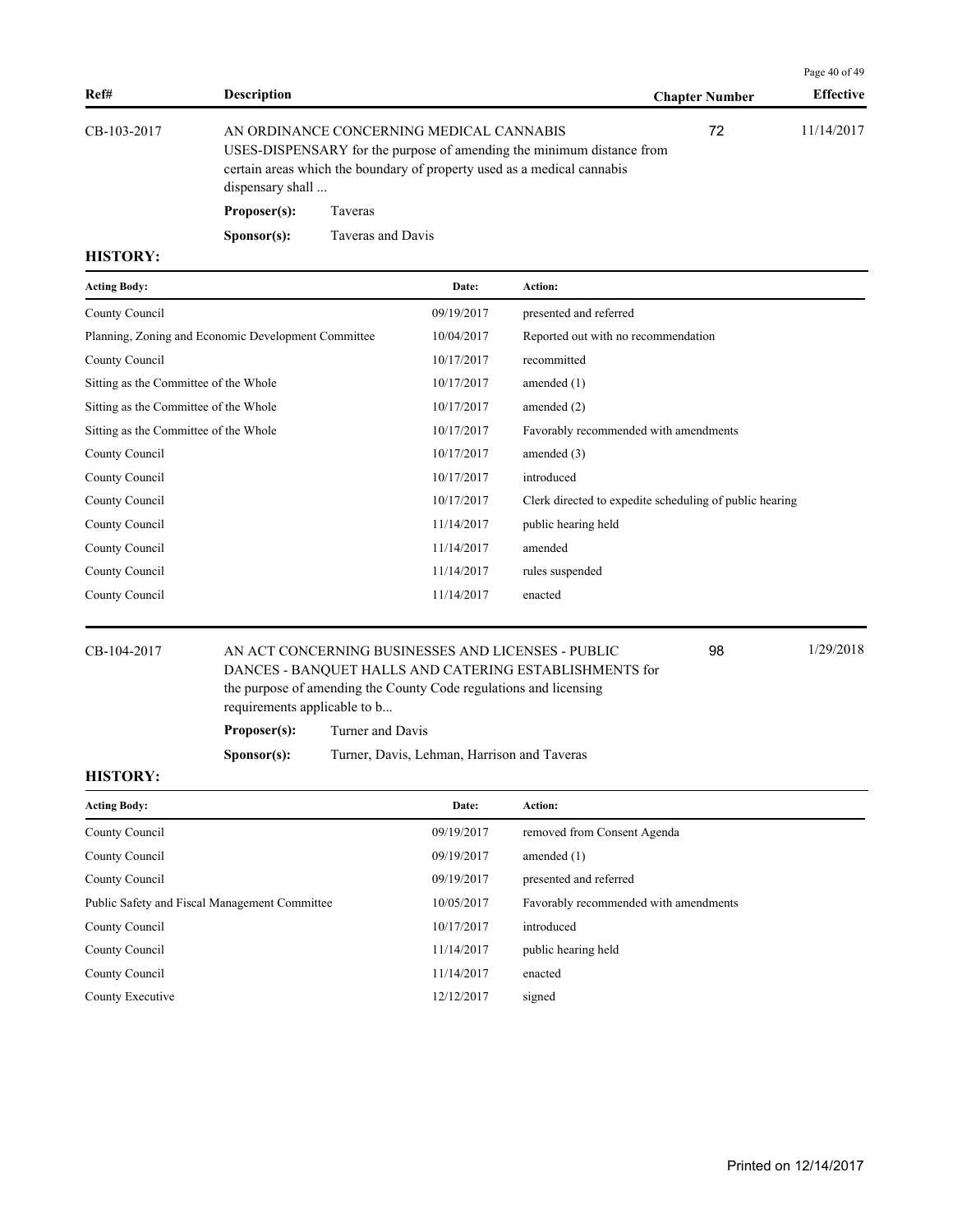| Ref# | Description | Chapter Number | Effective |
|---|---|---|---|
| CB-103-2017 | AN ORDINANCE CONCERNING MEDICAL CANNABIS USES-DISPENSARY for the purpose of amending the minimum distance from certain areas which the boundary of property used as a medical cannabis dispensary shall ... | 72 | 11/14/2017 |

**Proposer(s):** Taveras

**Sponsor(s):** Taveras and Davis

**HISTORY:**

| Acting Body: | Date: | Action: |
|---|---|---|
| County Council | 09/19/2017 | presented and referred |
| Planning, Zoning and Economic Development Committee | 10/04/2017 | Reported out with no recommendation |
| County Council | 10/17/2017 | recommitted |
| Sitting as the Committee of the Whole | 10/17/2017 | amended (1) |
| Sitting as the Committee of the Whole | 10/17/2017 | amended (2) |
| Sitting as the Committee of the Whole | 10/17/2017 | Favorably recommended with amendments |
| County Council | 10/17/2017 | amended (3) |
| County Council | 10/17/2017 | introduced |
| County Council | 10/17/2017 | Clerk directed to expedite scheduling of public hearing |
| County Council | 11/14/2017 | public hearing held |
| County Council | 11/14/2017 | amended |
| County Council | 11/14/2017 | rules suspended |
| County Council | 11/14/2017 | enacted |

| Ref# | Description | Chapter Number | Effective |
|---|---|---|---|
| CB-104-2017 | AN ACT CONCERNING BUSINESSES AND LICENSES - PUBLIC DANCES - BANQUET HALLS AND CATERING ESTABLISHMENTS for the purpose of amending the County Code regulations and licensing requirements applicable to b... | 98 | 1/29/2018 |

**Proposer(s):** Turner and Davis

**Sponsor(s):** Turner, Davis, Lehman, Harrison and Taveras

**HISTORY:**

| Acting Body: | Date: | Action: |
|---|---|---|
| County Council | 09/19/2017 | removed from Consent Agenda |
| County Council | 09/19/2017 | amended (1) |
| County Council | 09/19/2017 | presented and referred |
| Public Safety and Fiscal Management Committee | 10/05/2017 | Favorably recommended with amendments |
| County Council | 10/17/2017 | introduced |
| County Council | 11/14/2017 | public hearing held |
| County Council | 11/14/2017 | enacted |
| County Executive | 12/12/2017 | signed |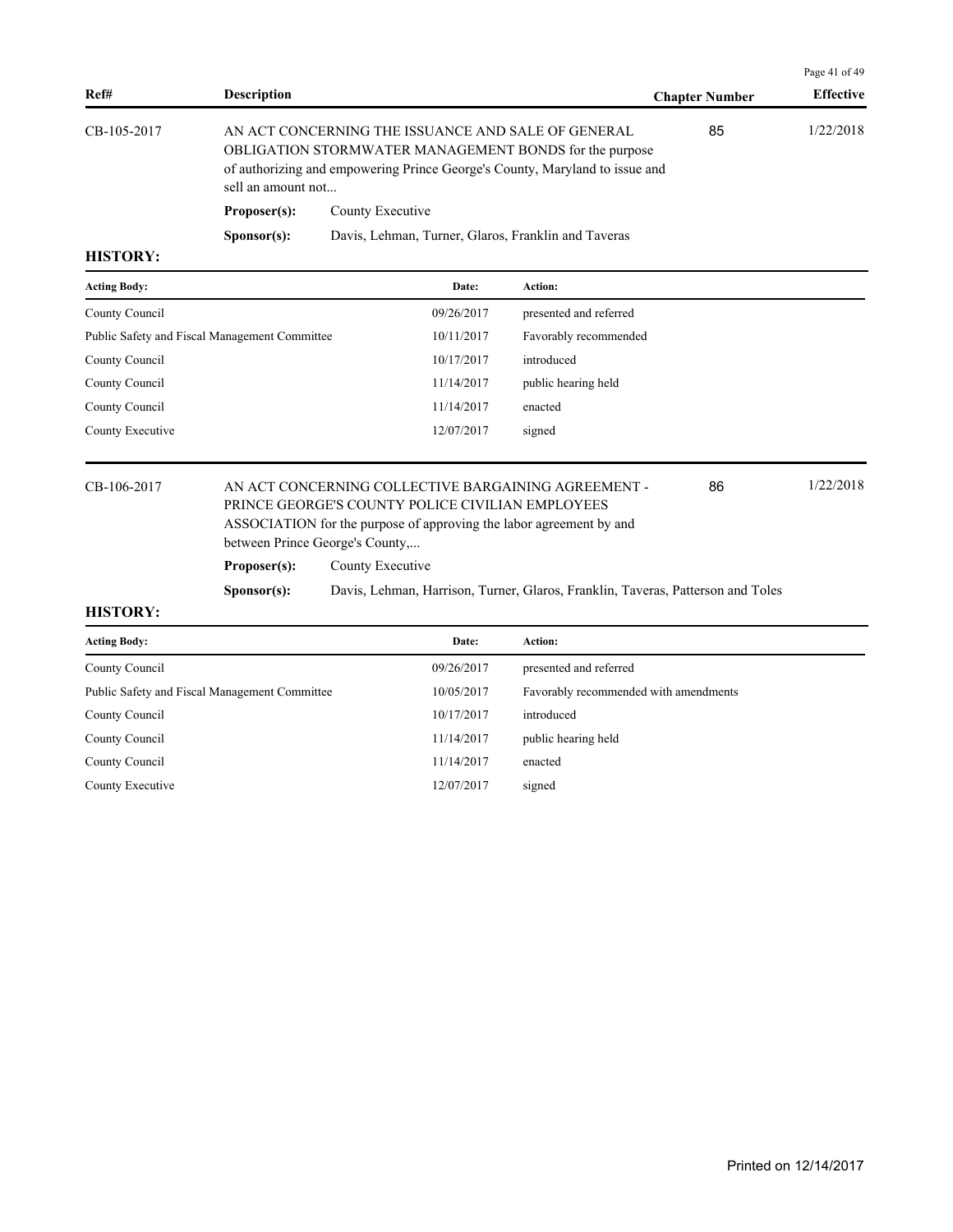| Ref# | Description | Chapter Number | Effective |
|---|---|---|---|
| CB-105-2017 | AN ACT CONCERNING THE ISSUANCE AND SALE OF GENERAL OBLIGATION STORMWATER MANAGEMENT BONDS for the purpose of authorizing and empowering Prince George's County, Maryland to issue and sell an amount not... | 85 | 1/22/2018 |

**Proposer(s):** County Executive

**Sponsor(s):** Davis, Lehman, Turner, Glaros, Franklin and Taveras

**HISTORY:**

| Acting Body: | Date: | Action: |
|---|---|---|
| County Council | 09/26/2017 | presented and referred |
| Public Safety and Fiscal Management Committee | 10/11/2017 | Favorably recommended |
| County Council | 10/17/2017 | introduced |
| County Council | 11/14/2017 | public hearing held |
| County Council | 11/14/2017 | enacted |
| County Executive | 12/07/2017 | signed |

| Ref# | Description | Chapter Number | Effective |
|---|---|---|---|
| CB-106-2017 | AN ACT CONCERNING COLLECTIVE BARGAINING AGREEMENT - PRINCE GEORGE'S COUNTY POLICE CIVILIAN EMPLOYEES ASSOCIATION for the purpose of approving the labor agreement by and between Prince George's County,... | 86 | 1/22/2018 |

**Proposer(s):** County Executive

**Sponsor(s):** Davis, Lehman, Harrison, Turner, Glaros, Franklin, Taveras, Patterson and Toles

**HISTORY:**

| Acting Body: | Date: | Action: |
|---|---|---|
| County Council | 09/26/2017 | presented and referred |
| Public Safety and Fiscal Management Committee | 10/05/2017 | Favorably recommended with amendments |
| County Council | 10/17/2017 | introduced |
| County Council | 11/14/2017 | public hearing held |
| County Council | 11/14/2017 | enacted |
| County Executive | 12/07/2017 | signed |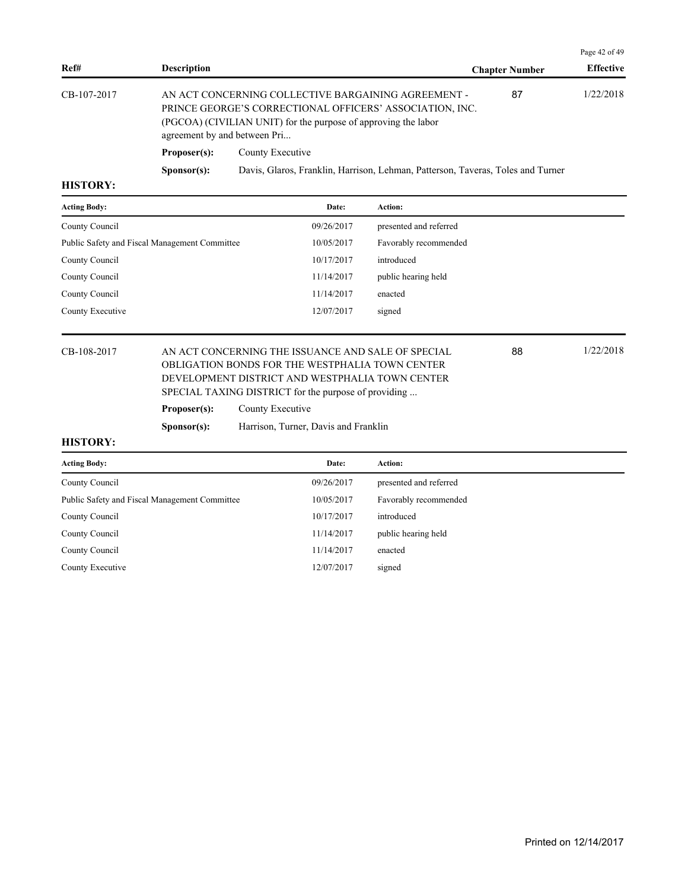| Ref# | Description | Chapter Number | Effective |
|---|---|---|---|
| CB-107-2017 | AN ACT CONCERNING COLLECTIVE BARGAINING AGREEMENT - PRINCE GEORGE'S CORRECTIONAL OFFICERS' ASSOCIATION, INC. (PGCOA) (CIVILIAN UNIT) for the purpose of approving the labor agreement by and between Pri... | 87 | 1/22/2018 |

**Proposer(s):** County Executive

**Sponsor(s):** Davis, Glaros, Franklin, Harrison, Lehman, Patterson, Taveras, Toles and Turner

**HISTORY:**

| Acting Body: | Date: | Action: |
|---|---|---|
| County Council | 09/26/2017 | presented and referred |
| Public Safety and Fiscal Management Committee | 10/05/2017 | Favorably recommended |
| County Council | 10/17/2017 | introduced |
| County Council | 11/14/2017 | public hearing held |
| County Council | 11/14/2017 | enacted |
| County Executive | 12/07/2017 | signed |

| Ref# | Description | Chapter Number | Effective |
|---|---|---|---|
| CB-108-2017 | AN ACT CONCERNING THE ISSUANCE AND SALE OF SPECIAL OBLIGATION BONDS FOR THE WESTPHALIA TOWN CENTER DEVELOPMENT DISTRICT AND WESTPHALIA TOWN CENTER SPECIAL TAXING DISTRICT for the purpose of providing ... | 88 | 1/22/2018 |

**Proposer(s):** County Executive

**Sponsor(s):** Harrison, Turner, Davis and Franklin

**HISTORY:**

| Acting Body: | Date: | Action: |
|---|---|---|
| County Council | 09/26/2017 | presented and referred |
| Public Safety and Fiscal Management Committee | 10/05/2017 | Favorably recommended |
| County Council | 10/17/2017 | introduced |
| County Council | 11/14/2017 | public hearing held |
| County Council | 11/14/2017 | enacted |
| County Executive | 12/07/2017 | signed |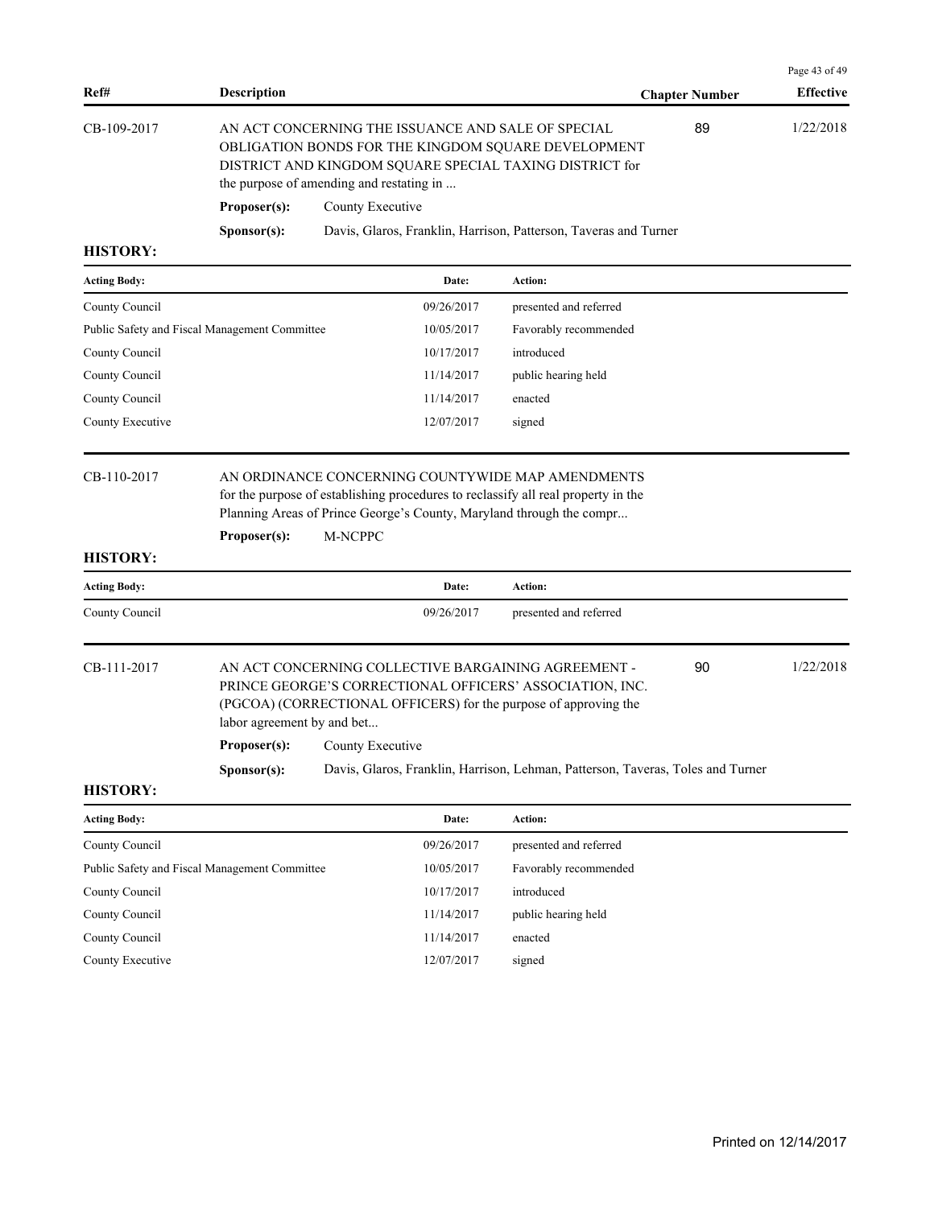| Ref# | Description | Chapter Number | Effective |
|---|---|---|---|
| CB-109-2017 | AN ACT CONCERNING THE ISSUANCE AND SALE OF SPECIAL OBLIGATION BONDS FOR THE KINGDOM SQUARE DEVELOPMENT DISTRICT AND KINGDOM SQUARE SPECIAL TAXING DISTRICT for the purpose of amending and restating in ... | 89 | 1/22/2018 |

**Proposer(s):** County Executive

**Sponsor(s):** Davis, Glaros, Franklin, Harrison, Patterson, Taveras and Turner

**HISTORY:**

| Acting Body: | Date: | Action: |
|---|---|---|
| County Council | 09/26/2017 | presented and referred |
| Public Safety and Fiscal Management Committee | 10/05/2017 | Favorably recommended |
| County Council | 10/17/2017 | introduced |
| County Council | 11/14/2017 | public hearing held |
| County Council | 11/14/2017 | enacted |
| County Executive | 12/07/2017 | signed |

| Ref# | Description | Chapter Number | Effective |
|---|---|---|---|
| CB-110-2017 | AN ORDINANCE CONCERNING COUNTYWIDE MAP AMENDMENTS for the purpose of establishing procedures to reclassify all real property in the Planning Areas of Prince George's County, Maryland through the compr... | | |

**Proposer(s):** M-NCPPC

**HISTORY:**

| Acting Body: | Date: | Action: |
|---|---|---|
| County Council | 09/26/2017 | presented and referred |

| Ref# | Description | Chapter Number | Effective |
|---|---|---|---|
| CB-111-2017 | AN ACT CONCERNING COLLECTIVE BARGAINING AGREEMENT - PRINCE GEORGE'S CORRECTIONAL OFFICERS' ASSOCIATION, INC. (PGCOA) (CORRECTIONAL OFFICERS) for the purpose of approving the labor agreement by and bet... | 90 | 1/22/2018 |

**Proposer(s):** County Executive

**Sponsor(s):** Davis, Glaros, Franklin, Harrison, Lehman, Patterson, Taveras, Toles and Turner

**HISTORY:**

| Acting Body: | Date: | Action: |
|---|---|---|
| County Council | 09/26/2017 | presented and referred |
| Public Safety and Fiscal Management Committee | 10/05/2017 | Favorably recommended |
| County Council | 10/17/2017 | introduced |
| County Council | 11/14/2017 | public hearing held |
| County Council | 11/14/2017 | enacted |
| County Executive | 12/07/2017 | signed |

Printed on 12/14/2017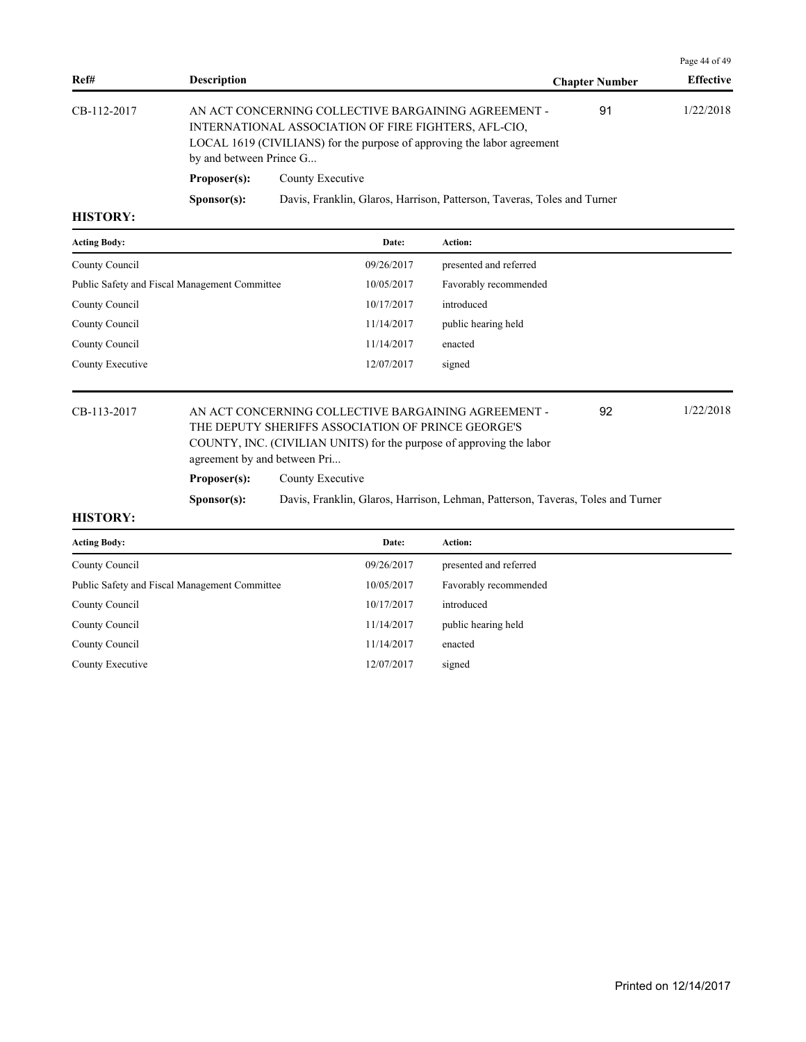| Ref# | Description | Chapter Number | Effective |
|---|---|---|---|
| CB-112-2017 | AN ACT CONCERNING COLLECTIVE BARGAINING AGREEMENT - INTERNATIONAL ASSOCIATION OF FIRE FIGHTERS, AFL-CIO, LOCAL 1619 (CIVILIANS) for the purpose of approving the labor agreement by and between Prince G... | 91 | 1/22/2018 |

**Proposer(s):** County Executive

**Sponsor(s):** Davis, Franklin, Glaros, Harrison, Patterson, Taveras, Toles and Turner

**HISTORY:**

| Acting Body: | Date: | Action: |
|---|---|---|
| County Council | 09/26/2017 | presented and referred |
| Public Safety and Fiscal Management Committee | 10/05/2017 | Favorably recommended |
| County Council | 10/17/2017 | introduced |
| County Council | 11/14/2017 | public hearing held |
| County Council | 11/14/2017 | enacted |
| County Executive | 12/07/2017 | signed |

| Ref# | Description | Chapter Number | Effective |
|---|---|---|---|
| CB-113-2017 | AN ACT CONCERNING COLLECTIVE BARGAINING AGREEMENT - THE DEPUTY SHERIFFS ASSOCIATION OF PRINCE GEORGE'S COUNTY, INC. (CIVILIAN UNITS) for the purpose of approving the labor agreement by and between Pri... | 92 | 1/22/2018 |

**Proposer(s):** County Executive

**Sponsor(s):** Davis, Franklin, Glaros, Harrison, Lehman, Patterson, Taveras, Toles and Turner

**HISTORY:**

| Acting Body: | Date: | Action: |
|---|---|---|
| County Council | 09/26/2017 | presented and referred |
| Public Safety and Fiscal Management Committee | 10/05/2017 | Favorably recommended |
| County Council | 10/17/2017 | introduced |
| County Council | 11/14/2017 | public hearing held |
| County Council | 11/14/2017 | enacted |
| County Executive | 12/07/2017 | signed |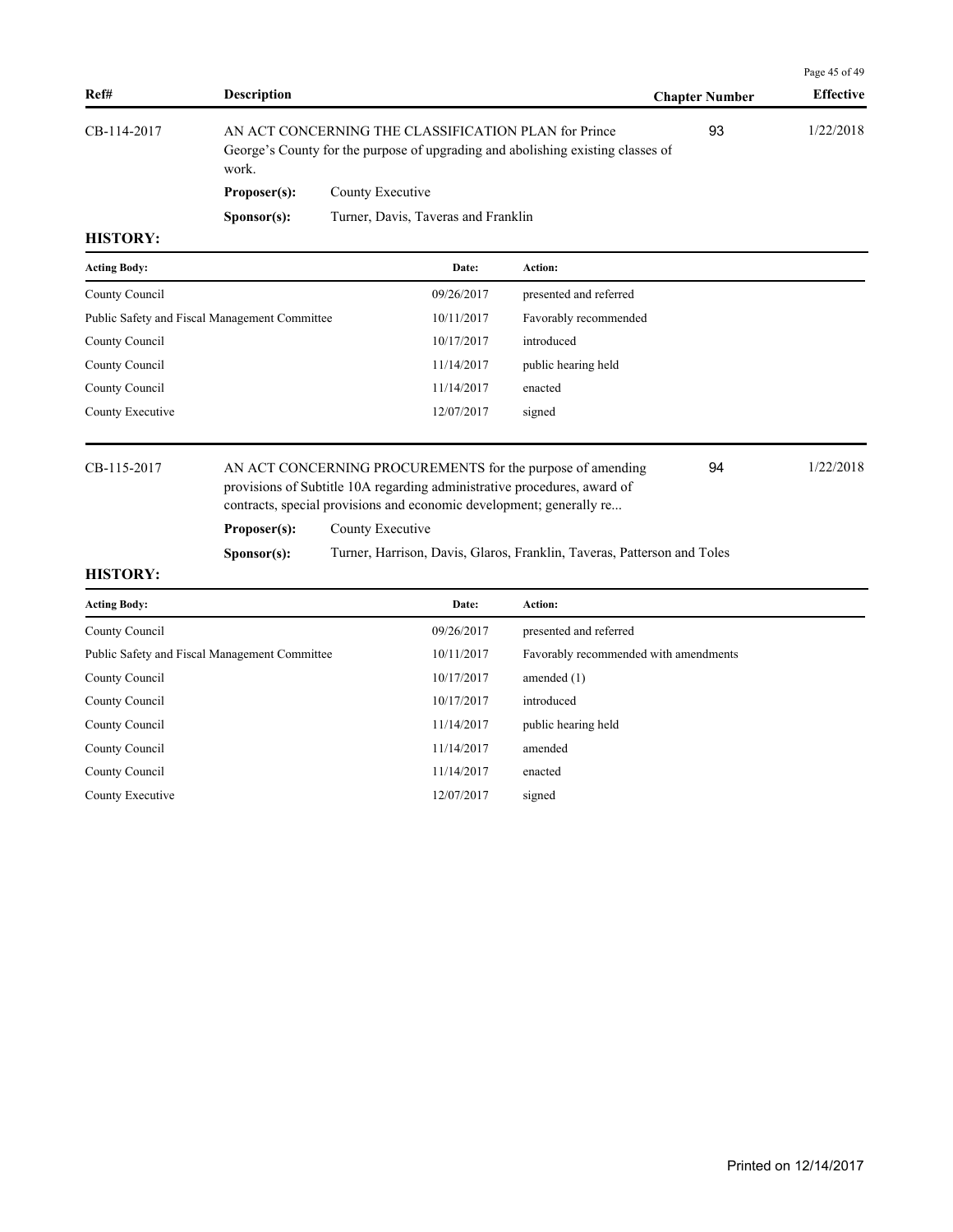| Ref# | Description | Chapter Number | Effective |
|---|---|---|---|
| CB-114-2017 | AN ACT CONCERNING THE CLASSIFICATION PLAN for Prince George's County for the purpose of upgrading and abolishing existing classes of work. | 93 | 1/22/2018 |

**Proposer(s):** County Executive

**Sponsor(s):** Turner, Davis, Taveras and Franklin

**HISTORY:**

| Acting Body: | Date: | Action: |
|---|---|---|
| County Council | 09/26/2017 | presented and referred |
| Public Safety and Fiscal Management Committee | 10/11/2017 | Favorably recommended |
| County Council | 10/17/2017 | introduced |
| County Council | 11/14/2017 | public hearing held |
| County Council | 11/14/2017 | enacted |
| County Executive | 12/07/2017 | signed |

| Ref# | Description | Chapter Number | Effective |
|---|---|---|---|
| CB-115-2017 | AN ACT CONCERNING PROCUREMENTS for the purpose of amending provisions of Subtitle 10A regarding administrative procedures, award of contracts, special provisions and economic development; generally re... | 94 | 1/22/2018 |

**Proposer(s):** County Executive

**Sponsor(s):** Turner, Harrison, Davis, Glaros, Franklin, Taveras, Patterson and Toles

**HISTORY:**

| Acting Body: | Date: | Action: |
|---|---|---|
| County Council | 09/26/2017 | presented and referred |
| Public Safety and Fiscal Management Committee | 10/11/2017 | Favorably recommended with amendments |
| County Council | 10/17/2017 | amended (1) |
| County Council | 10/17/2017 | introduced |
| County Council | 11/14/2017 | public hearing held |
| County Council | 11/14/2017 | amended |
| County Council | 11/14/2017 | enacted |
| County Executive | 12/07/2017 | signed |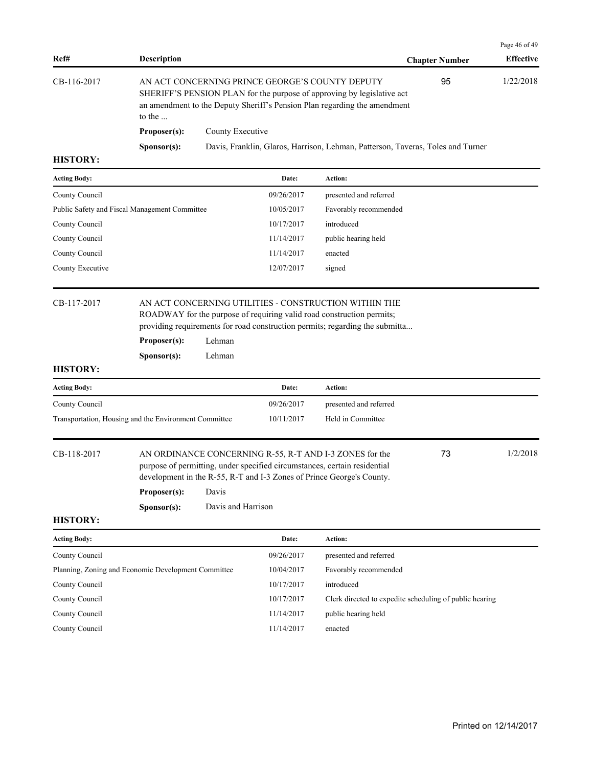| Ref# | Description | Chapter Number | Effective |
|---|---|---|---|
| CB-116-2017 | AN ACT CONCERNING PRINCE GEORGE'S COUNTY DEPUTY SHERIFF'S PENSION PLAN for the purpose of approving by legislative act an amendment to the Deputy Sheriff's Pension Plan regarding the amendment to the ... | 95 | 1/22/2018 |

**Proposer(s):** County Executive

**Sponsor(s):** Davis, Franklin, Glaros, Harrison, Lehman, Patterson, Taveras, Toles and Turner

**HISTORY:**

| Acting Body: | Date: | Action: |
|---|---|---|
| County Council | 09/26/2017 | presented and referred |
| Public Safety and Fiscal Management Committee | 10/05/2017 | Favorably recommended |
| County Council | 10/17/2017 | introduced |
| County Council | 11/14/2017 | public hearing held |
| County Council | 11/14/2017 | enacted |
| County Executive | 12/07/2017 | signed |

---

| Ref# | Description | Chapter Number | Effective |
|---|---|---|---|
| CB-117-2017 | AN ACT CONCERNING UTILITIES - CONSTRUCTION WITHIN THE ROADWAY for the purpose of requiring valid road construction permits; providing requirements for road construction permits; regarding the submitta... | | |

**Proposer(s):** Lehman

**Sponsor(s):** Lehman

**HISTORY:**

| Acting Body: | Date: | Action: |
|---|---|---|
| County Council | 09/26/2017 | presented and referred |
| Transportation, Housing and the Environment Committee | 10/11/2017 | Held in Committee |

---

| Ref# | Description | Chapter Number | Effective |
|---|---|---|---|
| CB-118-2017 | AN ORDINANCE CONCERNING R-55, R-T AND I-3 ZONES for the purpose of permitting, under specified circumstances, certain residential development in the R-55, R-T and I-3 Zones of Prince George's County. | 73 | 1/2/2018 |

**Proposer(s):** Davis

**Sponsor(s):** Davis and Harrison

**HISTORY:**

| Acting Body: | Date: | Action: |
|---|---|---|
| County Council | 09/26/2017 | presented and referred |
| Planning, Zoning and Economic Development Committee | 10/04/2017 | Favorably recommended |
| County Council | 10/17/2017 | introduced |
| County Council | 10/17/2017 | Clerk directed to expedite scheduling of public hearing |
| County Council | 11/14/2017 | public hearing held |
| County Council | 11/14/2017 | enacted |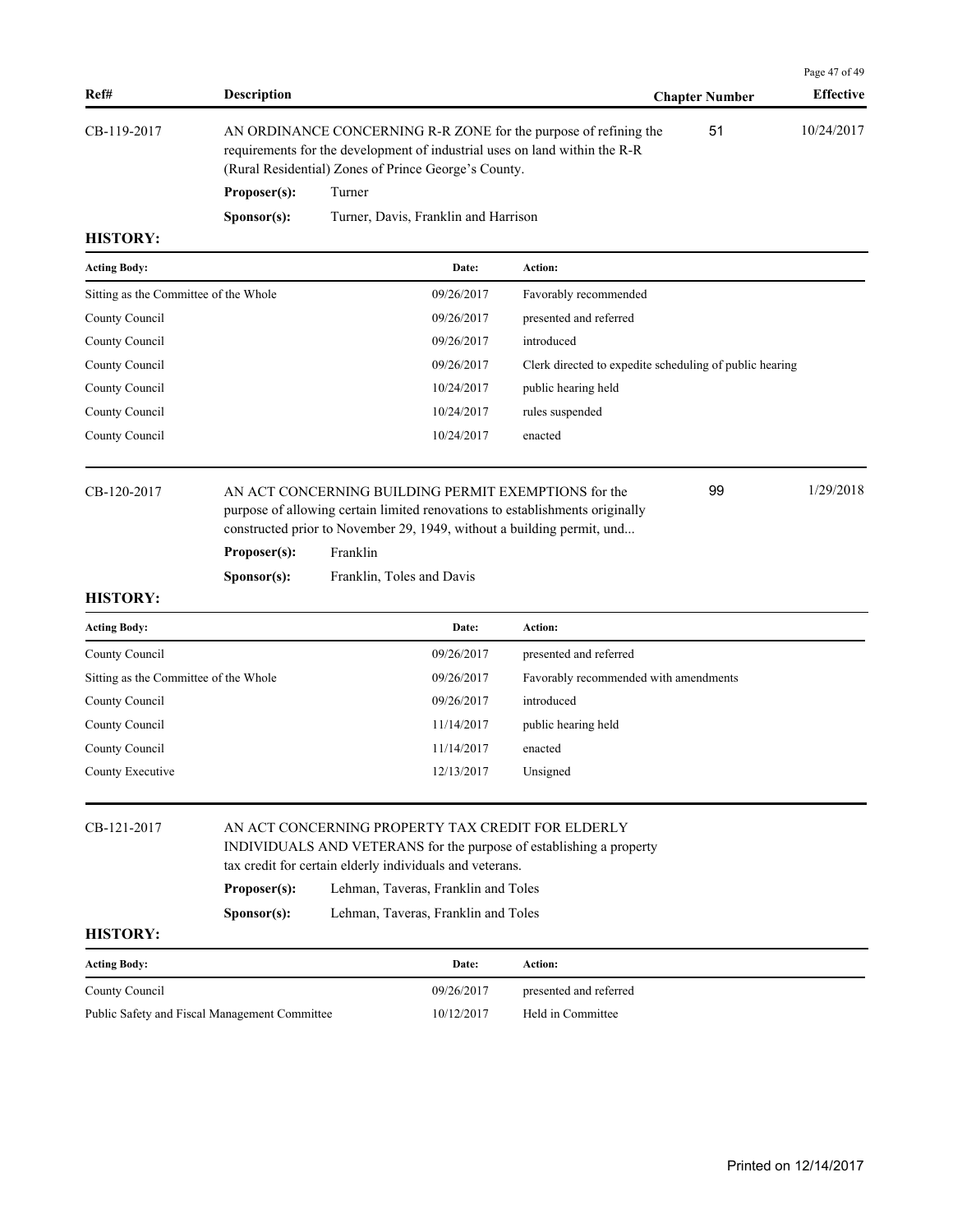| Ref# | Description | Chapter Number | Effective |
|---|---|---|---|
| CB-119-2017 | AN ORDINANCE CONCERNING R-R ZONE for the purpose of refining the requirements for the development of industrial uses on land within the R-R (Rural Residential) Zones of Prince George's County. | 51 | 10/24/2017 |

**Proposer(s):** Turner

**Sponsor(s):** Turner, Davis, Franklin and Harrison

**HISTORY:**

| Acting Body: | Date: | Action: |
|---|---|---|
| Sitting as the Committee of the Whole | 09/26/2017 | Favorably recommended |
| County Council | 09/26/2017 | presented and referred |
| County Council | 09/26/2017 | introduced |
| County Council | 09/26/2017 | Clerk directed to expedite scheduling of public hearing |
| County Council | 10/24/2017 | public hearing held |
| County Council | 10/24/2017 | rules suspended |
| County Council | 10/24/2017 | enacted |

| Ref# | Description | Chapter Number | Effective |
|---|---|---|---|
| CB-120-2017 | AN ACT CONCERNING BUILDING PERMIT EXEMPTIONS for the purpose of allowing certain limited renovations to establishments originally constructed prior to November 29, 1949, without a building permit, und... | 99 | 1/29/2018 |

**Proposer(s):** Franklin

**Sponsor(s):** Franklin, Toles and Davis

**HISTORY:**

| Acting Body: | Date: | Action: |
|---|---|---|
| County Council | 09/26/2017 | presented and referred |
| Sitting as the Committee of the Whole | 09/26/2017 | Favorably recommended with amendments |
| County Council | 09/26/2017 | introduced |
| County Council | 11/14/2017 | public hearing held |
| County Council | 11/14/2017 | enacted |
| County Executive | 12/13/2017 | Unsigned |

| Ref# | Description | Chapter Number | Effective |
|---|---|---|---|
| CB-121-2017 | AN ACT CONCERNING PROPERTY TAX CREDIT FOR ELDERLY INDIVIDUALS AND VETERANS for the purpose of establishing a property tax credit for certain elderly individuals and veterans. | | |

**Proposer(s):** Lehman, Taveras, Franklin and Toles

**Sponsor(s):** Lehman, Taveras, Franklin and Toles

**HISTORY:**

| Acting Body: | Date: | Action: |
|---|---|---|
| County Council | 09/26/2017 | presented and referred |
| Public Safety and Fiscal Management Committee | 10/12/2017 | Held in Committee |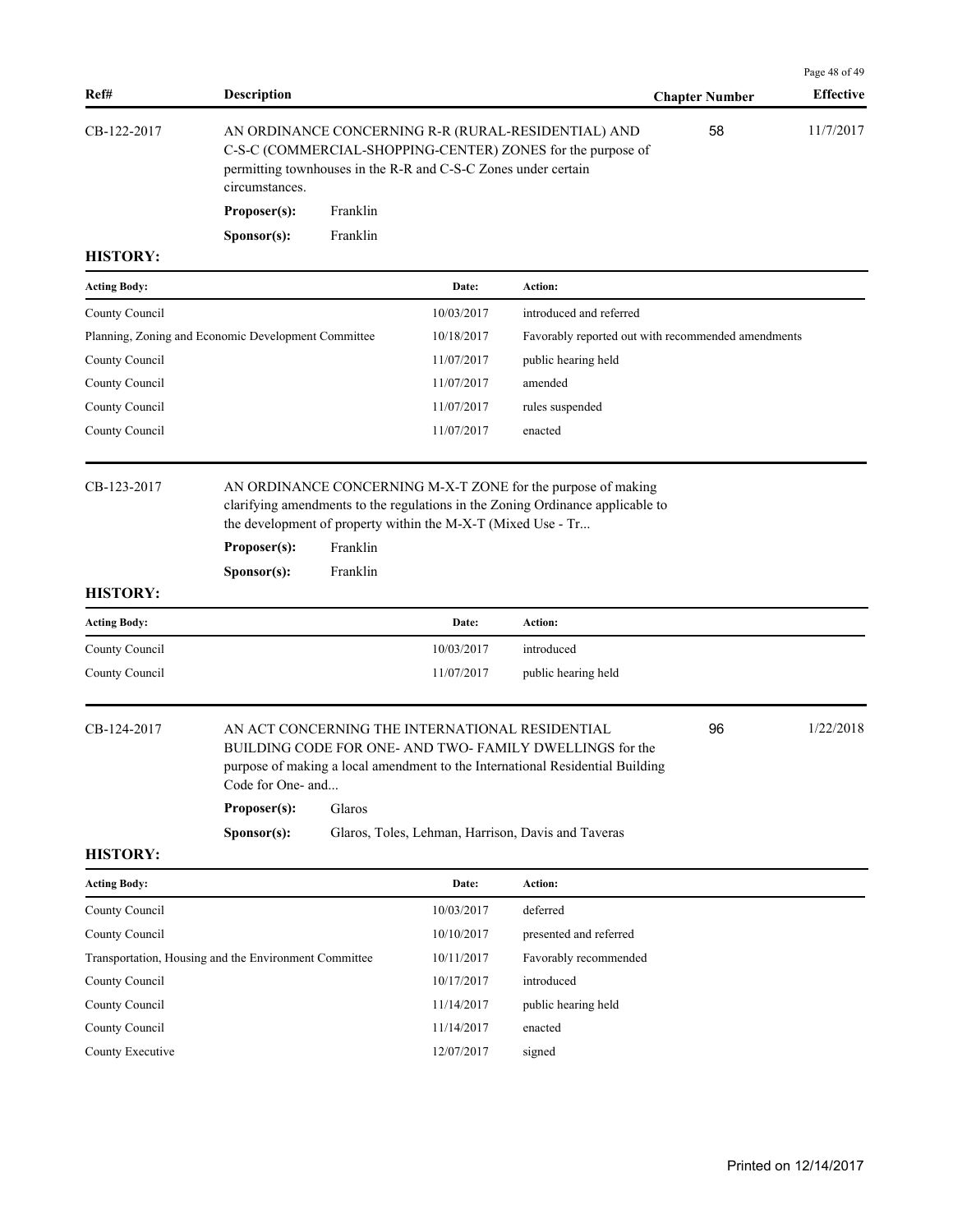| Ref# | Description | Chapter Number | Effective |
|---|---|---|---|
| CB-122-2017 | AN ORDINANCE CONCERNING R-R (RURAL-RESIDENTIAL) AND C-S-C (COMMERCIAL-SHOPPING-CENTER) ZONES for the purpose of permitting townhouses in the R-R and C-S-C Zones under certain circumstances. | 58 | 11/7/2017 |

**Proposer(s):** Franklin

**Sponsor(s):** Franklin

**HISTORY:**

| Acting Body: | Date: | Action: |
|---|---|---|
| County Council | 10/03/2017 | introduced and referred |
| Planning, Zoning and Economic Development Committee | 10/18/2017 | Favorably reported out with recommended amendments |
| County Council | 11/07/2017 | public hearing held |
| County Council | 11/07/2017 | amended |
| County Council | 11/07/2017 | rules suspended |
| County Council | 11/07/2017 | enacted |

| Ref# | Description | Chapter Number | Effective |
|---|---|---|---|
| CB-123-2017 | AN ORDINANCE CONCERNING M-X-T ZONE for the purpose of making clarifying amendments to the regulations in the Zoning Ordinance applicable to the development of property within the M-X-T (Mixed Use - Tr... | | |

**Proposer(s):** Franklin

**Sponsor(s):** Franklin

**HISTORY:**

| Acting Body: | Date: | Action: |
|---|---|---|
| County Council | 10/03/2017 | introduced |
| County Council | 11/07/2017 | public hearing held |

| Ref# | Description | Chapter Number | Effective |
|---|---|---|---|
| CB-124-2017 | AN ACT CONCERNING THE INTERNATIONAL RESIDENTIAL BUILDING CODE FOR ONE- AND TWO- FAMILY DWELLINGS for the purpose of making a local amendment to the International Residential Building Code for One- and... | 96 | 1/22/2018 |

**Proposer(s):** Glaros

**Sponsor(s):** Glaros, Toles, Lehman, Harrison, Davis and Taveras

**HISTORY:**

| Acting Body: | Date: | Action: |
|---|---|---|
| County Council | 10/03/2017 | deferred |
| County Council | 10/10/2017 | presented and referred |
| Transportation, Housing and the Environment Committee | 10/11/2017 | Favorably recommended |
| County Council | 10/17/2017 | introduced |
| County Council | 11/14/2017 | public hearing held |
| County Council | 11/14/2017 | enacted |
| County Executive | 12/07/2017 | signed |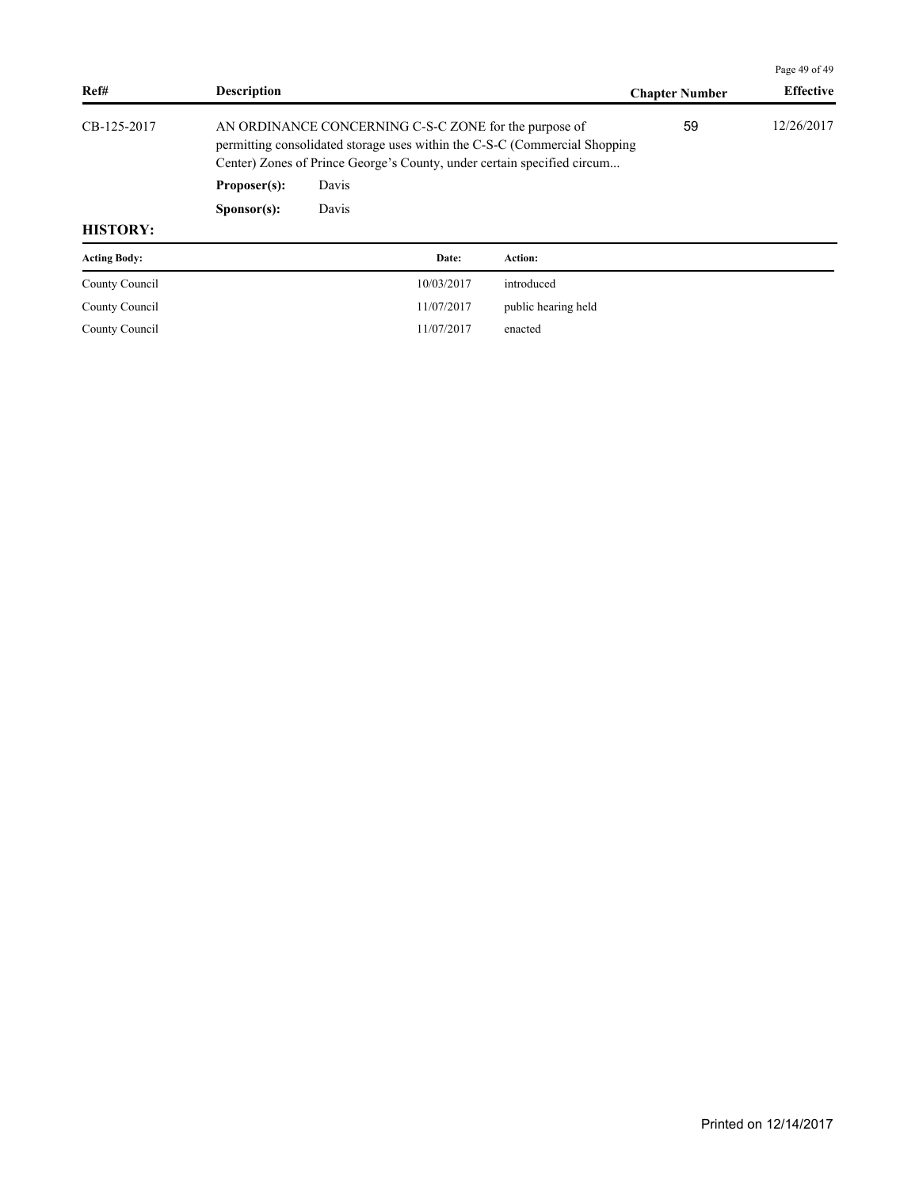| Ref# | Description | Chapter Number | Effective |
|---|---|---|---|
| CB-125-2017 | AN ORDINANCE CONCERNING C-S-C ZONE for the purpose of permitting consolidated storage uses within the C-S-C (Commercial Shopping Center) Zones of Prince George's County, under certain specified circum... | 59 | 12/26/2017 |

**Proposer(s):** Davis

**Sponsor(s):** Davis

**HISTORY:**

| Acting Body: | Date: | Action: |
|---|---|---|
| County Council | 10/03/2017 | introduced |
| County Council | 11/07/2017 | public hearing held |
| County Council | 11/07/2017 | enacted |

Printed on 12/14/2017